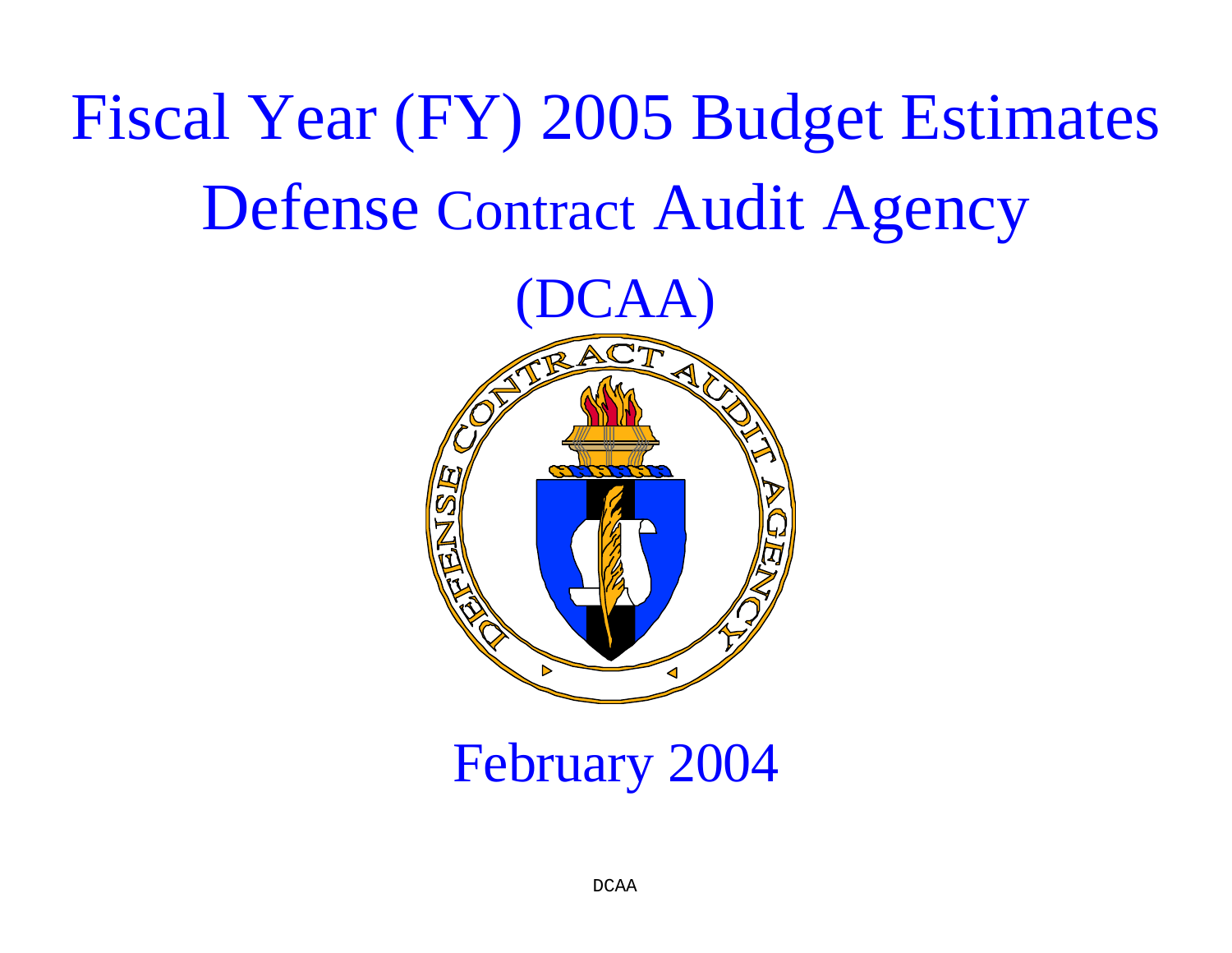# Fiscal Year (FY) 2005 Budget Estimates

# Defense Contract Audit Agency

# (DCAA)

## February 2004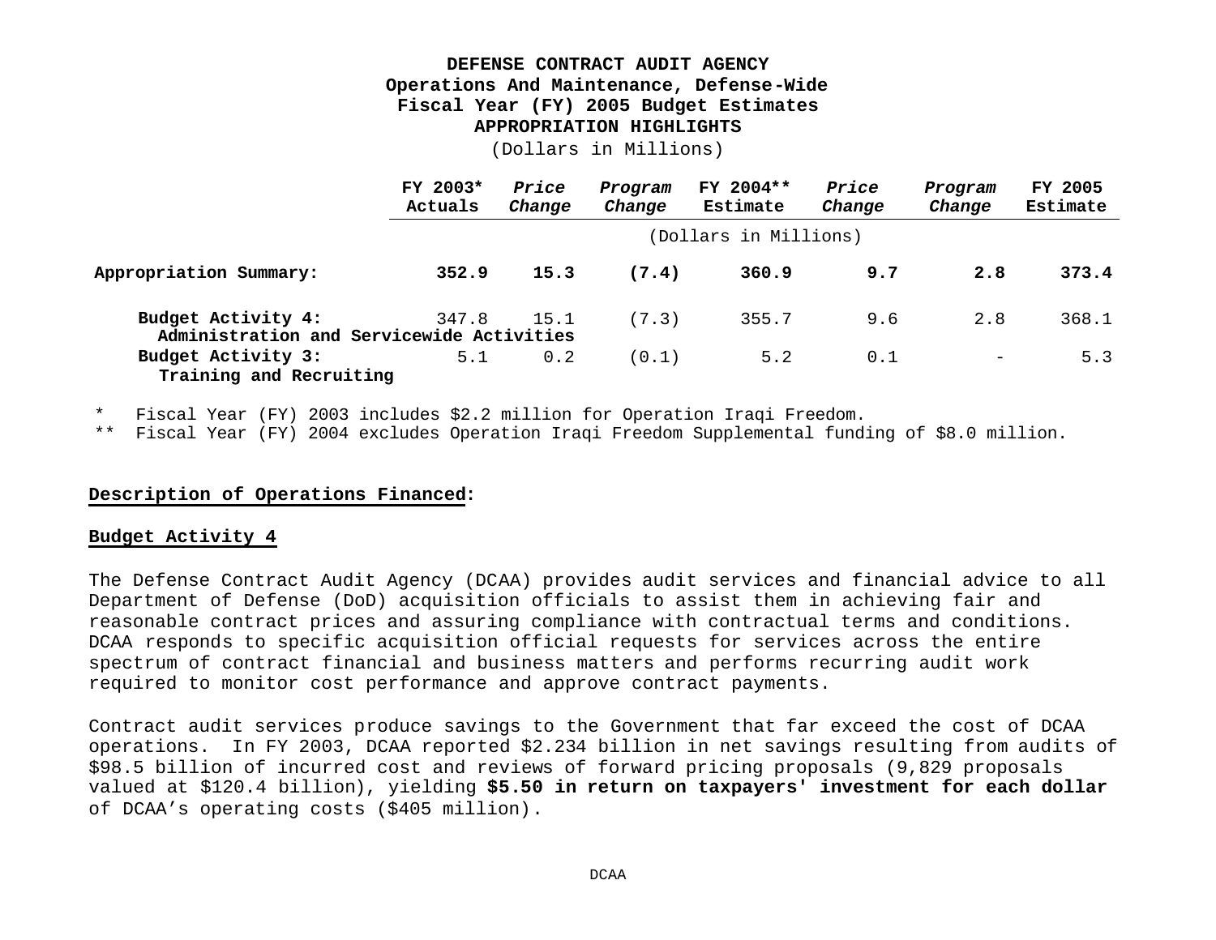**DEFENSE CONTRACT AUDIT AGENCY**
**Operations And Maintenance, Defense-Wide**
**Fiscal Year (FY) 2005 Budget Estimates**
**APPROPRIATION HIGHLIGHTS**
(Dollars in Millions)

| | FY 2003* Actuals | *Price Change* | *Program Change* | FY 2004** Estimate | *Price Change* | *Program Change* | FY 2005 Estimate |
|---|---|---|---|---|---|---|---|
| | (Dollars in Millions) | | | | | | |
| **Appropriation Summary:** | **352.9** | **15.3** | **(7.4)** | **360.9** | **9.7** | **2.8** | **373.4** |
| **Budget Activity 4: Administration and Servicewide Activities** | 347.8 | 15.1 | (7.3) | 355.7 | 9.6 | 2.8 | 368.1 |
| **Budget Activity 3: Training and Recruiting** | 5.1 | 0.2 | (0.1) | 5.2 | 0.1 | - | 5.3 |

\* Fiscal Year (FY) 2003 includes $2.2 million for Operation Iraqi Freedom.
\*\* Fiscal Year (FY) 2004 excludes Operation Iraqi Freedom Supplemental funding of $8.0 million.

**Description of Operations Financed:**

**Budget Activity 4**

The Defense Contract Audit Agency (DCAA) provides audit services and financial advice to all Department of Defense (DoD) acquisition officials to assist them in achieving fair and reasonable contract prices and assuring compliance with contractual terms and conditions. DCAA responds to specific acquisition official requests for services across the entire spectrum of contract financial and business matters and performs recurring audit work required to monitor cost performance and approve contract payments.

Contract audit services produce savings to the Government that far exceed the cost of DCAA operations. In FY 2003, DCAA reported $2.234 billion in net savings resulting from audits of $98.5 billion of incurred cost and reviews of forward pricing proposals (9,829 proposals valued at $120.4 billion), yielding **$5.50 in return on taxpayers' investment for each dollar** of DCAA's operating costs ($405 million).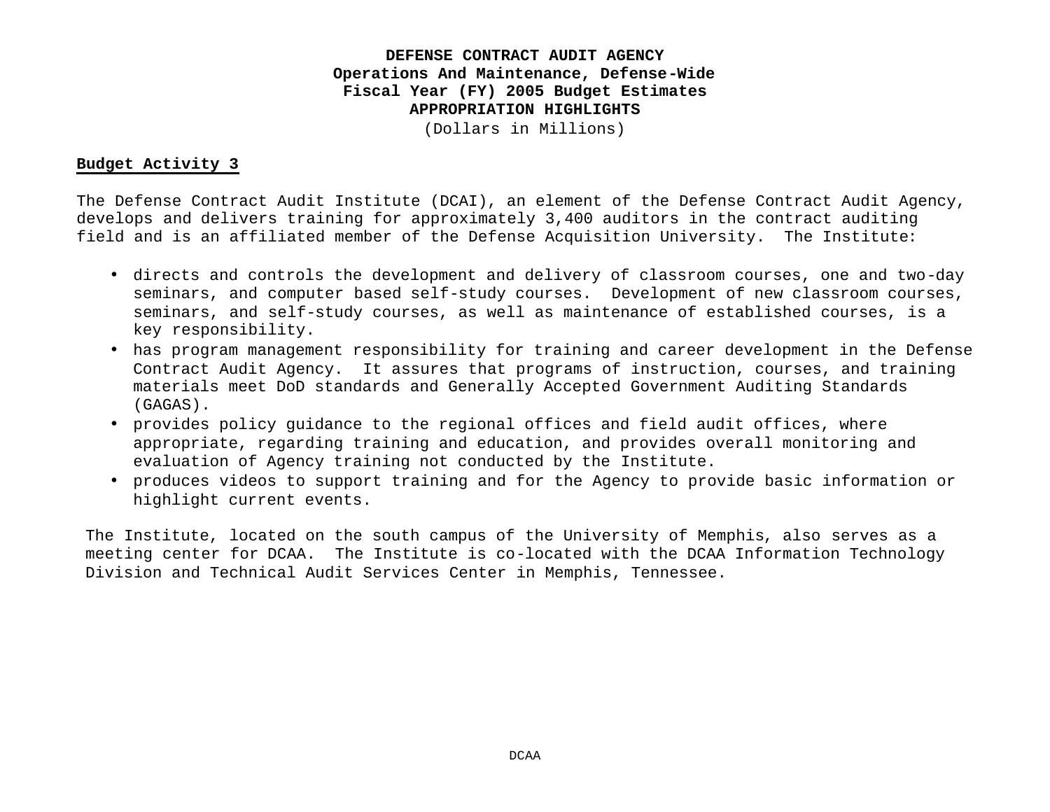**DEFENSE CONTRACT AUDIT AGENCY**
**Operations And Maintenance, Defense-Wide**
**Fiscal Year (FY) 2005 Budget Estimates**
**APPROPRIATION HIGHLIGHTS**
(Dollars in Millions)

**Budget Activity 3**

The Defense Contract Audit Institute (DCAI), an element of the Defense Contract Audit Agency, develops and delivers training for approximately 3,400 auditors in the contract auditing field and is an affiliated member of the Defense Acquisition University. The Institute:

- directs and controls the development and delivery of classroom courses, one and two-day seminars, and computer based self-study courses. Development of new classroom courses, seminars, and self-study courses, as well as maintenance of established courses, is a key responsibility.
- has program management responsibility for training and career development in the Defense Contract Audit Agency. It assures that programs of instruction, courses, and training materials meet DoD standards and Generally Accepted Government Auditing Standards (GAGAS).
- provides policy guidance to the regional offices and field audit offices, where appropriate, regarding training and education, and provides overall monitoring and evaluation of Agency training not conducted by the Institute.
- produces videos to support training and for the Agency to provide basic information or highlight current events.

The Institute, located on the south campus of the University of Memphis, also serves as a meeting center for DCAA. The Institute is co-located with the DCAA Information Technology Division and Technical Audit Services Center in Memphis, Tennessee.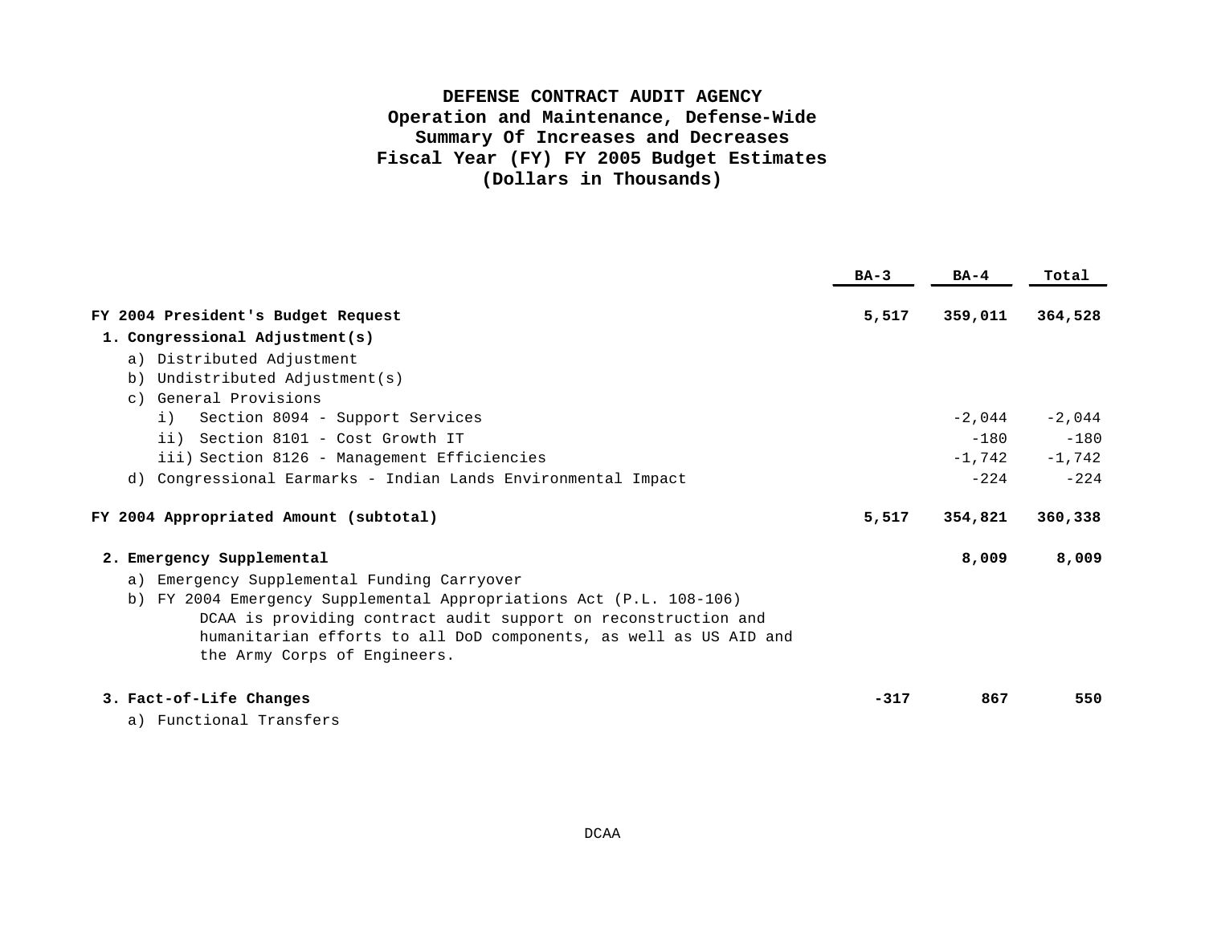# DEFENSE CONTRACT AUDIT AGENCY
## Operation and Maintenance, Defense-Wide
## Summary Of Increases and Decreases
## Fiscal Year (FY) FY 2005 Budget Estimates
## (Dollars in Thousands)

| | BA-3 | BA-4 | Total |
|---|---|---|---|
| **FY 2004 President's Budget Request** | **5,517** | **359,011** | **364,528** |
| **1. Congressional Adjustment(s)** | | | |
| a) Distributed Adjustment | | | |
| b) Undistributed Adjustment(s) | | | |
| c) General Provisions | | | |
| i) Section 8094 - Support Services | | -2,044 | -2,044 |
| ii) Section 8101 - Cost Growth IT | | -180 | -180 |
| iii) Section 8126 - Management Efficiencies | | -1,742 | -1,742 |
| d) Congressional Earmarks - Indian Lands Environmental Impact | | -224 | -224 |
| **FY 2004 Appropriated Amount (subtotal)** | **5,517** | **354,821** | **360,338** |
| **2. Emergency Supplemental** | | **8,009** | **8,009** |
| a) Emergency Supplemental Funding Carryover | | | |
| b) FY 2004 Emergency Supplemental Appropriations Act (P.L. 108-106) DCAA is providing contract audit support on reconstruction and humanitarian efforts to all DoD components, as well as US AID and the Army Corps of Engineers. | | | |
| **3. Fact-of-Life Changes** | **-317** | **867** | **550** |
| a) Functional Transfers | | | |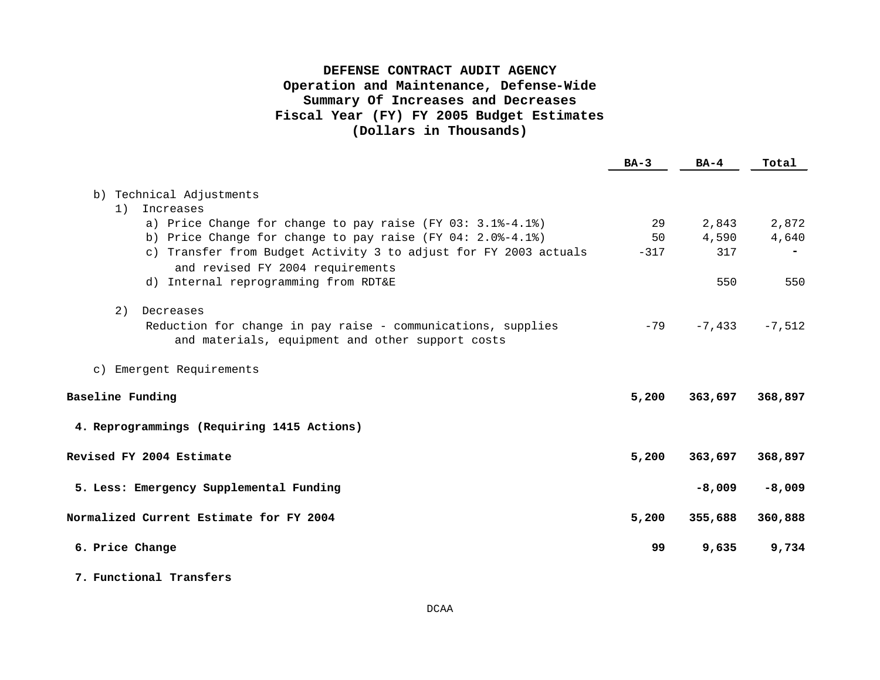**DEFENSE CONTRACT AUDIT AGENCY**
**Operation and Maintenance, Defense-Wide**
**Summary Of Increases and Decreases**
**Fiscal Year (FY) FY 2005 Budget Estimates**
**(Dollars in Thousands)**

| | BA-3 | BA-4 | Total |
|---|---|---|---|
| b) Technical Adjustments | | | |
| 1) Increases | | | |
| a) Price Change for change to pay raise (FY 03: 3.1%-4.1%) | 29 | 2,843 | 2,872 |
| b) Price Change for change to pay raise (FY 04: 2.0%-4.1%) | 50 | 4,590 | 4,640 |
| c) Transfer from Budget Activity 3 to adjust for FY 2003 actuals and revised FY 2004 requirements | -317 | 317 | - |
| d) Internal reprogramming from RDT&E | | 550 | 550 |
| 2) Decreases | | | |
| Reduction for change in pay raise - communications, supplies and materials, equipment and other support costs | -79 | -7,433 | -7,512 |
| c) Emergent Requirements | | | |
| **Baseline Funding** | **5,200** | **363,697** | **368,897** |
| **4. Reprogrammings (Requiring 1415 Actions)** | | | |
| **Revised FY 2004 Estimate** | **5,200** | **363,697** | **368,897** |
| **5. Less: Emergency Supplemental Funding** | | **-8,009** | **-8,009** |
| **Normalized Current Estimate for FY 2004** | **5,200** | **355,688** | **360,888** |
| **6. Price Change** | **99** | **9,635** | **9,734** |
| **7. Functional Transfers** | | | |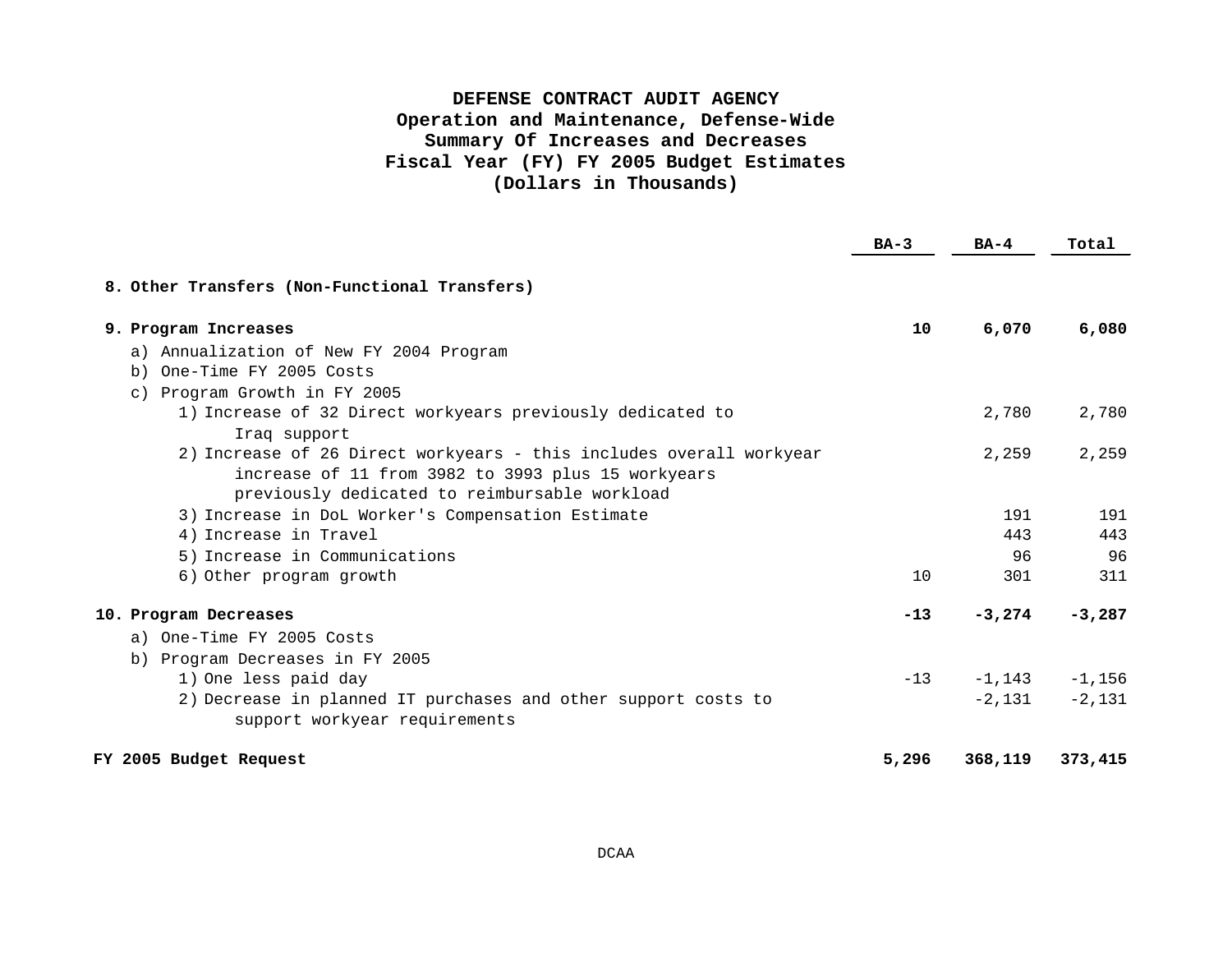# DEFENSE CONTRACT AUDIT AGENCY
## Operation and Maintenance, Defense-Wide
## Summary Of Increases and Decreases
## Fiscal Year (FY) FY 2005 Budget Estimates
## (Dollars in Thousands)

| | BA-3 | BA-4 | Total |
|---|---|---|---|
| **8. Other Transfers (Non-Functional Transfers)** | | | |
| **9. Program Increases** | **10** | **6,070** | **6,080** |
| a) Annualization of New FY 2004 Program | | | |
| b) One-Time FY 2005 Costs | | | |
| c) Program Growth in FY 2005 | | | |
| 1) Increase of 32 Direct workyears previously dedicated to Iraq support | | 2,780 | 2,780 |
| 2) Increase of 26 Direct workyears - this includes overall workyear increase of 11 from 3982 to 3993 plus 15 workyears previously dedicated to reimbursable workload | | 2,259 | 2,259 |
| 3) Increase in DoL Worker's Compensation Estimate | | 191 | 191 |
| 4) Increase in Travel | | 443 | 443 |
| 5) Increase in Communications | | 96 | 96 |
| 6) Other program growth | 10 | 301 | 311 |
| **10. Program Decreases** | **-13** | **-3,274** | **-3,287** |
| a) One-Time FY 2005 Costs | | | |
| b) Program Decreases in FY 2005 | | | |
| 1) One less paid day | -13 | -1,143 | -1,156 |
| 2) Decrease in planned IT purchases and other support costs to support workyear requirements | | -2,131 | -2,131 |
| **FY 2005 Budget Request** | **5,296** | **368,119** | **373,415** |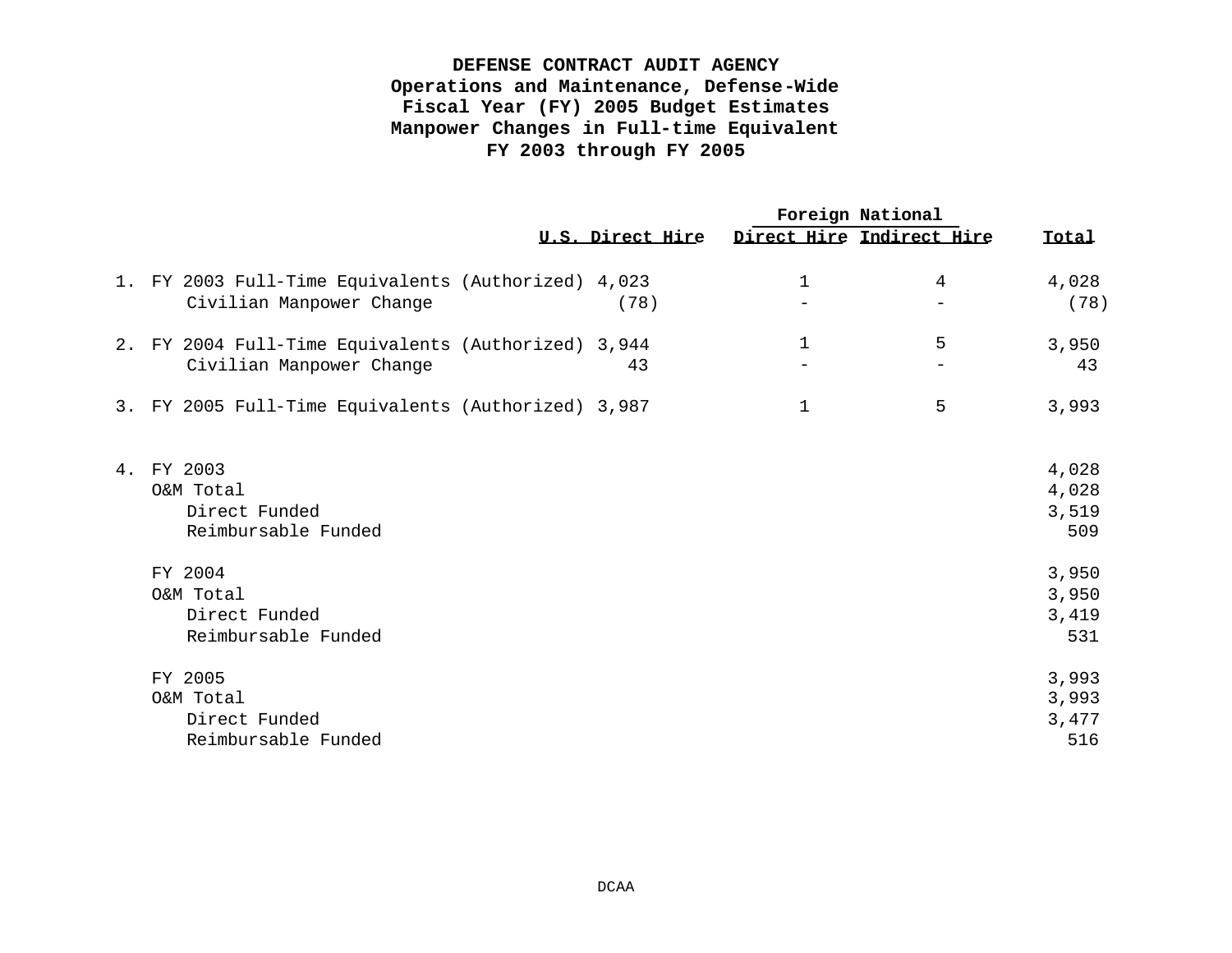# DEFENSE CONTRACT AUDIT AGENCY
## Operations and Maintenance, Defense-Wide
## Fiscal Year (FY) 2005 Budget Estimates
## Manpower Changes in Full-time Equivalent
## FY 2003 through FY 2005

| | U.S. Direct Hire | Foreign National | | Total |
|---|---|---|---|---|
| | | Direct Hire | Indirect Hire | |
| 1. FY 2003 Full-Time Equivalents (Authorized) | 4,023 | 1 | 4 | 4,028 |
| Civilian Manpower Change | (78) | - | - | (78) |
| 2. FY 2004 Full-Time Equivalents (Authorized) | 3,944 | 1 | 5 | 3,950 |
| Civilian Manpower Change | 43 | - | - | 43 |
| 3. FY 2005 Full-Time Equivalents (Authorized) | 3,987 | 1 | 5 | 3,993 |

| 4. | Total |
|---|---|
| FY 2003 | 4,028 |
| O&M Total | 4,028 |
| Direct Funded | 3,519 |
| Reimbursable Funded | 509 |
| FY 2004 | 3,950 |
| O&M Total | 3,950 |
| Direct Funded | 3,419 |
| Reimbursable Funded | 531 |
| FY 2005 | 3,993 |
| O&M Total | 3,993 |
| Direct Funded | 3,477 |
| Reimbursable Funded | 516 |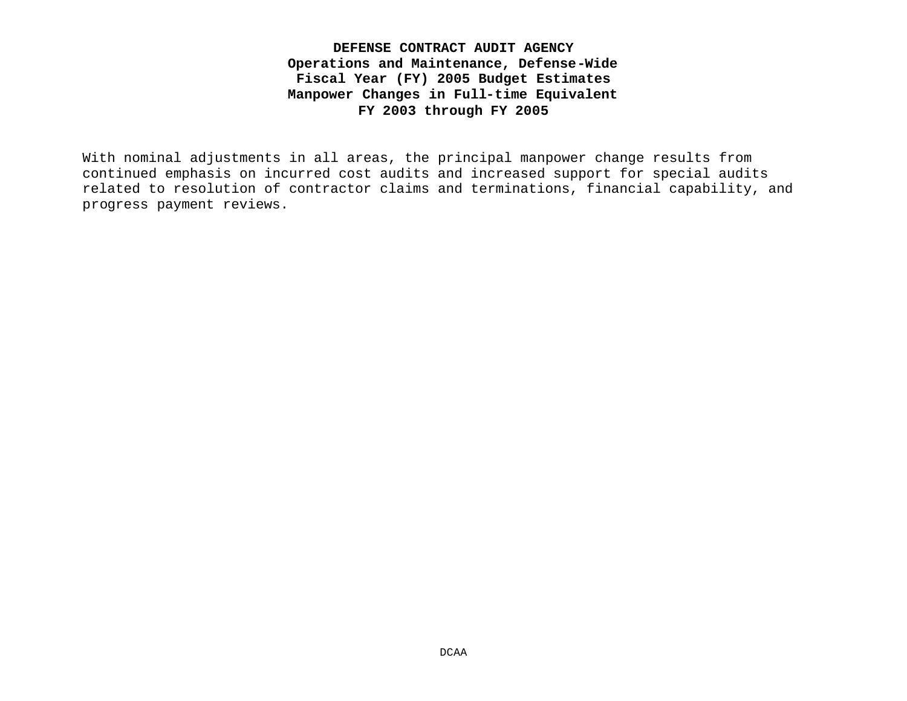**DEFENSE CONTRACT AUDIT AGENCY**
**Operations and Maintenance, Defense-Wide**
**Fiscal Year (FY) 2005 Budget Estimates**
**Manpower Changes in Full-time Equivalent**
**FY 2003 through FY 2005**

With nominal adjustments in all areas, the principal manpower change results from continued emphasis on incurred cost audits and increased support for special audits related to resolution of contractor claims and terminations, financial capability, and progress payment reviews.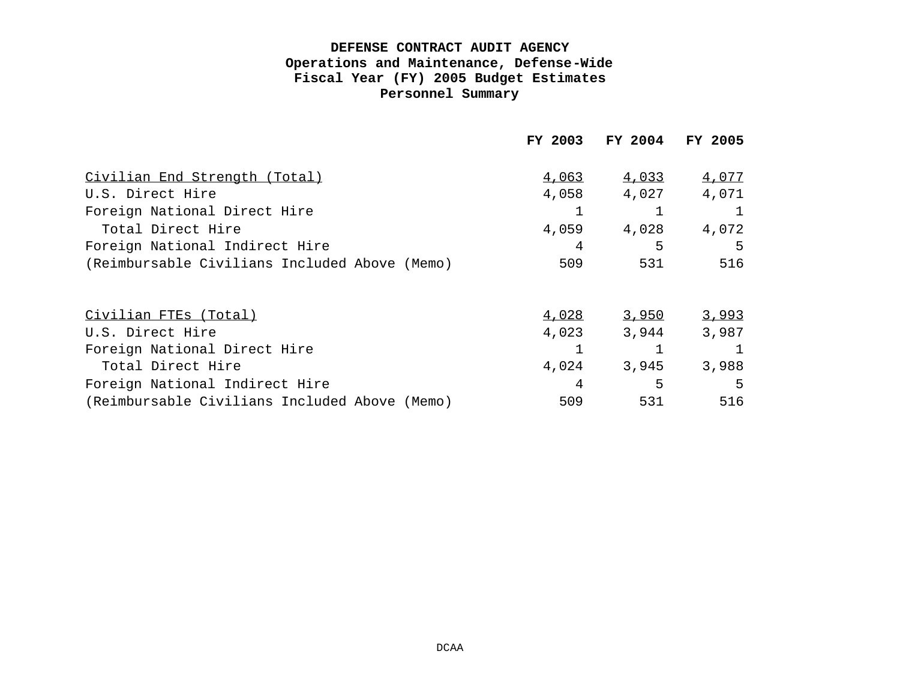**DEFENSE CONTRACT AUDIT AGENCY**
**Operations and Maintenance, Defense-Wide**
**Fiscal Year (FY) 2005 Budget Estimates**
**Personnel Summary**

| | FY 2003 | FY 2004 | FY 2005 |
|---|---|---|---|
| Civilian End Strength (Total) | 4,063 | 4,033 | 4,077 |
| U.S. Direct Hire | 4,058 | 4,027 | 4,071 |
| Foreign National Direct Hire | 1 | 1 | 1 |
| Total Direct Hire | 4,059 | 4,028 | 4,072 |
| Foreign National Indirect Hire | 4 | 5 | 5 |
| (Reimbursable Civilians Included Above (Memo) | 509 | 531 | 516 |
| | | | |
| Civilian FTEs (Total) | 4,028 | 3,950 | 3,993 |
| U.S. Direct Hire | 4,023 | 3,944 | 3,987 |
| Foreign National Direct Hire | 1 | 1 | 1 |
| Total Direct Hire | 4,024 | 3,945 | 3,988 |
| Foreign National Indirect Hire | 4 | 5 | 5 |
| (Reimbursable Civilians Included Above (Memo) | 509 | 531 | 516 |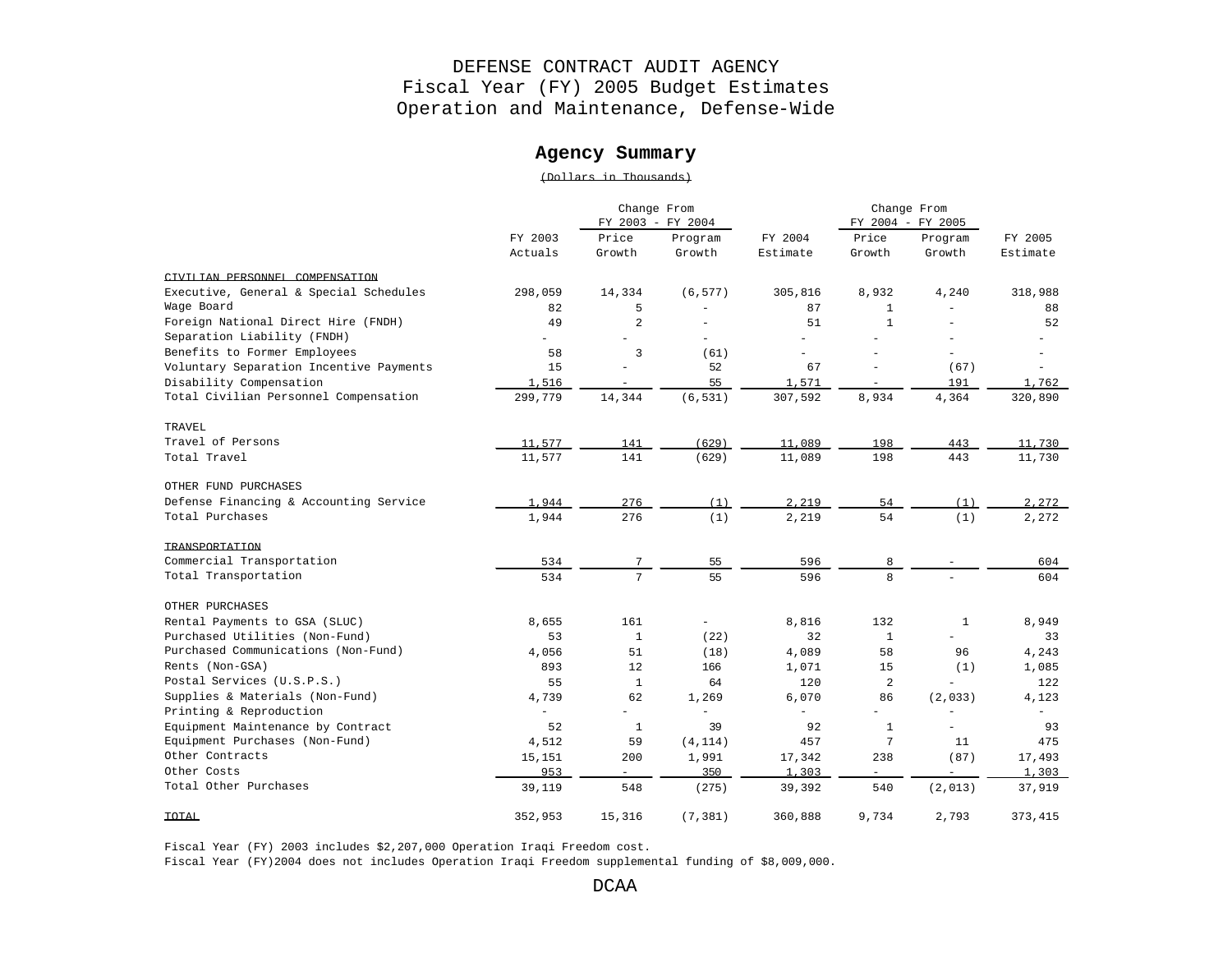# DEFENSE CONTRACT AUDIT AGENCY
## Fiscal Year (FY) 2005 Budget Estimates
## Operation and Maintenance, Defense-Wide

### Agency Summary

(Dollars in Thousands)

| | FY 2003 Actuals | Change From FY 2003 - FY 2004 Price Growth | Change From FY 2003 - FY 2004 Program Growth | FY 2004 Estimate | Change From FY 2004 - FY 2005 Price Growth | Change From FY 2004 - FY 2005 Program Growth | FY 2005 Estimate |
|---|---|---|---|---|---|---|---|
| CIVILIAN PERSONNEL COMPENSATION | | | | | | | |
| Executive, General & Special Schedules | 298,059 | 14,334 | (6,577) | 305,816 | 8,932 | 4,240 | 318,988 |
| Wage Board | 82 | 5 | - | 87 | 1 | - | 88 |
| Foreign National Direct Hire (FNDH) | 49 | 2 | - | 51 | 1 | - | 52 |
| Separation Liability (FNDH) | - | - | - | - | - | - | - |
| Benefits to Former Employees | 58 | 3 | (61) | - | - | - | - |
| Voluntary Separation Incentive Payments | 15 | - | 52 | 67 | - | (67) | - |
| Disability Compensation | 1,516 | - | 55 | 1,571 | - | 191 | 1,762 |
| Total Civilian Personnel Compensation | 299,779 | 14,344 | (6,531) | 307,592 | 8,934 | 4,364 | 320,890 |
| TRAVEL | | | | | | | |
| Travel of Persons | 11,577 | 141 | (629) | 11,089 | 198 | 443 | 11,730 |
| Total Travel | 11,577 | 141 | (629) | 11,089 | 198 | 443 | 11,730 |
| OTHER FUND PURCHASES | | | | | | | |
| Defense Financing & Accounting Service | 1,944 | 276 | (1) | 2,219 | 54 | (1) | 2,272 |
| Total Purchases | 1,944 | 276 | (1) | 2,219 | 54 | (1) | 2,272 |
| TRANSPORTATION | | | | | | | |
| Commercial Transportation | 534 | 7 | 55 | 596 | 8 | - | 604 |
| Total Transportation | 534 | 7 | 55 | 596 | 8 | - | 604 |
| OTHER PURCHASES | | | | | | | |
| Rental Payments to GSA (SLUC) | 8,655 | 161 | - | 8,816 | 132 | 1 | 8,949 |
| Purchased Utilities (Non-Fund) | 53 | 1 | (22) | 32 | 1 | - | 33 |
| Purchased Communications (Non-Fund) | 4,056 | 51 | (18) | 4,089 | 58 | 96 | 4,243 |
| Rents (Non-GSA) | 893 | 12 | 166 | 1,071 | 15 | (1) | 1,085 |
| Postal Services (U.S.P.S.) | 55 | 1 | 64 | 120 | 2 | - | 122 |
| Supplies & Materials (Non-Fund) | 4,739 | 62 | 1,269 | 6,070 | 86 | (2,033) | 4,123 |
| Printing & Reproduction | - | - | - | - | - | - | - |
| Equipment Maintenance by Contract | 52 | 1 | 39 | 92 | 1 | - | 93 |
| Equipment Purchases (Non-Fund) | 4,512 | 59 | (4,114) | 457 | 7 | 11 | 475 |
| Other Contracts | 15,151 | 200 | 1,991 | 17,342 | 238 | (87) | 17,493 |
| Other Costs | 953 | - | 350 | 1,303 | - | - | 1,303 |
| Total Other Purchases | 39,119 | 548 | (275) | 39,392 | 540 | (2,013) | 37,919 |
| TOTAL | 352,953 | 15,316 | (7,381) | 360,888 | 9,734 | 2,793 | 373,415 |

Fiscal Year (FY) 2003 includes $2,207,000 Operation Iraqi Freedom cost.
Fiscal Year (FY)2004 does not includes Operation Iraqi Freedom supplemental funding of $8,009,000.

DCAA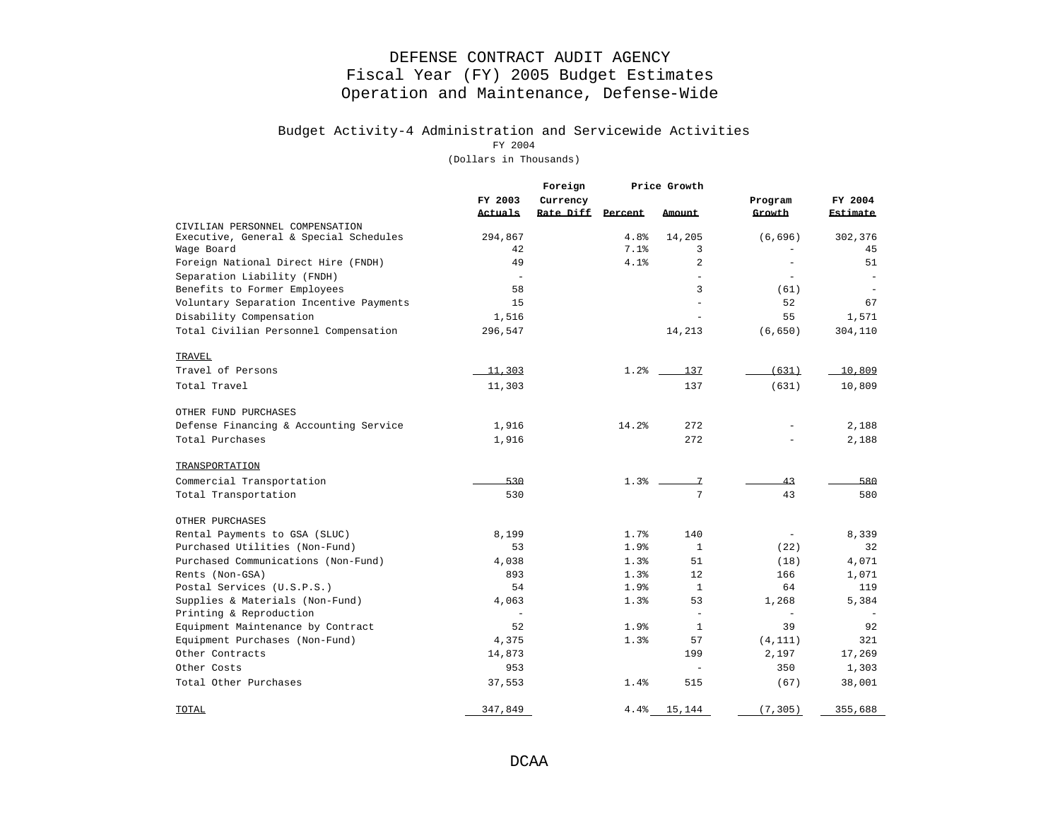# DEFENSE CONTRACT AUDIT AGENCY
## Fiscal Year (FY) 2005 Budget Estimates
## Operation and Maintenance, Defense-Wide

### Budget Activity-4 Administration and Servicewide Activities

FY 2004

(Dollars in Thousands)

| | FY 2003 Actuals | Foreign Currency Rate Diff | Price Growth Percent | Price Growth Amount | Program Growth | FY 2004 Estimate |
|---|---|---|---|---|---|---|
| CIVILIAN PERSONNEL COMPENSATION | | | | | | |
| Executive, General & Special Schedules | 294,867 | | 4.8% | 14,205 | (6,696) | 302,376 |
| Wage Board | 42 | | 7.1% | 3 | - | 45 |
| Foreign National Direct Hire (FNDH) | 49 | | 4.1% | 2 | - | 51 |
| Separation Liability (FNDH) | - | | | - | - | - |
| Benefits to Former Employees | 58 | | | 3 | (61) | - |
| Voluntary Separation Incentive Payments | 15 | | | - | 52 | 67 |
| Disability Compensation | 1,516 | | | - | 55 | 1,571 |
| Total Civilian Personnel Compensation | 296,547 | | | 14,213 | (6,650) | 304,110 |
| TRAVEL | | | | | | |
| Travel of Persons | 11,303 | | 1.2% | 137 | (631) | 10,809 |
| Total Travel | 11,303 | | | 137 | (631) | 10,809 |
| OTHER FUND PURCHASES | | | | | | |
| Defense Financing & Accounting Service | 1,916 | | 14.2% | 272 | - | 2,188 |
| Total Purchases | 1,916 | | | 272 | - | 2,188 |
| TRANSPORTATION | | | | | | |
| Commercial Transportation | 530 | | 1.3% | 7 | 43 | 580 |
| Total Transportation | 530 | | | 7 | 43 | 580 |
| OTHER PURCHASES | | | | | | |
| Rental Payments to GSA (SLUC) | 8,199 | | 1.7% | 140 | - | 8,339 |
| Purchased Utilities (Non-Fund) | 53 | | 1.9% | 1 | (22) | 32 |
| Purchased Communications (Non-Fund) | 4,038 | | 1.3% | 51 | (18) | 4,071 |
| Rents (Non-GSA) | 893 | | 1.3% | 12 | 166 | 1,071 |
| Postal Services (U.S.P.S.) | 54 | | 1.9% | 1 | 64 | 119 |
| Supplies & Materials (Non-Fund) | 4,063 | | 1.3% | 53 | 1,268 | 5,384 |
| Printing & Reproduction | - | | | - | - | - |
| Equipment Maintenance by Contract | 52 | | 1.9% | 1 | 39 | 92 |
| Equipment Purchases (Non-Fund) | 4,375 | | 1.3% | 57 | (4,111) | 321 |
| Other Contracts | 14,873 | | | 199 | 2,197 | 17,269 |
| Other Costs | 953 | | | - | 350 | 1,303 |
| Total Other Purchases | 37,553 | | 1.4% | 515 | (67) | 38,001 |
| TOTAL | 347,849 | | 4.4% | 15,144 | (7,305) | 355,688 |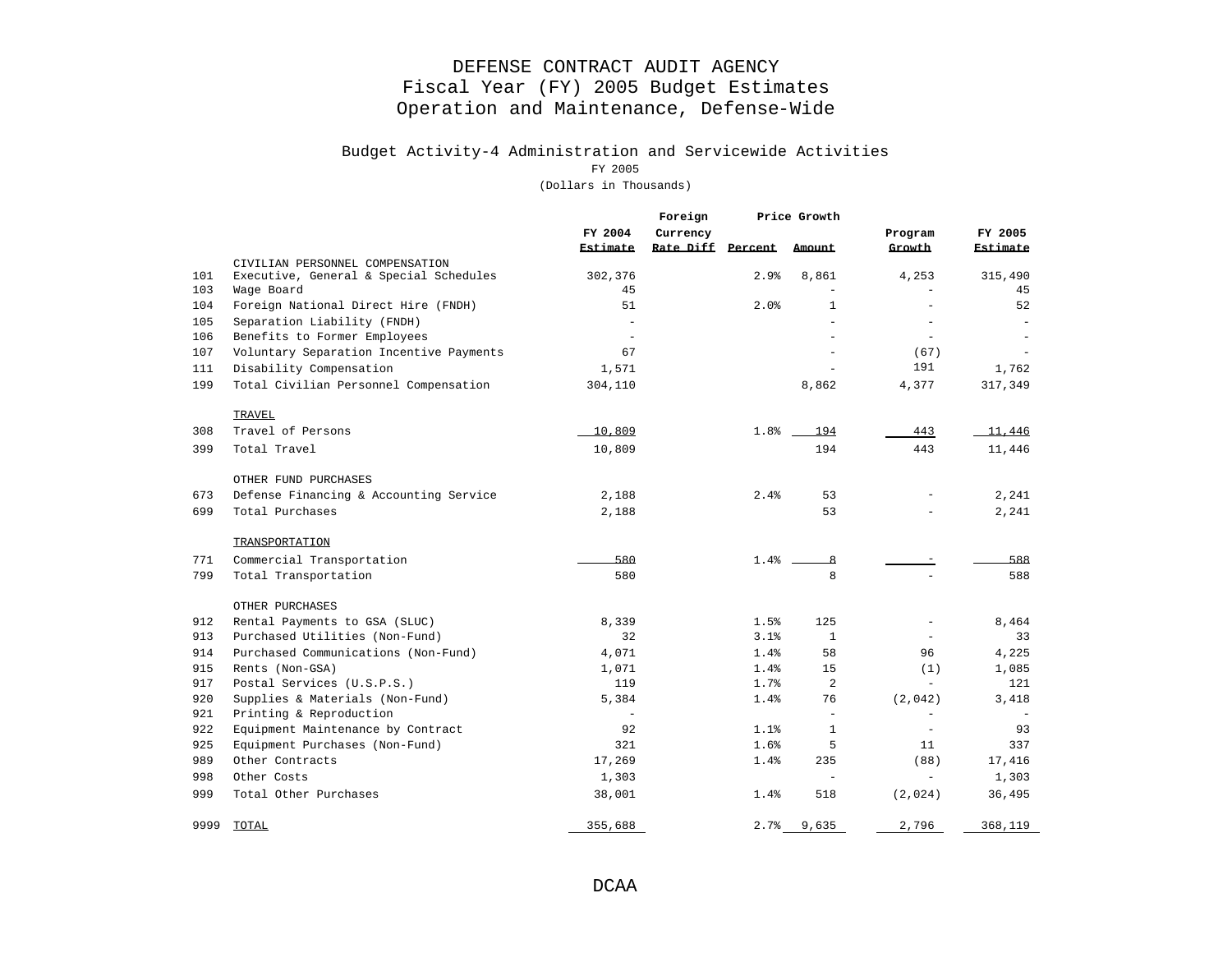# DEFENSE CONTRACT AUDIT AGENCY
## Fiscal Year (FY) 2005 Budget Estimates
## Operation and Maintenance, Defense-Wide

### Budget Activity-4 Administration and Servicewide Activities

FY 2005

(Dollars in Thousands)

| | | FY 2004 Estimate | Foreign Currency Rate Diff | Price Growth Percent | Price Growth Amount | Program Growth | FY 2005 Estimate |
|---|---|---|---|---|---|---|---|
| | CIVILIAN PERSONNEL COMPENSATION | | | | | | |
| 101 | Executive, General & Special Schedules | 302,376 | | 2.9% | 8,861 | 4,253 | 315,490 |
| 103 | Wage Board | 45 | | | - | - | 45 |
| 104 | Foreign National Direct Hire (FNDH) | 51 | | 2.0% | 1 | - | 52 |
| 105 | Separation Liability (FNDH) | - | | | - | - | - |
| 106 | Benefits to Former Employees | - | | | - | - | - |
| 107 | Voluntary Separation Incentive Payments | 67 | | | - | (67) | - |
| 111 | Disability Compensation | 1,571 | | | - | 191 | 1,762 |
| 199 | Total Civilian Personnel Compensation | 304,110 | | | 8,862 | 4,377 | 317,349 |
| | TRAVEL | | | | | | |
| 308 | Travel of Persons | 10,809 | | 1.8% | 194 | 443 | 11,446 |
| 399 | Total Travel | 10,809 | | | 194 | 443 | 11,446 |
| | OTHER FUND PURCHASES | | | | | | |
| 673 | Defense Financing & Accounting Service | 2,188 | | 2.4% | 53 | - | 2,241 |
| 699 | Total Purchases | 2,188 | | | 53 | - | 2,241 |
| | TRANSPORTATION | | | | | | |
| 771 | Commercial Transportation | 580 | | 1.4% | 8 | - | 588 |
| 799 | Total Transportation | 580 | | | 8 | - | 588 |
| | OTHER PURCHASES | | | | | | |
| 912 | Rental Payments to GSA (SLUC) | 8,339 | | 1.5% | 125 | - | 8,464 |
| 913 | Purchased Utilities (Non-Fund) | 32 | | 3.1% | 1 | - | 33 |
| 914 | Purchased Communications (Non-Fund) | 4,071 | | 1.4% | 58 | 96 | 4,225 |
| 915 | Rents (Non-GSA) | 1,071 | | 1.4% | 15 | (1) | 1,085 |
| 917 | Postal Services (U.S.P.S.) | 119 | | 1.7% | 2 | - | 121 |
| 920 | Supplies & Materials (Non-Fund) | 5,384 | | 1.4% | 76 | (2,042) | 3,418 |
| 921 | Printing & Reproduction | - | | | - | - | - |
| 922 | Equipment Maintenance by Contract | 92 | | 1.1% | 1 | - | 93 |
| 925 | Equipment Purchases (Non-Fund) | 321 | | 1.6% | 5 | 11 | 337 |
| 989 | Other Contracts | 17,269 | | 1.4% | 235 | (88) | 17,416 |
| 998 | Other Costs | 1,303 | | | - | - | 1,303 |
| 999 | Total Other Purchases | 38,001 | | 1.4% | 518 | (2,024) | 36,495 |
| 9999 | TOTAL | 355,688 | | 2.7% | 9,635 | 2,796 | 368,119 |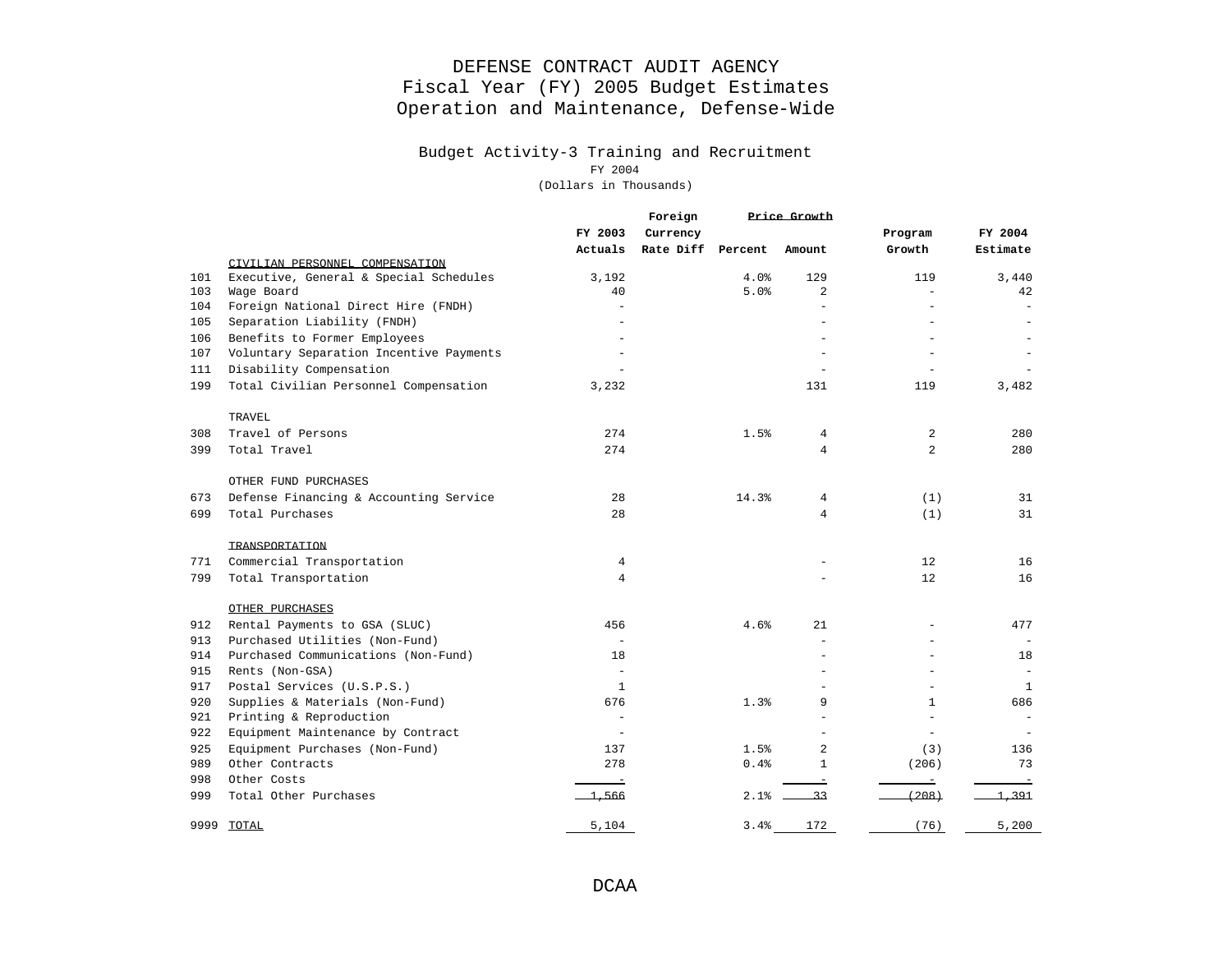# DEFENSE CONTRACT AUDIT AGENCY
## Fiscal Year (FY) 2005 Budget Estimates
## Operation and Maintenance, Defense-Wide

### Budget Activity-3 Training and Recruitment

FY 2004

(Dollars in Thousands)

| | | FY 2003 Actuals | Foreign Currency Rate Diff | Price Growth Percent | Price Growth Amount | Program Growth | FY 2004 Estimate |
|---|---|---|---|---|---|---|---|
| | CIVILIAN PERSONNEL COMPENSATION | | | | | | |
| 101 | Executive, General & Special Schedules | 3,192 | | 4.0% | 129 | 119 | 3,440 |
| 103 | Wage Board | 40 | | 5.0% | 2 | - | 42 |
| 104 | Foreign National Direct Hire (FNDH) | - | | | - | - | - |
| 105 | Separation Liability (FNDH) | - | | | - | - | - |
| 106 | Benefits to Former Employees | - | | | - | - | - |
| 107 | Voluntary Separation Incentive Payments | - | | | - | - | - |
| 111 | Disability Compensation | - | | | - | - | - |
| 199 | Total Civilian Personnel Compensation | 3,232 | | | 131 | 119 | 3,482 |
| | TRAVEL | | | | | | |
| 308 | Travel of Persons | 274 | | 1.5% | 4 | 2 | 280 |
| 399 | Total Travel | 274 | | | 4 | 2 | 280 |
| | OTHER FUND PURCHASES | | | | | | |
| 673 | Defense Financing & Accounting Service | 28 | | 14.3% | 4 | (1) | 31 |
| 699 | Total Purchases | 28 | | | 4 | (1) | 31 |
| | TRANSPORTATION | | | | | | |
| 771 | Commercial Transportation | 4 | | | - | 12 | 16 |
| 799 | Total Transportation | 4 | | | - | 12 | 16 |
| | OTHER PURCHASES | | | | | | |
| 912 | Rental Payments to GSA (SLUC) | 456 | | 4.6% | 21 | - | 477 |
| 913 | Purchased Utilities (Non-Fund) | - | | | - | - | - |
| 914 | Purchased Communications (Non-Fund) | 18 | | | - | - | 18 |
| 915 | Rents (Non-GSA) | - | | | - | - | - |
| 917 | Postal Services (U.S.P.S.) | 1 | | | - | - | 1 |
| 920 | Supplies & Materials (Non-Fund) | 676 | | 1.3% | 9 | 1 | 686 |
| 921 | Printing & Reproduction | - | | | - | - | - |
| 922 | Equipment Maintenance by Contract | - | | | - | - | - |
| 925 | Equipment Purchases (Non-Fund) | 137 | | 1.5% | 2 | (3) | 136 |
| 989 | Other Contracts | 278 | | 0.4% | 1 | (206) | 73 |
| 998 | Other Costs | - | | | - | - | - |
| 999 | Total Other Purchases | 1,566 | | 2.1% | 33 | (208) | 1,391 |
| 9999 | TOTAL | 5,104 | | 3.4% | 172 | (76) | 5,200 |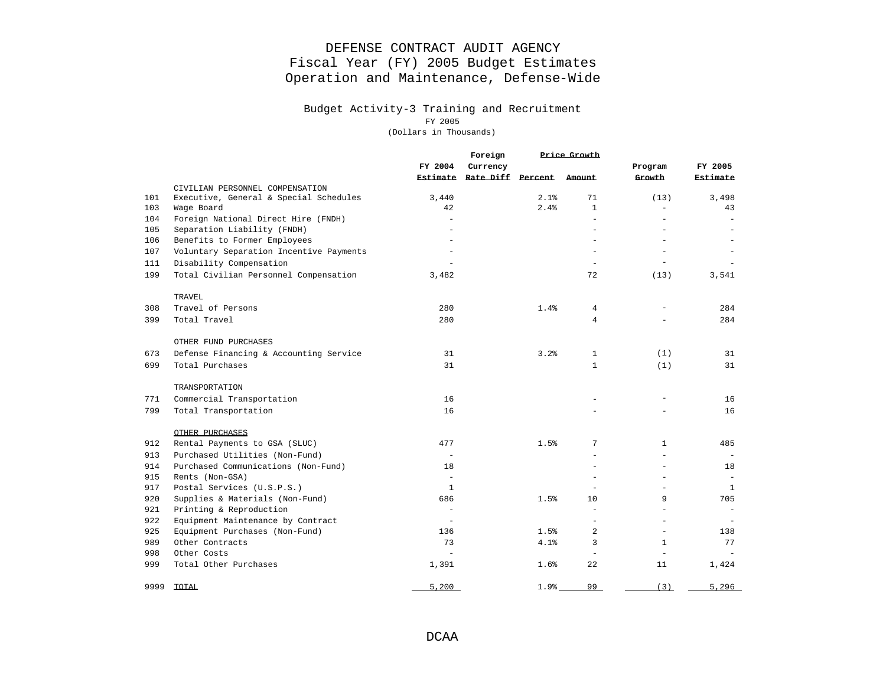# DEFENSE CONTRACT AUDIT AGENCY
## Fiscal Year (FY) 2005 Budget Estimates
## Operation and Maintenance, Defense-Wide

### Budget Activity-3 Training and Recruitment

FY 2005
(Dollars in Thousands)

| | | FY 2004 Estimate | Foreign Currency Rate Diff | Price Growth Percent | Price Growth Amount | Program Growth | FY 2005 Estimate |
|---|---|---|---|---|---|---|---|
| | CIVILIAN PERSONNEL COMPENSATION | | | | | | |
| 101 | Executive, General & Special Schedules | 3,440 | | 2.1% | 71 | (13) | 3,498 |
| 103 | Wage Board | 42 | | 2.4% | 1 | - | 43 |
| 104 | Foreign National Direct Hire (FNDH) | - | | | - | - | - |
| 105 | Separation Liability (FNDH) | - | | | - | - | - |
| 106 | Benefits to Former Employees | - | | | - | - | - |
| 107 | Voluntary Separation Incentive Payments | - | | | - | - | - |
| 111 | Disability Compensation | - | | | - | - | - |
| 199 | Total Civilian Personnel Compensation | 3,482 | | | 72 | (13) | 3,541 |
| | TRAVEL | | | | | | |
| 308 | Travel of Persons | 280 | | 1.4% | 4 | - | 284 |
| 399 | Total Travel | 280 | | | 4 | - | 284 |
| | OTHER FUND PURCHASES | | | | | | |
| 673 | Defense Financing & Accounting Service | 31 | | 3.2% | 1 | (1) | 31 |
| 699 | Total Purchases | 31 | | | 1 | (1) | 31 |
| | TRANSPORTATION | | | | | | |
| 771 | Commercial Transportation | 16 | | | - | - | 16 |
| 799 | Total Transportation | 16 | | | - | - | 16 |
| | OTHER PURCHASES | | | | | | |
| 912 | Rental Payments to GSA (SLUC) | 477 | | 1.5% | 7 | 1 | 485 |
| 913 | Purchased Utilities (Non-Fund) | - | | | - | - | - |
| 914 | Purchased Communications (Non-Fund) | 18 | | | - | - | 18 |
| 915 | Rents (Non-GSA) | - | | | - | - | - |
| 917 | Postal Services (U.S.P.S.) | 1 | | | - | - | 1 |
| 920 | Supplies & Materials (Non-Fund) | 686 | | 1.5% | 10 | 9 | 705 |
| 921 | Printing & Reproduction | - | | | - | - | - |
| 922 | Equipment Maintenance by Contract | - | | | - | - | - |
| 925 | Equipment Purchases (Non-Fund) | 136 | | 1.5% | 2 | - | 138 |
| 989 | Other Contracts | 73 | | 4.1% | 3 | 1 | 77 |
| 998 | Other Costs | - | | | - | - | - |
| 999 | Total Other Purchases | 1,391 | | 1.6% | 22 | 11 | 1,424 |
| 9999 | TOTAL | 5,200 | | 1.9% | 99 | (3) | 5,296 |

DCAA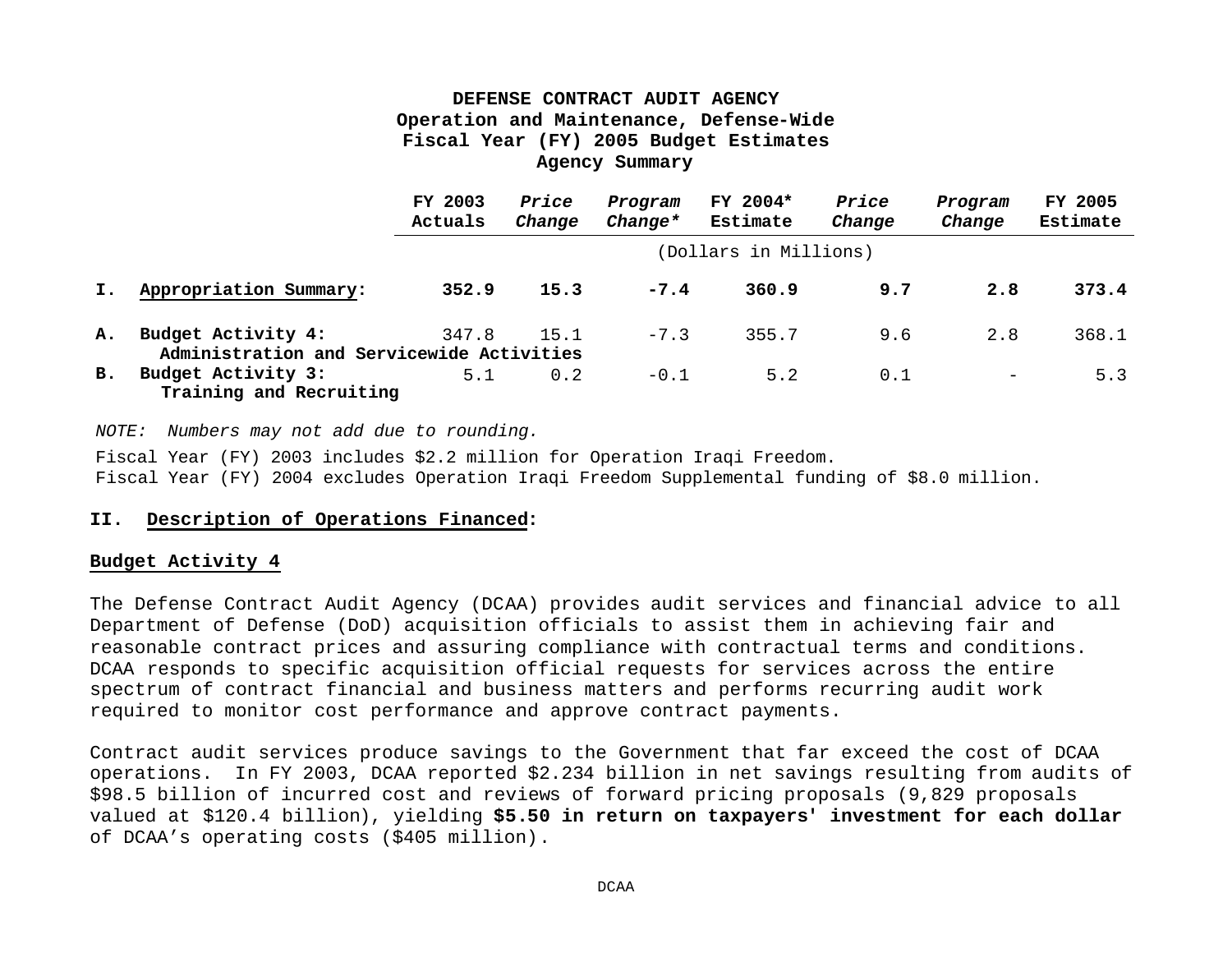**DEFENSE CONTRACT AUDIT AGENCY**
**Operation and Maintenance, Defense-Wide**
**Fiscal Year (FY) 2005 Budget Estimates**
**Agency Summary**

| | | FY 2003 Actuals | *Price Change* | *Program Change** | FY 2004* Estimate | *Price Change* | *Program Change* | FY 2005 Estimate |
|---|---|---|---|---|---|---|---|---|
| | | (Dollars in Millions) | | | | | | |
| **I.** | **Appropriation Summary:** | **352.9** | **15.3** | **-7.4** | **360.9** | **9.7** | **2.8** | **373.4** |
| **A.** | **Budget Activity 4:** **Administration and Servicewide Activities** | 347.8 | 15.1 | -7.3 | 355.7 | 9.6 | 2.8 | 368.1 |
| **B.** | **Budget Activity 3:** **Training and Recruiting** | 5.1 | 0.2 | -0.1 | 5.2 | 0.1 | - | 5.3 |

*NOTE: Numbers may not add due to rounding.*

Fiscal Year (FY) 2003 includes $2.2 million for Operation Iraqi Freedom.
Fiscal Year (FY) 2004 excludes Operation Iraqi Freedom Supplemental funding of $8.0 million.

## II. Description of Operations Financed:

### Budget Activity 4

The Defense Contract Audit Agency (DCAA) provides audit services and financial advice to all Department of Defense (DoD) acquisition officials to assist them in achieving fair and reasonable contract prices and assuring compliance with contractual terms and conditions. DCAA responds to specific acquisition official requests for services across the entire spectrum of contract financial and business matters and performs recurring audit work required to monitor cost performance and approve contract payments.

Contract audit services produce savings to the Government that far exceed the cost of DCAA operations. In FY 2003, DCAA reported $2.234 billion in net savings resulting from audits of $98.5 billion of incurred cost and reviews of forward pricing proposals (9,829 proposals valued at $120.4 billion), yielding **$5.50 in return on taxpayers' investment for each dollar** of DCAA's operating costs ($405 million).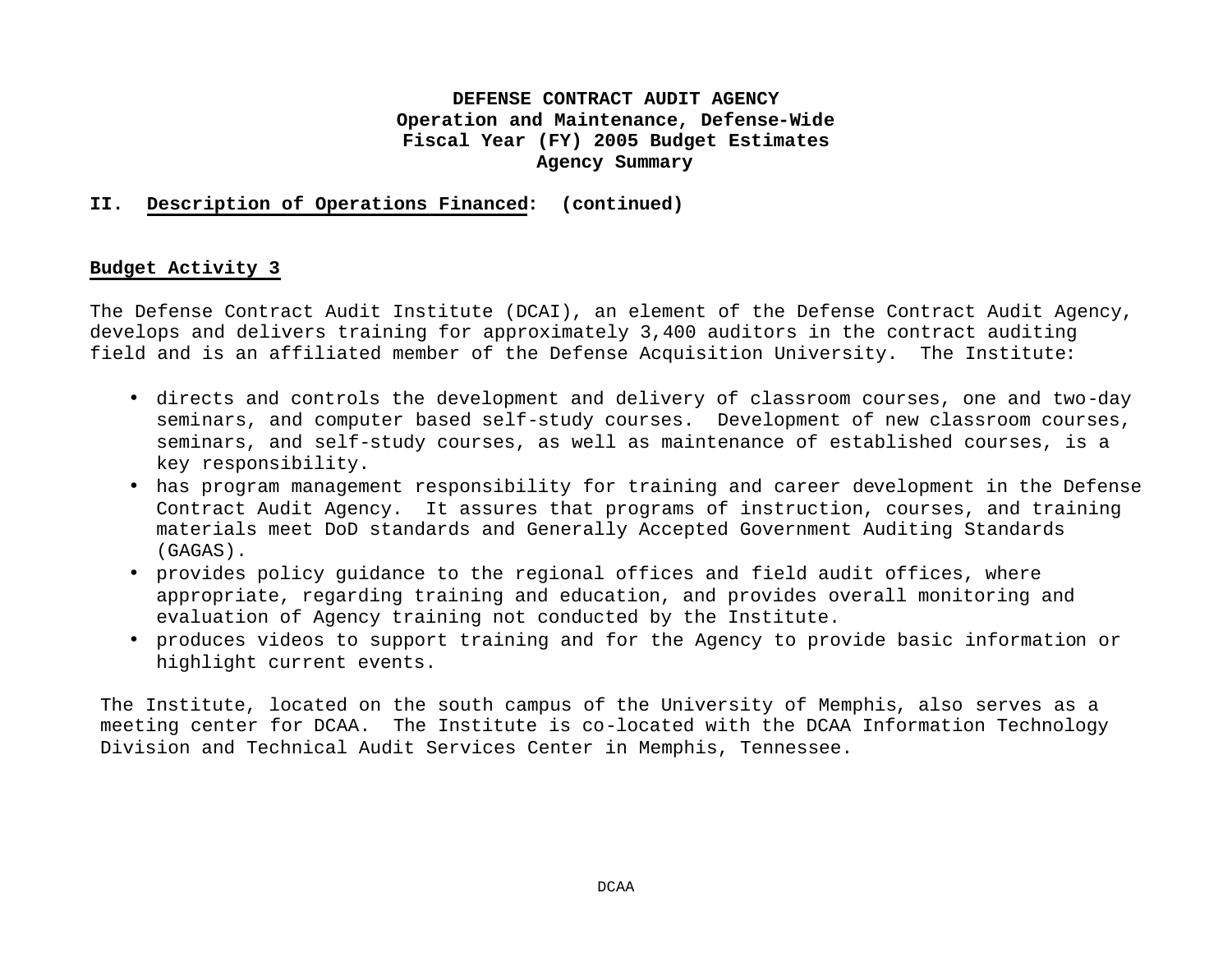**DEFENSE CONTRACT AUDIT AGENCY**
**Operation and Maintenance, Defense-Wide**
**Fiscal Year (FY) 2005 Budget Estimates**
**Agency Summary**

**II. Description of Operations Financed: (continued)**

**Budget Activity 3**

The Defense Contract Audit Institute (DCAI), an element of the Defense Contract Audit Agency, develops and delivers training for approximately 3,400 auditors in the contract auditing field and is an affiliated member of the Defense Acquisition University. The Institute:

- directs and controls the development and delivery of classroom courses, one and two-day seminars, and computer based self-study courses. Development of new classroom courses, seminars, and self-study courses, as well as maintenance of established courses, is a key responsibility.
- has program management responsibility for training and career development in the Defense Contract Audit Agency. It assures that programs of instruction, courses, and training materials meet DoD standards and Generally Accepted Government Auditing Standards (GAGAS).
- provides policy guidance to the regional offices and field audit offices, where appropriate, regarding training and education, and provides overall monitoring and evaluation of Agency training not conducted by the Institute.
- produces videos to support training and for the Agency to provide basic information or highlight current events.

The Institute, located on the south campus of the University of Memphis, also serves as a meeting center for DCAA. The Institute is co-located with the DCAA Information Technology Division and Technical Audit Services Center in Memphis, Tennessee.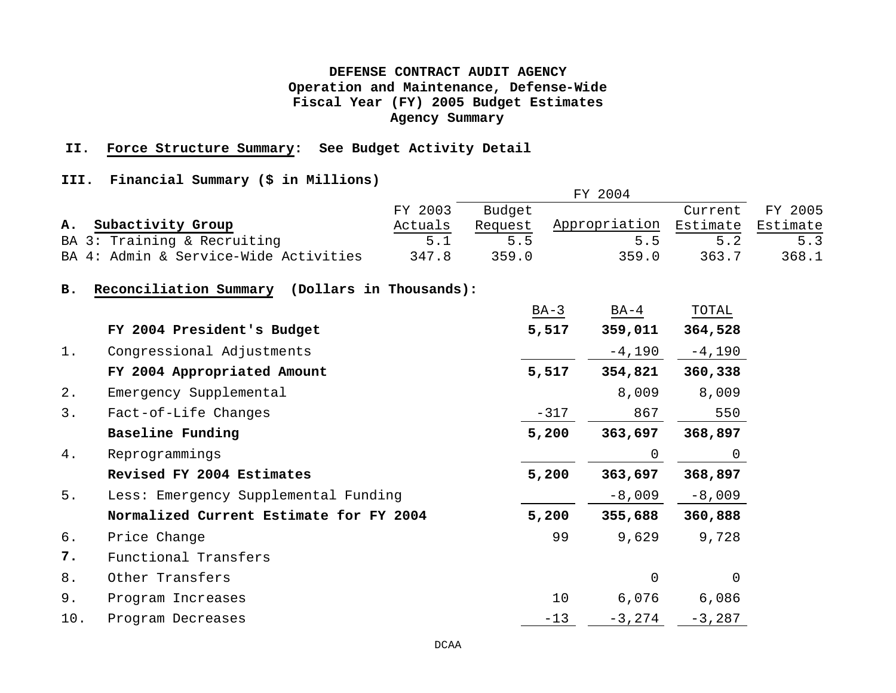**DEFENSE CONTRACT AUDIT AGENCY**
**Operation and Maintenance, Defense-Wide**
**Fiscal Year (FY) 2005 Budget Estimates**
**Agency Summary**

**II. Force Structure Summary: See Budget Activity Detail**

**III. Financial Summary ($ in Millions)**

| A. Subactivity Group | FY 2003 Actuals | FY 2004 Budget Request | FY 2004 Appropriation | FY 2004 Current Estimate | FY 2005 Estimate |
|---|---|---|---|---|---|
| BA 3: Training & Recruiting | 5.1 | 5.5 | 5.5 | 5.2 | 5.3 |
| BA 4: Admin & Service-Wide Activities | 347.8 | 359.0 | 359.0 | 363.7 | 368.1 |

**B. Reconciliation Summary (Dollars in Thousands):**

| | | BA-3 | BA-4 | TOTAL |
|---|---|---|---|---|
| | **FY 2004 President's Budget** | **5,517** | **359,011** | **364,528** |
| 1. | Congressional Adjustments | | -4,190 | -4,190 |
| | **FY 2004 Appropriated Amount** | **5,517** | **354,821** | **360,338** |
| 2. | Emergency Supplemental | | 8,009 | 8,009 |
| 3. | Fact-of-Life Changes | -317 | 867 | 550 |
| | **Baseline Funding** | **5,200** | **363,697** | **368,897** |
| 4. | Reprogrammings | | 0 | 0 |
| | **Revised FY 2004 Estimates** | **5,200** | **363,697** | **368,897** |
| 5. | Less: Emergency Supplemental Funding | | -8,009 | -8,009 |
| | **Normalized Current Estimate for FY 2004** | **5,200** | **355,688** | **360,888** |
| 6. | Price Change | 99 | 9,629 | 9,728 |
| 7. | Functional Transfers | | | |
| 8. | Other Transfers | | 0 | 0 |
| 9. | Program Increases | 10 | 6,076 | 6,086 |
| 10. | Program Decreases | -13 | -3,274 | -3,287 |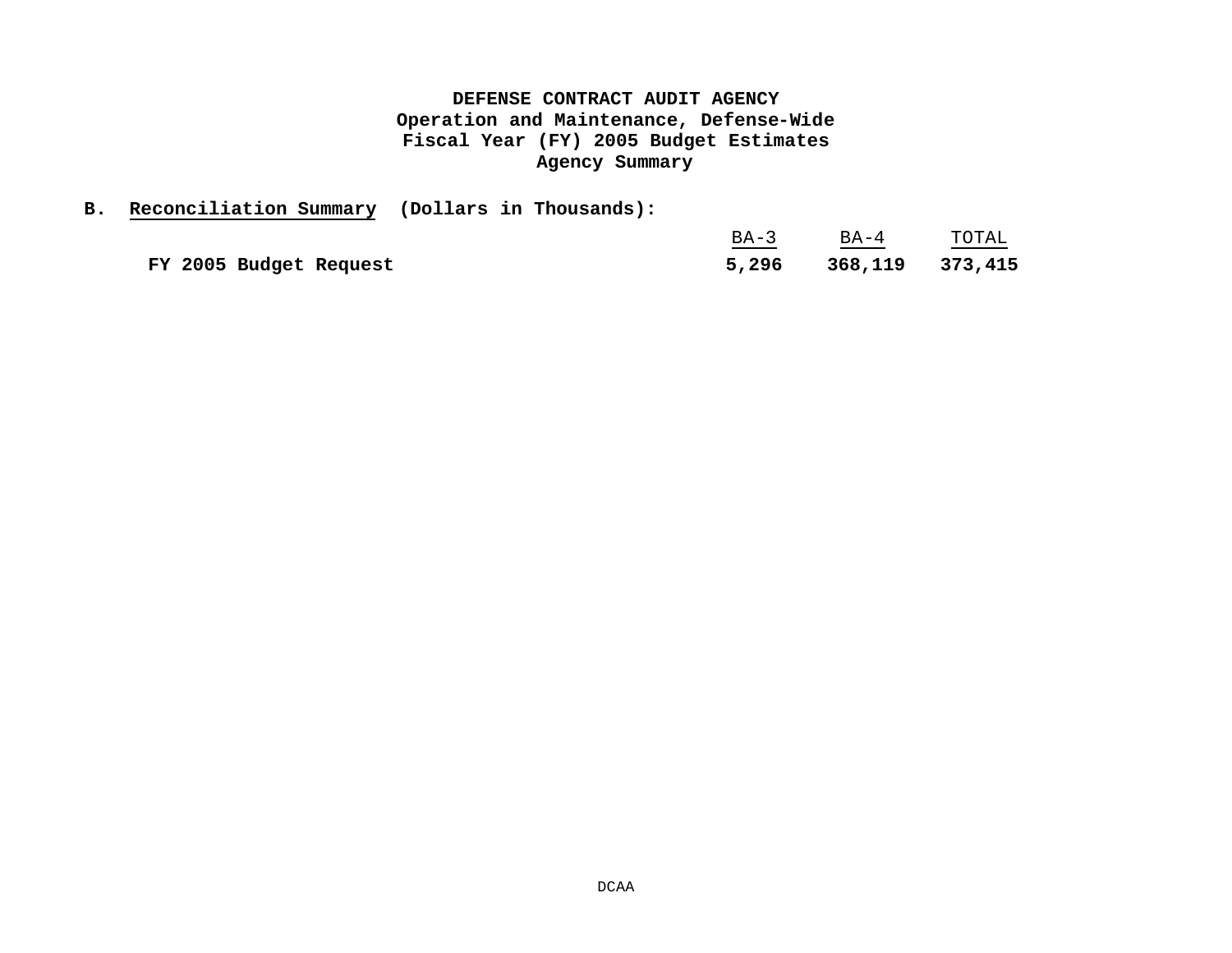**DEFENSE CONTRACT AUDIT AGENCY**
**Operation and Maintenance, Defense-Wide**
**Fiscal Year (FY) 2005 Budget Estimates**
**Agency Summary**

**B. Reconciliation Summary (Dollars in Thousands):**

| | BA-3 | BA-4 | TOTAL |
|---|---|---|---|
| **FY 2005 Budget Request** | **5,296** | **368,119** | **373,415** |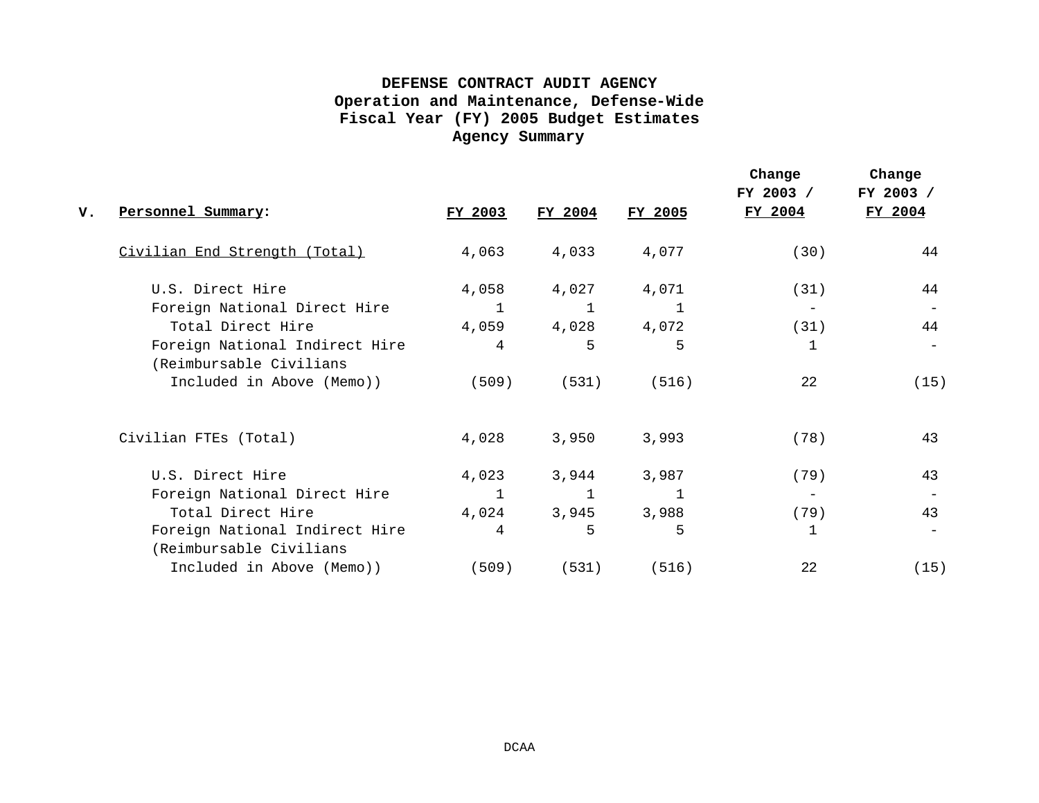**DEFENSE CONTRACT AUDIT AGENCY**
**Operation and Maintenance, Defense-Wide**
**Fiscal Year (FY) 2005 Budget Estimates**
**Agency Summary**

| V. Personnel Summary: | FY 2003 | FY 2004 | FY 2005 | Change FY 2003 / FY 2004 | Change FY 2003 / FY 2004 |
|---|---|---|---|---|---|
| Civilian End Strength (Total) | 4,063 | 4,033 | 4,077 | (30) | 44 |
| U.S. Direct Hire | 4,058 | 4,027 | 4,071 | (31) | 44 |
| Foreign National Direct Hire | 1 | 1 | 1 | - | - |
| Total Direct Hire | 4,059 | 4,028 | 4,072 | (31) | 44 |
| Foreign National Indirect Hire | 4 | 5 | 5 | 1 | - |
| (Reimbursable Civilians Included in Above (Memo)) | (509) | (531) | (516) | 22 | (15) |
| Civilian FTEs (Total) | 4,028 | 3,950 | 3,993 | (78) | 43 |
| U.S. Direct Hire | 4,023 | 3,944 | 3,987 | (79) | 43 |
| Foreign National Direct Hire | 1 | 1 | 1 | - | - |
| Total Direct Hire | 4,024 | 3,945 | 3,988 | (79) | 43 |
| Foreign National Indirect Hire | 4 | 5 | 5 | 1 | - |
| (Reimbursable Civilians Included in Above (Memo)) | (509) | (531) | (516) | 22 | (15) |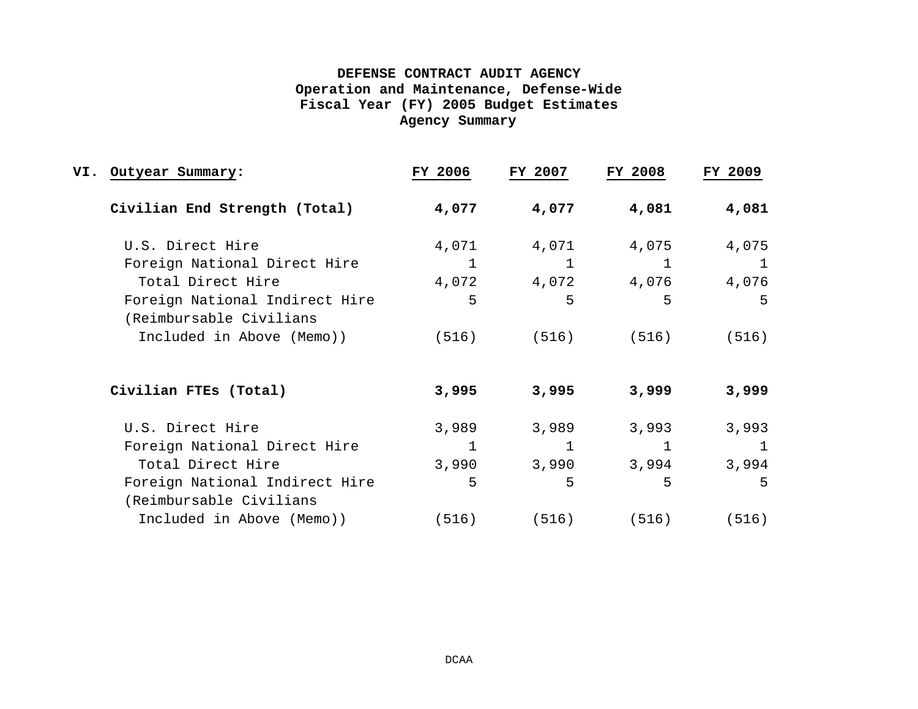**DEFENSE CONTRACT AUDIT AGENCY**
**Operation and Maintenance, Defense-Wide**
**Fiscal Year (FY) 2005 Budget Estimates**
**Agency Summary**

**VI. Outyear Summary:**

| | FY 2006 | FY 2007 | FY 2008 | FY 2009 |
|---|---|---|---|---|
| **Civilian End Strength (Total)** | **4,077** | **4,077** | **4,081** | **4,081** |
| U.S. Direct Hire | 4,071 | 4,071 | 4,075 | 4,075 |
| Foreign National Direct Hire | 1 | 1 | 1 | 1 |
| Total Direct Hire | 4,072 | 4,072 | 4,076 | 4,076 |
| Foreign National Indirect Hire | 5 | 5 | 5 | 5 |
| (Reimbursable Civilians Included in Above (Memo)) | (516) | (516) | (516) | (516) |
| | | | | |
| **Civilian FTEs (Total)** | **3,995** | **3,995** | **3,999** | **3,999** |
| U.S. Direct Hire | 3,989 | 3,989 | 3,993 | 3,993 |
| Foreign National Direct Hire | 1 | 1 | 1 | 1 |
| Total Direct Hire | 3,990 | 3,990 | 3,994 | 3,994 |
| Foreign National Indirect Hire | 5 | 5 | 5 | 5 |
| (Reimbursable Civilians Included in Above (Memo)) | (516) | (516) | (516) | (516) |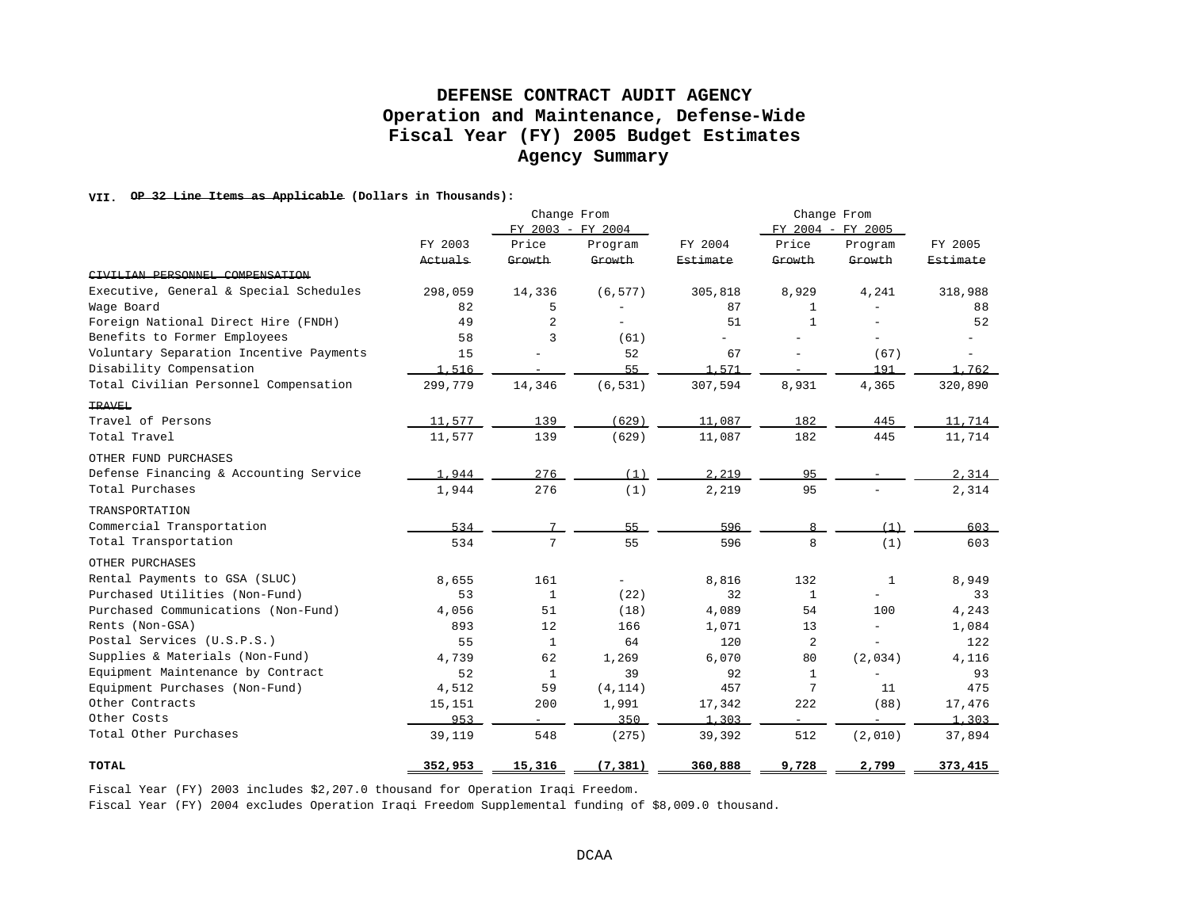# DEFENSE CONTRACT AUDIT AGENCY
## Operation and Maintenance, Defense-Wide
## Fiscal Year (FY) 2005 Budget Estimates
## Agency Summary

**VII. OP 32 Line Items as Applicable (Dollars in Thousands):**

| | FY 2003 Actuals | Change From FY 2003 - FY 2004 Price Growth | Change From FY 2003 - FY 2004 Program Growth | FY 2004 Estimate | Change From FY 2004 - FY 2005 Price Growth | Change From FY 2004 - FY 2005 Program Growth | FY 2005 Estimate |
|---|---|---|---|---|---|---|---|
| CIVILIAN PERSONNEL COMPENSATION | | | | | | | |
| Executive, General & Special Schedules | 298,059 | 14,336 | (6,577) | 305,818 | 8,929 | 4,241 | 318,988 |
| Wage Board | 82 | 5 | - | 87 | 1 | - | 88 |
| Foreign National Direct Hire (FNDH) | 49 | 2 | - | 51 | 1 | - | 52 |
| Benefits to Former Employees | 58 | 3 | (61) | - | - | - | - |
| Voluntary Separation Incentive Payments | 15 | - | 52 | 67 | - | (67) | - |
| Disability Compensation | 1,516 | - | 55 | 1,571 | - | 191 | 1,762 |
| Total Civilian Personnel Compensation | 299,779 | 14,346 | (6,531) | 307,594 | 8,931 | 4,365 | 320,890 |
| TRAVEL | | | | | | | |
| Travel of Persons | 11,577 | 139 | (629) | 11,087 | 182 | 445 | 11,714 |
| Total Travel | 11,577 | 139 | (629) | 11,087 | 182 | 445 | 11,714 |
| OTHER FUND PURCHASES | | | | | | | |
| Defense Financing & Accounting Service | 1,944 | 276 | (1) | 2,219 | 95 | - | 2,314 |
| Total Purchases | 1,944 | 276 | (1) | 2,219 | 95 | - | 2,314 |
| TRANSPORTATION | | | | | | | |
| Commercial Transportation | 534 | 7 | 55 | 596 | 8 | (1) | 603 |
| Total Transportation | 534 | 7 | 55 | 596 | 8 | (1) | 603 |
| OTHER PURCHASES | | | | | | | |
| Rental Payments to GSA (SLUC) | 8,655 | 161 | - | 8,816 | 132 | 1 | 8,949 |
| Purchased Utilities (Non-Fund) | 53 | 1 | (22) | 32 | 1 | - | 33 |
| Purchased Communications (Non-Fund) | 4,056 | 51 | (18) | 4,089 | 54 | 100 | 4,243 |
| Rents (Non-GSA) | 893 | 12 | 166 | 1,071 | 13 | - | 1,084 |
| Postal Services (U.S.P.S.) | 55 | 1 | 64 | 120 | 2 | - | 122 |
| Supplies & Materials (Non-Fund) | 4,739 | 62 | 1,269 | 6,070 | 80 | (2,034) | 4,116 |
| Equipment Maintenance by Contract | 52 | 1 | 39 | 92 | 1 | - | 93 |
| Equipment Purchases (Non-Fund) | 4,512 | 59 | (4,114) | 457 | 7 | 11 | 475 |
| Other Contracts | 15,151 | 200 | 1,991 | 17,342 | 222 | (88) | 17,476 |
| Other Costs | 953 | - | 350 | 1,303 | - | - | 1,303 |
| Total Other Purchases | 39,119 | 548 | (275) | 39,392 | 512 | (2,010) | 37,894 |
| **TOTAL** | **352,953** | **15,316** | **(7,381)** | **360,888** | **9,728** | **2,799** | **373,415** |

Fiscal Year (FY) 2003 includes $2,207.0 thousand for Operation Iraqi Freedom.
Fiscal Year (FY) 2004 excludes Operation Iraqi Freedom Supplemental funding of $8,009.0 thousand.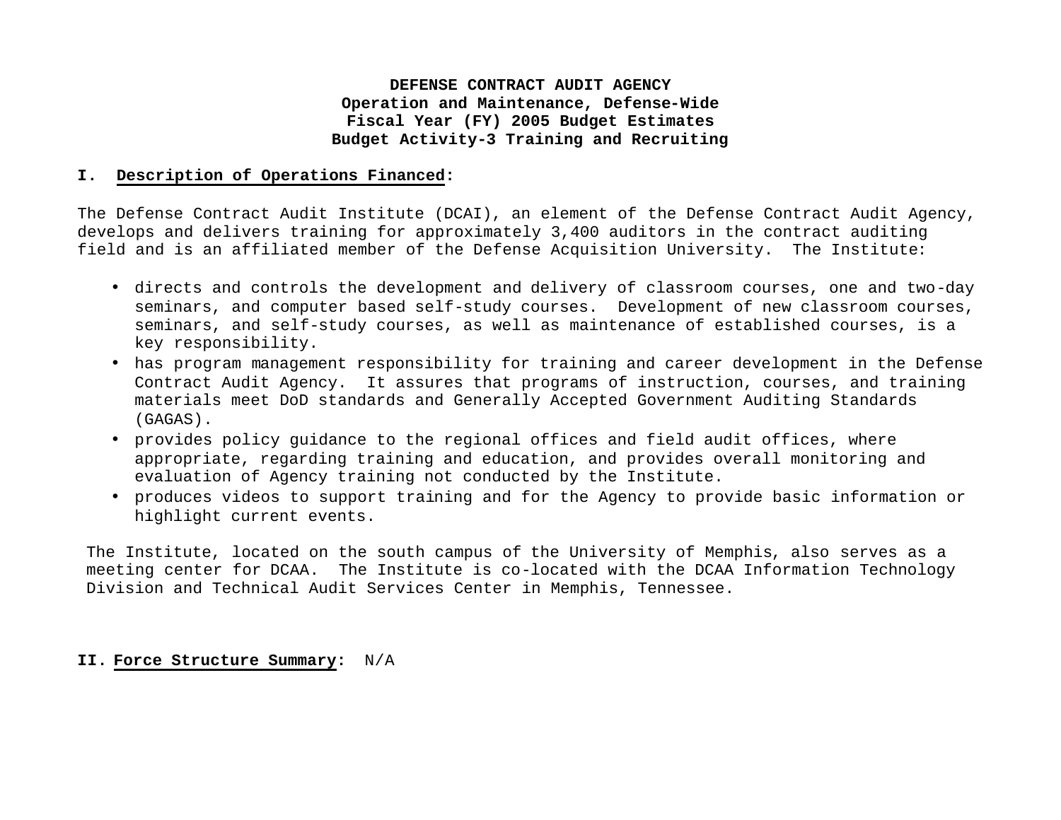**DEFENSE CONTRACT AUDIT AGENCY**
**Operation and Maintenance, Defense-Wide**
**Fiscal Year (FY) 2005 Budget Estimates**
**Budget Activity-3 Training and Recruiting**

## I. Description of Operations Financed:

The Defense Contract Audit Institute (DCAI), an element of the Defense Contract Audit Agency, develops and delivers training for approximately 3,400 auditors in the contract auditing field and is an affiliated member of the Defense Acquisition University. The Institute:

- directs and controls the development and delivery of classroom courses, one and two-day seminars, and computer based self-study courses. Development of new classroom courses, seminars, and self-study courses, as well as maintenance of established courses, is a key responsibility.
- has program management responsibility for training and career development in the Defense Contract Audit Agency. It assures that programs of instruction, courses, and training materials meet DoD standards and Generally Accepted Government Auditing Standards (GAGAS).
- provides policy guidance to the regional offices and field audit offices, where appropriate, regarding training and education, and provides overall monitoring and evaluation of Agency training not conducted by the Institute.
- produces videos to support training and for the Agency to provide basic information or highlight current events.

The Institute, located on the south campus of the University of Memphis, also serves as a meeting center for DCAA. The Institute is co-located with the DCAA Information Technology Division and Technical Audit Services Center in Memphis, Tennessee.

## II. Force Structure Summary: N/A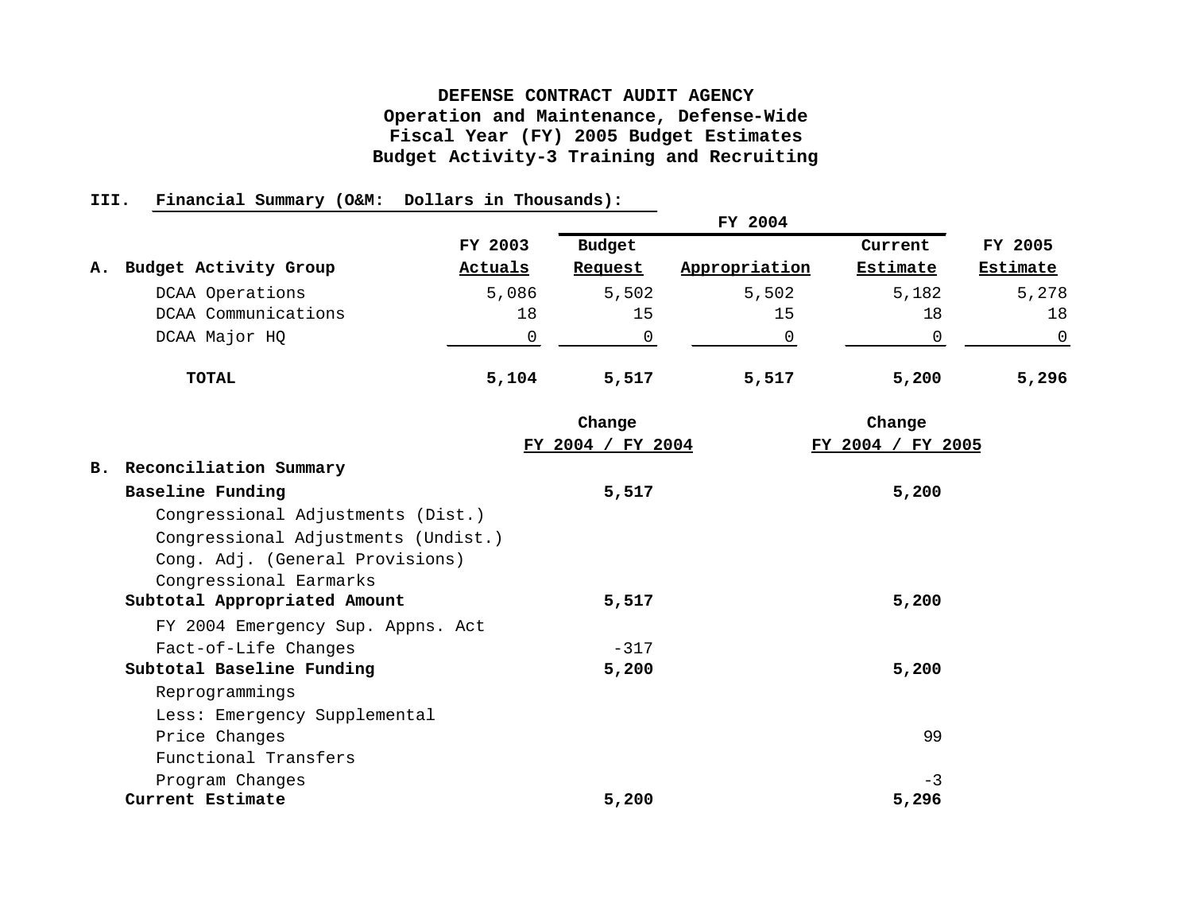# DEFENSE CONTRACT AUDIT AGENCY
## Operation and Maintenance, Defense-Wide
## Fiscal Year (FY) 2005 Budget Estimates
## Budget Activity-3 Training and Recruiting

**III. Financial Summary (O&M: Dollars in Thousands):**

| | | FY 2004 | | | |
|---|---|---|---|---|---|
| **A. Budget Activity Group** | **FY 2003 Actuals** | **Budget Request** | **Appropriation** | **Current Estimate** | **FY 2005 Estimate** |
| DCAA Operations | 5,086 | 5,502 | 5,502 | 5,182 | 5,278 |
| DCAA Communications | 18 | 15 | 15 | 18 | 18 |
| DCAA Major HQ | 0 | 0 | 0 | 0 | 0 |
| **TOTAL** | **5,104** | **5,517** | **5,517** | **5,200** | **5,296** |

| **B. Reconciliation Summary** | **Change FY 2004 / FY 2004** | **Change FY 2004 / FY 2005** |
|---|---|---|
| **Baseline Funding** | **5,517** | **5,200** |
| Congressional Adjustments (Dist.) | | |
| Congressional Adjustments (Undist.) | | |
| Cong. Adj. (General Provisions) | | |
| Congressional Earmarks | | |
| **Subtotal Appropriated Amount** | **5,517** | **5,200** |
| FY 2004 Emergency Sup. Appns. Act | | |
| Fact-of-Life Changes | -317 | |
| **Subtotal Baseline Funding** | **5,200** | **5,200** |
| Reprogrammings | | |
| Less: Emergency Supplemental | | |
| Price Changes | | 99 |
| Functional Transfers | | |
| Program Changes | | -3 |
| **Current Estimate** | **5,200** | **5,296** |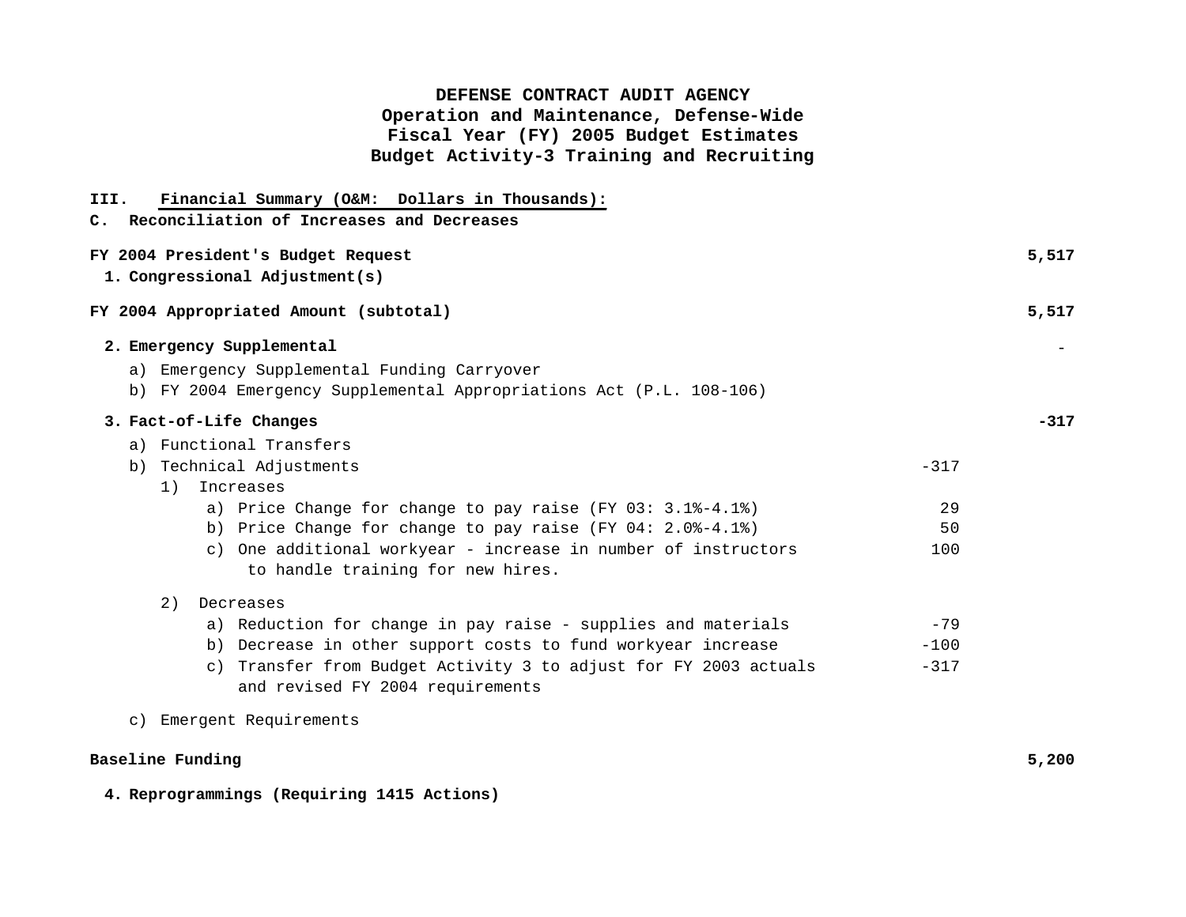**DEFENSE CONTRACT AUDIT AGENCY**
**Operation and Maintenance, Defense-Wide**
**Fiscal Year (FY) 2005 Budget Estimates**
**Budget Activity-3 Training and Recruiting**

**III. Financial Summary (O&M: Dollars in Thousands):**
**C. Reconciliation of Increases and Decreases**

| | | |
|---|---|---|
| **FY 2004 President's Budget Request** | | **5,517** |
| **1. Congressional Adjustment(s)** | | |
| **FY 2004 Appropriated Amount (subtotal)** | | **5,517** |
| **2. Emergency Supplemental** | | - |
| a) Emergency Supplemental Funding Carryover | | |
| b) FY 2004 Emergency Supplemental Appropriations Act (P.L. 108-106) | | |
| **3. Fact-of-Life Changes** | | **-317** |
| a) Functional Transfers | | |
| b) Technical Adjustments | -317 | |
| 1) Increases | | |
| a) Price Change for change to pay raise (FY 03: 3.1%-4.1%) | 29 | |
| b) Price Change for change to pay raise (FY 04: 2.0%-4.1%) | 50 | |
| c) One additional workyear - increase in number of instructors to handle training for new hires. | 100 | |
| 2) Decreases | | |
| a) Reduction for change in pay raise - supplies and materials | -79 | |
| b) Decrease in other support costs to fund workyear increase | -100 | |
| c) Transfer from Budget Activity 3 to adjust for FY 2003 actuals and revised FY 2004 requirements | -317 | |
| c) Emergent Requirements | | |
| **Baseline Funding** | | **5,200** |
| **4. Reprogrammings (Requiring 1415 Actions)** | | |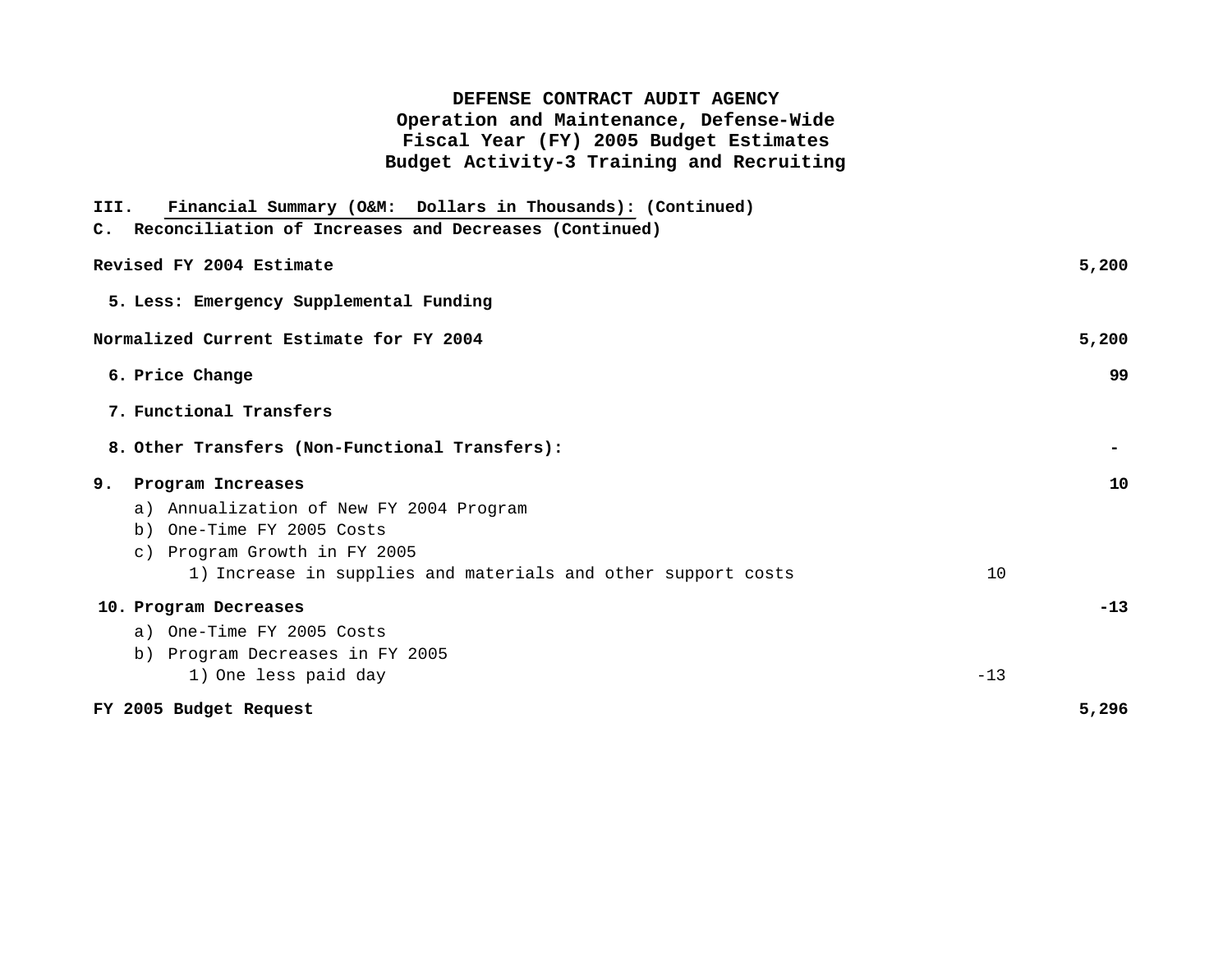# DEFENSE CONTRACT AUDIT AGENCY
## Operation and Maintenance, Defense-Wide
## Fiscal Year (FY) 2005 Budget Estimates
## Budget Activity-3 Training and Recruiting

**III. Financial Summary (O&M: Dollars in Thousands): (Continued)**

**C. Reconciliation of Increases and Decreases (Continued)**

| | | |
|---|---|---|
| **Revised FY 2004 Estimate** | | **5,200** |
| **5. Less: Emergency Supplemental Funding** | | |
| **Normalized Current Estimate for FY 2004** | | **5,200** |
| **6. Price Change** | | **99** |
| **7. Functional Transfers** | | |
| **8. Other Transfers (Non-Functional Transfers):** | | **-** |
| **9. Program Increases** | | **10** |
| a) Annualization of New FY 2004 Program | | |
| b) One-Time FY 2005 Costs | | |
| c) Program Growth in FY 2005 | | |
| 1) Increase in supplies and materials and other support costs | 10 | |
| **10. Program Decreases** | | **-13** |
| a) One-Time FY 2005 Costs | | |
| b) Program Decreases in FY 2005 | | |
| 1) One less paid day | -13 | |
| **FY 2005 Budget Request** | | **5,296** |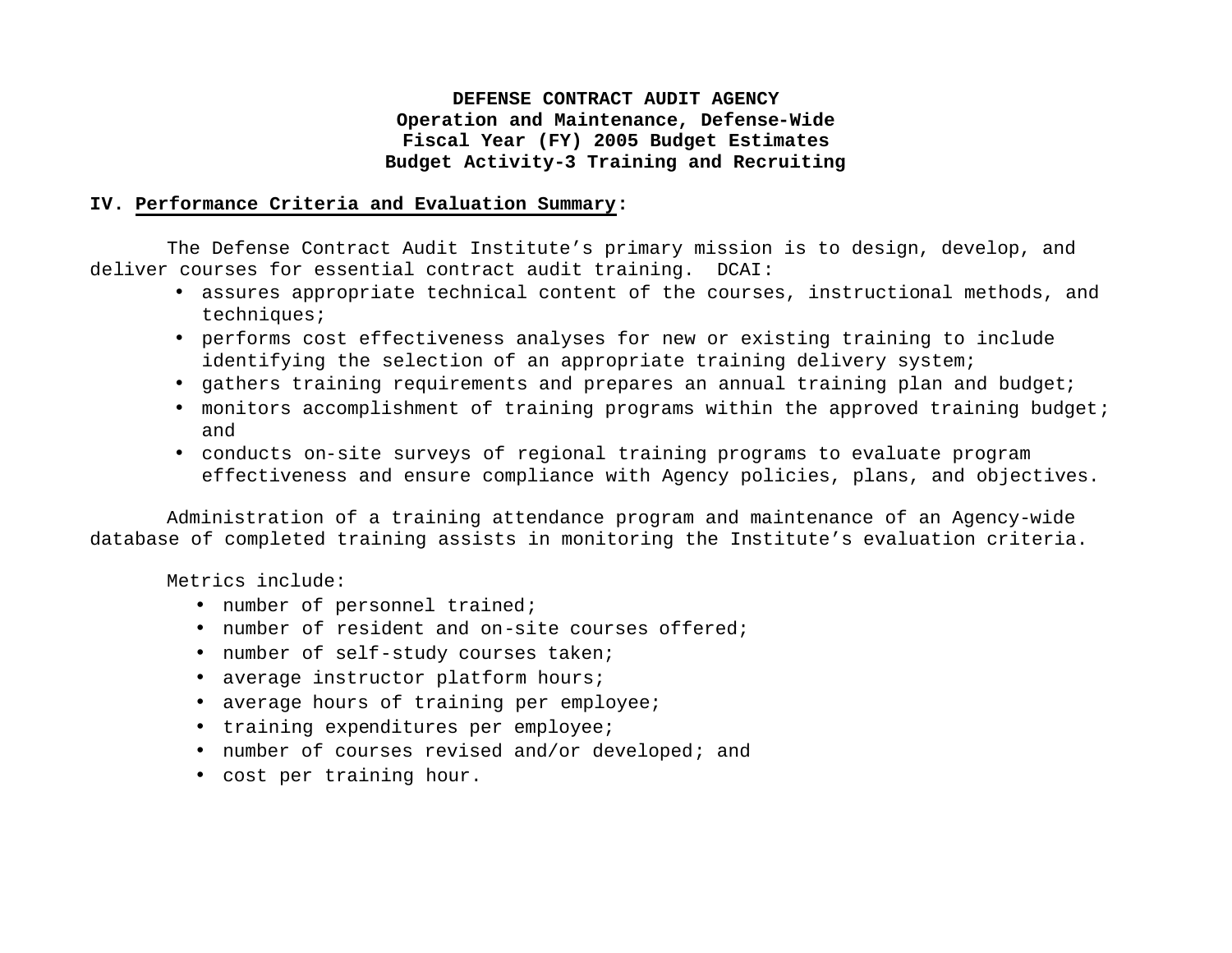**DEFENSE CONTRACT AUDIT AGENCY**
**Operation and Maintenance, Defense-Wide**
**Fiscal Year (FY) 2005 Budget Estimates**
**Budget Activity-3 Training and Recruiting**

## IV. Performance Criteria and Evaluation Summary:

The Defense Contract Audit Institute's primary mission is to design, develop, and deliver courses for essential contract audit training. DCAI:

- assures appropriate technical content of the courses, instructional methods, and techniques;
- performs cost effectiveness analyses for new or existing training to include identifying the selection of an appropriate training delivery system;
- gathers training requirements and prepares an annual training plan and budget;
- monitors accomplishment of training programs within the approved training budget; and
- conducts on-site surveys of regional training programs to evaluate program effectiveness and ensure compliance with Agency policies, plans, and objectives.

Administration of a training attendance program and maintenance of an Agency-wide database of completed training assists in monitoring the Institute's evaluation criteria.

Metrics include:

- number of personnel trained;
- number of resident and on-site courses offered;
- number of self-study courses taken;
- average instructor platform hours;
- average hours of training per employee;
- training expenditures per employee;
- number of courses revised and/or developed; and
- cost per training hour.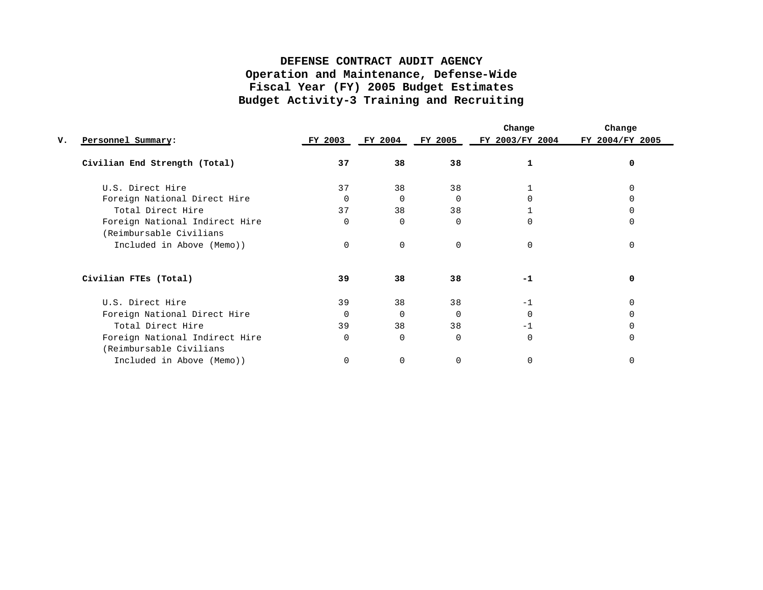# DEFENSE CONTRACT AUDIT AGENCY
## Operation and Maintenance, Defense-Wide
## Fiscal Year (FY) 2005 Budget Estimates
## Budget Activity-3 Training and Recruiting

| V. Personnel Summary: | FY 2003 | FY 2004 | FY 2005 | Change FY 2003/FY 2004 | Change FY 2004/FY 2005 |
|---|---|---|---|---|---|
| **Civilian End Strength (Total)** | **37** | **38** | **38** | **1** | **0** |
| U.S. Direct Hire | 37 | 38 | 38 | 1 | 0 |
| Foreign National Direct Hire | 0 | 0 | 0 | 0 | 0 |
| Total Direct Hire | 37 | 38 | 38 | 1 | 0 |
| Foreign National Indirect Hire | 0 | 0 | 0 | 0 | 0 |
| (Reimbursable Civilians Included in Above (Memo)) | 0 | 0 | 0 | 0 | 0 |
| **Civilian FTEs (Total)** | **39** | **38** | **38** | **-1** | **0** |
| U.S. Direct Hire | 39 | 38 | 38 | -1 | 0 |
| Foreign National Direct Hire | 0 | 0 | 0 | 0 | 0 |
| Total Direct Hire | 39 | 38 | 38 | -1 | 0 |
| Foreign National Indirect Hire | 0 | 0 | 0 | 0 | 0 |
| (Reimbursable Civilians Included in Above (Memo)) | 0 | 0 | 0 | 0 | 0 |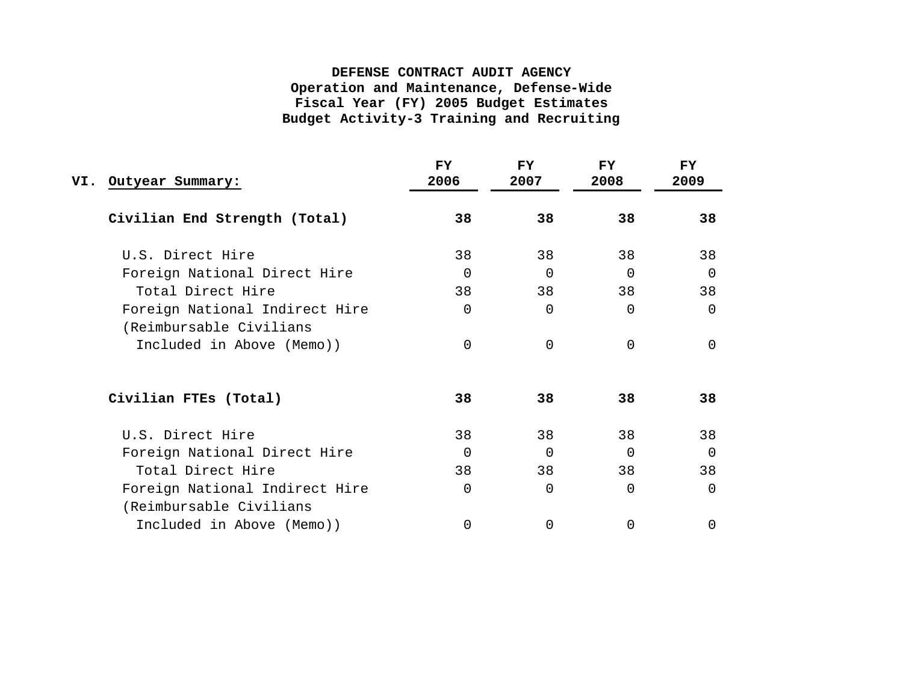**DEFENSE CONTRACT AUDIT AGENCY**
**Operation and Maintenance, Defense-Wide**
**Fiscal Year (FY) 2005 Budget Estimates**
**Budget Activity-3 Training and Recruiting**

| VI. Outyear Summary: | FY 2006 | FY 2007 | FY 2008 | FY 2009 |
|---|---|---|---|---|
| **Civilian End Strength (Total)** | **38** | **38** | **38** | **38** |
| U.S. Direct Hire | 38 | 38 | 38 | 38 |
| Foreign National Direct Hire | 0 | 0 | 0 | 0 |
| Total Direct Hire | 38 | 38 | 38 | 38 |
| Foreign National Indirect Hire | 0 | 0 | 0 | 0 |
| (Reimbursable Civilians Included in Above (Memo)) | 0 | 0 | 0 | 0 |
| **Civilian FTEs (Total)** | **38** | **38** | **38** | **38** |
| U.S. Direct Hire | 38 | 38 | 38 | 38 |
| Foreign National Direct Hire | 0 | 0 | 0 | 0 |
| Total Direct Hire | 38 | 38 | 38 | 38 |
| Foreign National Indirect Hire | 0 | 0 | 0 | 0 |
| (Reimbursable Civilians Included in Above (Memo)) | 0 | 0 | 0 | 0 |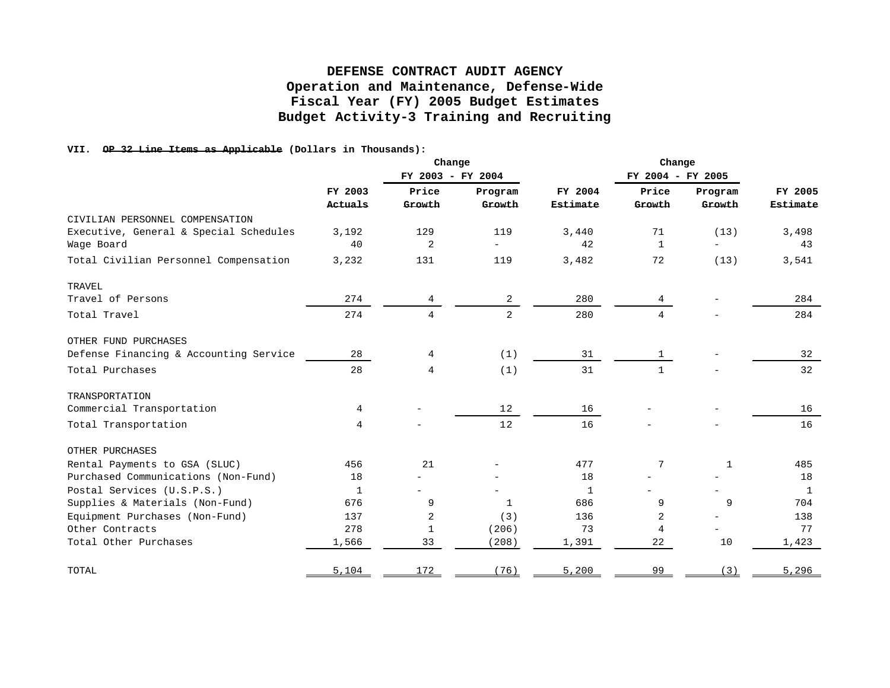# DEFENSE CONTRACT AUDIT AGENCY
## Operation and Maintenance, Defense-Wide
## Fiscal Year (FY) 2005 Budget Estimates
## Budget Activity-3 Training and Recruiting

**VII. OP 32 Line Items as Applicable (Dollars in Thousands):**

| | | Change FY 2003 - FY 2004 | | | Change FY 2004 - FY 2005 | | |
|---|---|---|---|---|---|---|---|
| | FY 2003 Actuals | Price Growth | Program Growth | FY 2004 Estimate | Price Growth | Program Growth | FY 2005 Estimate |
| CIVILIAN PERSONNEL COMPENSATION | | | | | | | |
| Executive, General & Special Schedules | 3,192 | 129 | 119 | 3,440 | 71 | (13) | 3,498 |
| Wage Board | 40 | 2 | - | 42 | 1 | - | 43 |
| Total Civilian Personnel Compensation | 3,232 | 131 | 119 | 3,482 | 72 | (13) | 3,541 |
| TRAVEL | | | | | | | |
| Travel of Persons | 274 | 4 | 2 | 280 | 4 | - | 284 |
| Total Travel | 274 | 4 | 2 | 280 | 4 | - | 284 |
| OTHER FUND PURCHASES | | | | | | | |
| Defense Financing & Accounting Service | 28 | 4 | (1) | 31 | 1 | - | 32 |
| Total Purchases | 28 | 4 | (1) | 31 | 1 | - | 32 |
| TRANSPORTATION | | | | | | | |
| Commercial Transportation | 4 | - | 12 | 16 | - | - | 16 |
| Total Transportation | 4 | - | 12 | 16 | - | - | 16 |
| OTHER PURCHASES | | | | | | | |
| Rental Payments to GSA (SLUC) | 456 | 21 | - | 477 | 7 | 1 | 485 |
| Purchased Communications (Non-Fund) | 18 | - | - | 18 | - | - | 18 |
| Postal Services (U.S.P.S.) | 1 | - | - | 1 | - | - | 1 |
| Supplies & Materials (Non-Fund) | 676 | 9 | 1 | 686 | 9 | 9 | 704 |
| Equipment Purchases (Non-Fund) | 137 | 2 | (3) | 136 | 2 | - | 138 |
| Other Contracts | 278 | 1 | (206) | 73 | 4 | - | 77 |
| Total Other Purchases | 1,566 | 33 | (208) | 1,391 | 22 | 10 | 1,423 |
| TOTAL | 5,104 | 172 | (76) | 5,200 | 99 | (3) | 5,296 |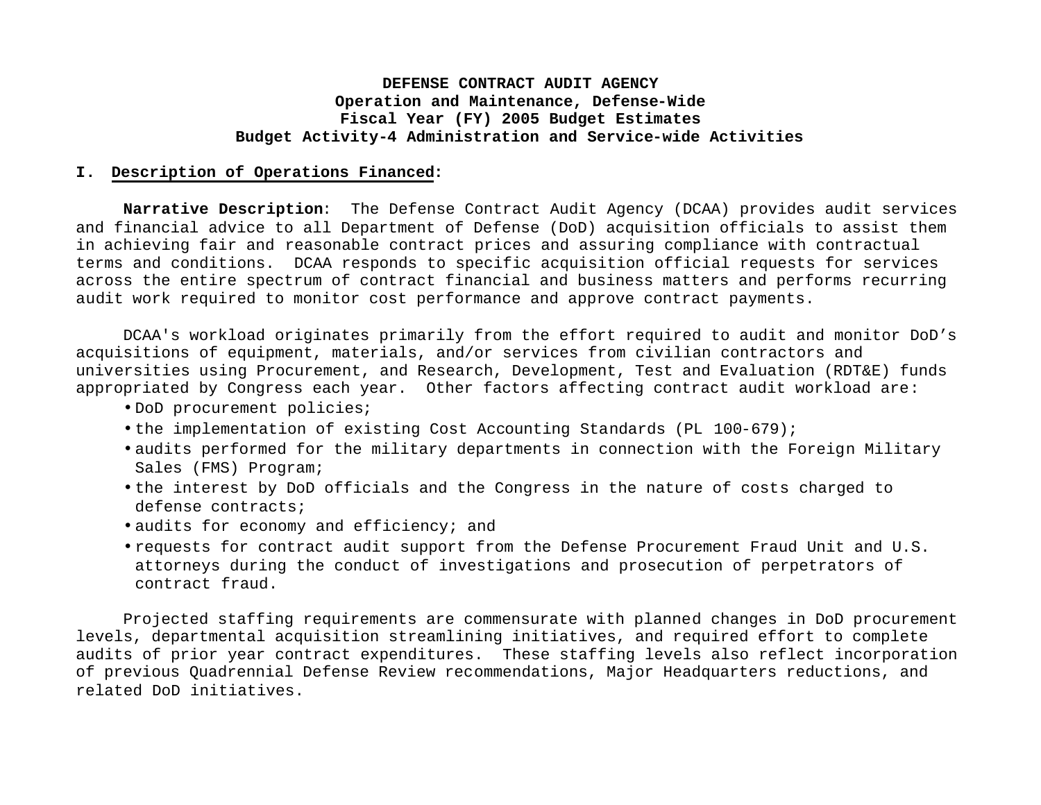**DEFENSE CONTRACT AUDIT AGENCY**
**Operation and Maintenance, Defense-Wide**
**Fiscal Year (FY) 2005 Budget Estimates**
**Budget Activity-4 Administration and Service-wide Activities**

## I. Description of Operations Financed:

**Narrative Description**: The Defense Contract Audit Agency (DCAA) provides audit services and financial advice to all Department of Defense (DoD) acquisition officials to assist them in achieving fair and reasonable contract prices and assuring compliance with contractual terms and conditions. DCAA responds to specific acquisition official requests for services across the entire spectrum of contract financial and business matters and performs recurring audit work required to monitor cost performance and approve contract payments.

DCAA's workload originates primarily from the effort required to audit and monitor DoD's acquisitions of equipment, materials, and/or services from civilian contractors and universities using Procurement, and Research, Development, Test and Evaluation (RDT&E) funds appropriated by Congress each year. Other factors affecting contract audit workload are:

- DoD procurement policies;
- the implementation of existing Cost Accounting Standards (PL 100-679);
- audits performed for the military departments in connection with the Foreign Military Sales (FMS) Program;
- the interest by DoD officials and the Congress in the nature of costs charged to defense contracts;
- audits for economy and efficiency; and
- requests for contract audit support from the Defense Procurement Fraud Unit and U.S. attorneys during the conduct of investigations and prosecution of perpetrators of contract fraud.

Projected staffing requirements are commensurate with planned changes in DoD procurement levels, departmental acquisition streamlining initiatives, and required effort to complete audits of prior year contract expenditures. These staffing levels also reflect incorporation of previous Quadrennial Defense Review recommendations, Major Headquarters reductions, and related DoD initiatives.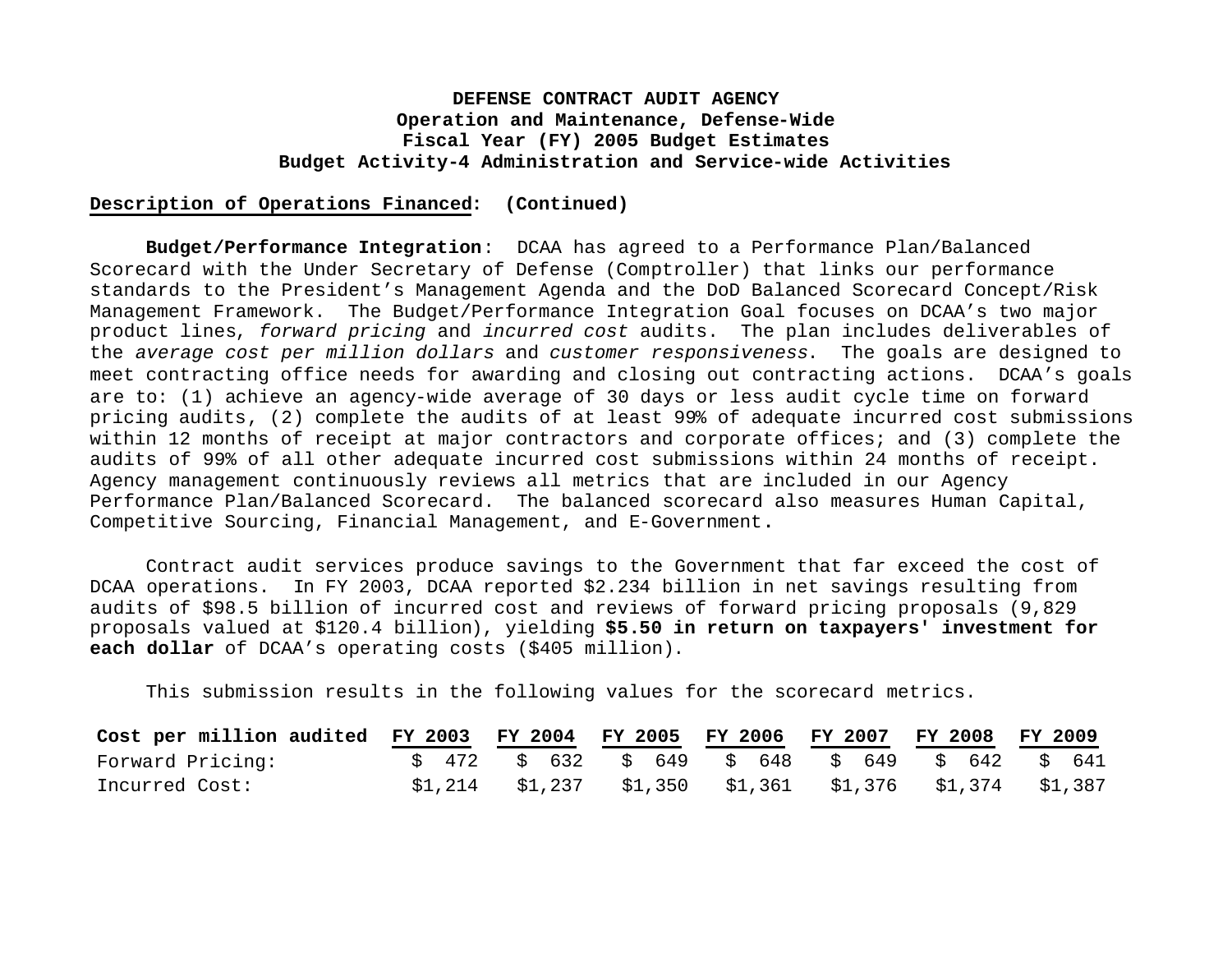**DEFENSE CONTRACT AUDIT AGENCY**
**Operation and Maintenance, Defense-Wide**
**Fiscal Year (FY) 2005 Budget Estimates**
**Budget Activity-4 Administration and Service-wide Activities**

**Description of Operations Financed: (Continued)**

**Budget/Performance Integration**: DCAA has agreed to a Performance Plan/Balanced Scorecard with the Under Secretary of Defense (Comptroller) that links our performance standards to the President's Management Agenda and the DoD Balanced Scorecard Concept/Risk Management Framework. The Budget/Performance Integration Goal focuses on DCAA's two major product lines, *forward pricing* and *incurred cost* audits. The plan includes deliverables of the *average cost per million dollars* and *customer responsiveness*. The goals are designed to meet contracting office needs for awarding and closing out contracting actions. DCAA's goals are to: (1) achieve an agency-wide average of 30 days or less audit cycle time on forward pricing audits, (2) complete the audits of at least 99% of adequate incurred cost submissions within 12 months of receipt at major contractors and corporate offices; and (3) complete the audits of 99% of all other adequate incurred cost submissions within 24 months of receipt. Agency management continuously reviews all metrics that are included in our Agency Performance Plan/Balanced Scorecard. The balanced scorecard also measures Human Capital, Competitive Sourcing, Financial Management, and E-Government.

Contract audit services produce savings to the Government that far exceed the cost of DCAA operations. In FY 2003, DCAA reported $2.234 billion in net savings resulting from audits of $98.5 billion of incurred cost and reviews of forward pricing proposals (9,829 proposals valued at $120.4 billion), yielding **$5.50 in return on taxpayers' investment for each dollar** of DCAA's operating costs ($405 million).

This submission results in the following values for the scorecard metrics.

| Cost per million audited | FY 2003 | FY 2004 | FY 2005 | FY 2006 | FY 2007 | FY 2008 | FY 2009 |
|---|---|---|---|---|---|---|---|
| Forward Pricing: | $ 472 | $ 632 | $ 649 | $ 648 | $ 649 | $ 642 | $ 641 |
| Incurred Cost: | $1,214 | $1,237 | $1,350 | $1,361 | $1,376 | $1,374 | $1,387 |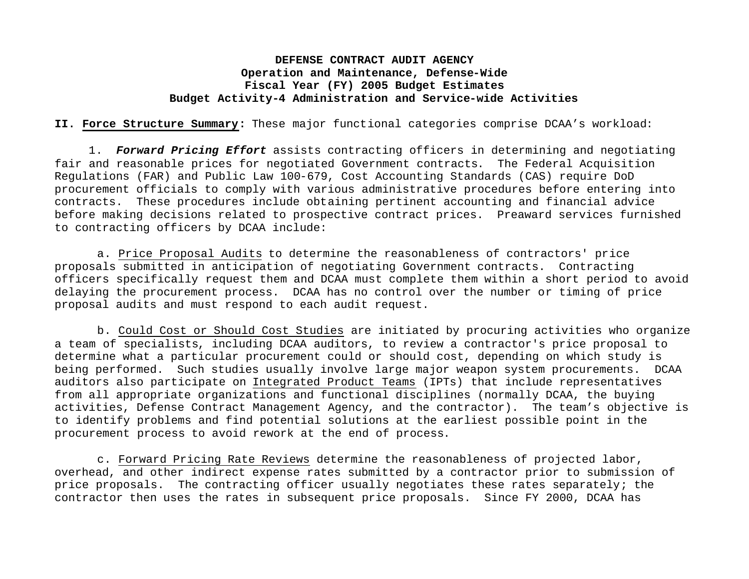**DEFENSE CONTRACT AUDIT AGENCY**
**Operation and Maintenance, Defense-Wide**
**Fiscal Year (FY) 2005 Budget Estimates**
**Budget Activity-4 Administration and Service-wide Activities**

**II. Force Structure Summary:** These major functional categories comprise DCAA's workload:

1. ***Forward Pricing Effort*** assists contracting officers in determining and negotiating fair and reasonable prices for negotiated Government contracts. The Federal Acquisition Regulations (FAR) and Public Law 100-679, Cost Accounting Standards (CAS) require DoD procurement officials to comply with various administrative procedures before entering into contracts. These procedures include obtaining pertinent accounting and financial advice before making decisions related to prospective contract prices. Preaward services furnished to contracting officers by DCAA include:

a. Price Proposal Audits to determine the reasonableness of contractors' price proposals submitted in anticipation of negotiating Government contracts. Contracting officers specifically request them and DCAA must complete them within a short period to avoid delaying the procurement process. DCAA has no control over the number or timing of price proposal audits and must respond to each audit request.

b. Could Cost or Should Cost Studies are initiated by procuring activities who organize a team of specialists, including DCAA auditors, to review a contractor's price proposal to determine what a particular procurement could or should cost, depending on which study is being performed. Such studies usually involve large major weapon system procurements. DCAA auditors also participate on Integrated Product Teams (IPTs) that include representatives from all appropriate organizations and functional disciplines (normally DCAA, the buying activities, Defense Contract Management Agency, and the contractor). The team's objective is to identify problems and find potential solutions at the earliest possible point in the procurement process to avoid rework at the end of process.

c. Forward Pricing Rate Reviews determine the reasonableness of projected labor, overhead, and other indirect expense rates submitted by a contractor prior to submission of price proposals. The contracting officer usually negotiates these rates separately; the contractor then uses the rates in subsequent price proposals. Since FY 2000, DCAA has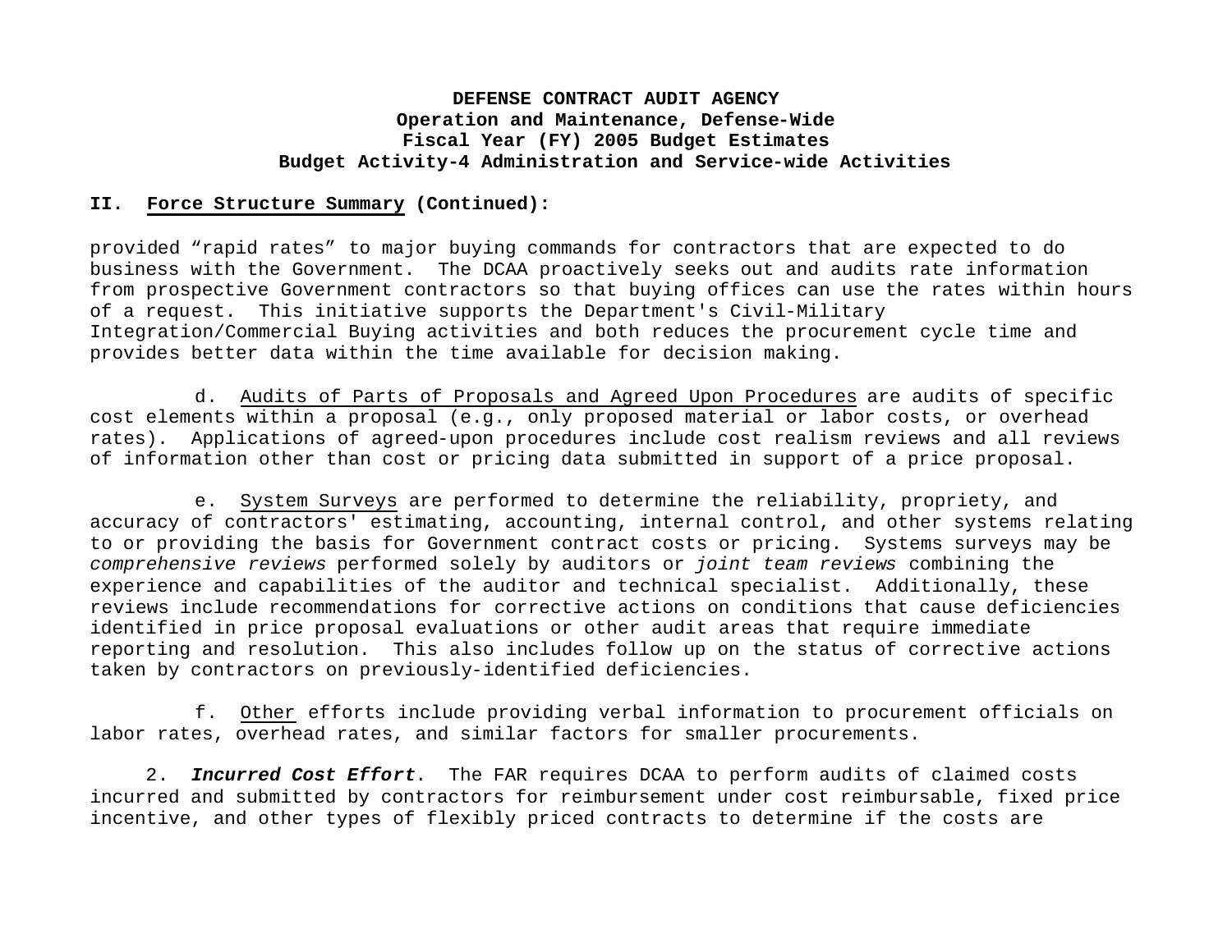**II. Force Structure Summary (Continued):**

provided "rapid rates" to major buying commands for contractors that are expected to do business with the Government. The DCAA proactively seeks out and audits rate information from prospective Government contractors so that buying offices can use the rates within hours of a request. This initiative supports the Department's Civil-Military Integration/Commercial Buying activities and both reduces the procurement cycle time and provides better data within the time available for decision making.

d. Audits of Parts of Proposals and Agreed Upon Procedures are audits of specific cost elements within a proposal (e.g., only proposed material or labor costs, or overhead rates). Applications of agreed-upon procedures include cost realism reviews and all reviews of information other than cost or pricing data submitted in support of a price proposal.

e. System Surveys are performed to determine the reliability, propriety, and accuracy of contractors' estimating, accounting, internal control, and other systems relating to or providing the basis for Government contract costs or pricing. Systems surveys may be *comprehensive reviews* performed solely by auditors or *joint team reviews* combining the experience and capabilities of the auditor and technical specialist. Additionally, these reviews include recommendations for corrective actions on conditions that cause deficiencies identified in price proposal evaluations or other audit areas that require immediate reporting and resolution. This also includes follow up on the status of corrective actions taken by contractors on previously-identified deficiencies.

f. Other efforts include providing verbal information to procurement officials on labor rates, overhead rates, and similar factors for smaller procurements.

2. ***Incurred Cost Effort***. The FAR requires DCAA to perform audits of claimed costs incurred and submitted by contractors for reimbursement under cost reimbursable, fixed price incentive, and other types of flexibly priced contracts to determine if the costs are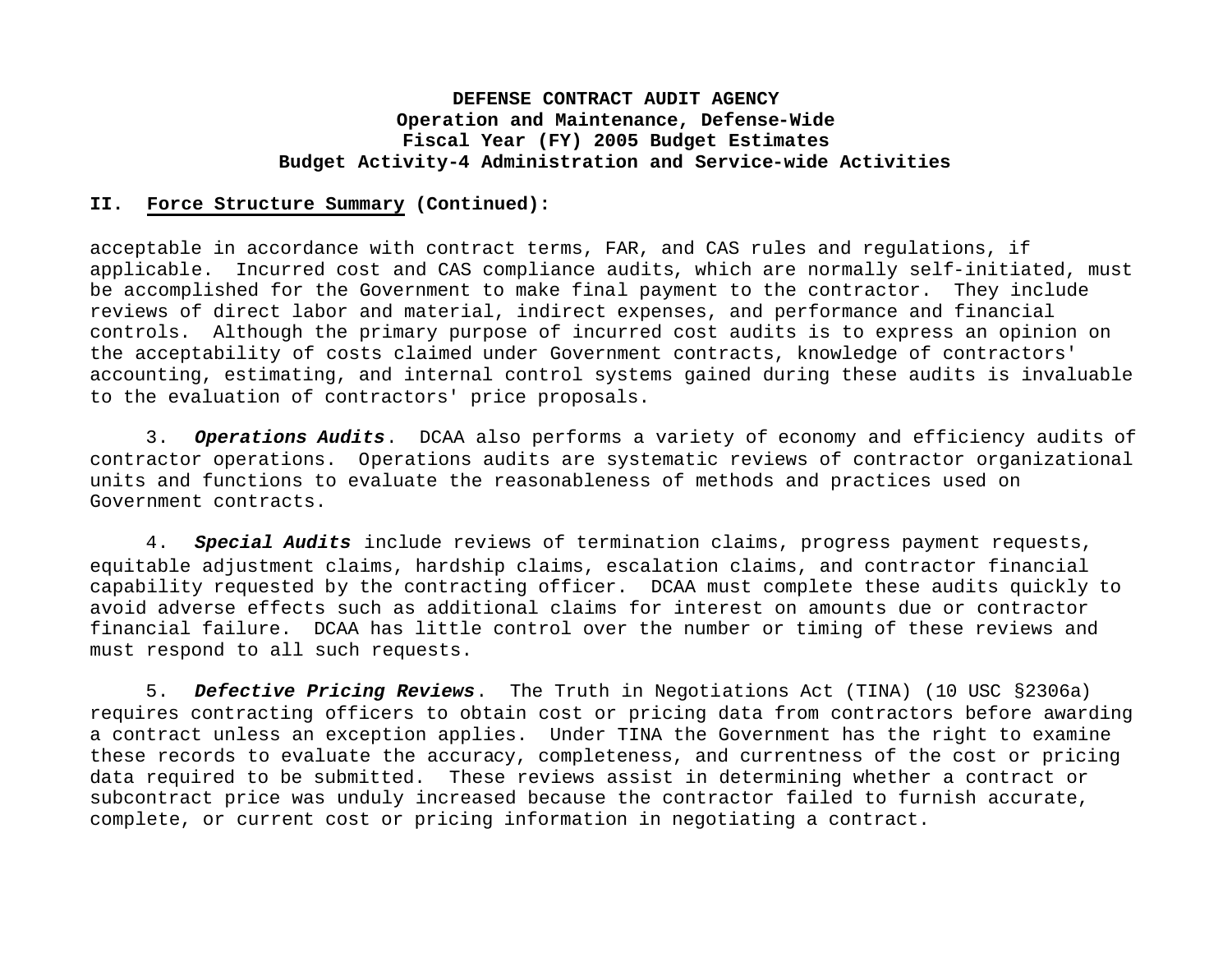**DEFENSE CONTRACT AUDIT AGENCY**
**Operation and Maintenance, Defense-Wide**
**Fiscal Year (FY) 2005 Budget Estimates**
**Budget Activity-4 Administration and Service-wide Activities**

## II. Force Structure Summary (Continued):

acceptable in accordance with contract terms, FAR, and CAS rules and regulations, if applicable. Incurred cost and CAS compliance audits, which are normally self-initiated, must be accomplished for the Government to make final payment to the contractor. They include reviews of direct labor and material, indirect expenses, and performance and financial controls. Although the primary purpose of incurred cost audits is to express an opinion on the acceptability of costs claimed under Government contracts, knowledge of contractors' accounting, estimating, and internal control systems gained during these audits is invaluable to the evaluation of contractors' price proposals.

3. ***Operations Audits***. DCAA also performs a variety of economy and efficiency audits of contractor operations. Operations audits are systematic reviews of contractor organizational units and functions to evaluate the reasonableness of methods and practices used on Government contracts.

4. ***Special Audits*** include reviews of termination claims, progress payment requests, equitable adjustment claims, hardship claims, escalation claims, and contractor financial capability requested by the contracting officer. DCAA must complete these audits quickly to avoid adverse effects such as additional claims for interest on amounts due or contractor financial failure. DCAA has little control over the number or timing of these reviews and must respond to all such requests.

5. ***Defective Pricing Reviews***. The Truth in Negotiations Act (TINA) (10 USC §2306a) requires contracting officers to obtain cost or pricing data from contractors before awarding a contract unless an exception applies. Under TINA the Government has the right to examine these records to evaluate the accuracy, completeness, and currentness of the cost or pricing data required to be submitted. These reviews assist in determining whether a contract or subcontract price was unduly increased because the contractor failed to furnish accurate, complete, or current cost or pricing information in negotiating a contract.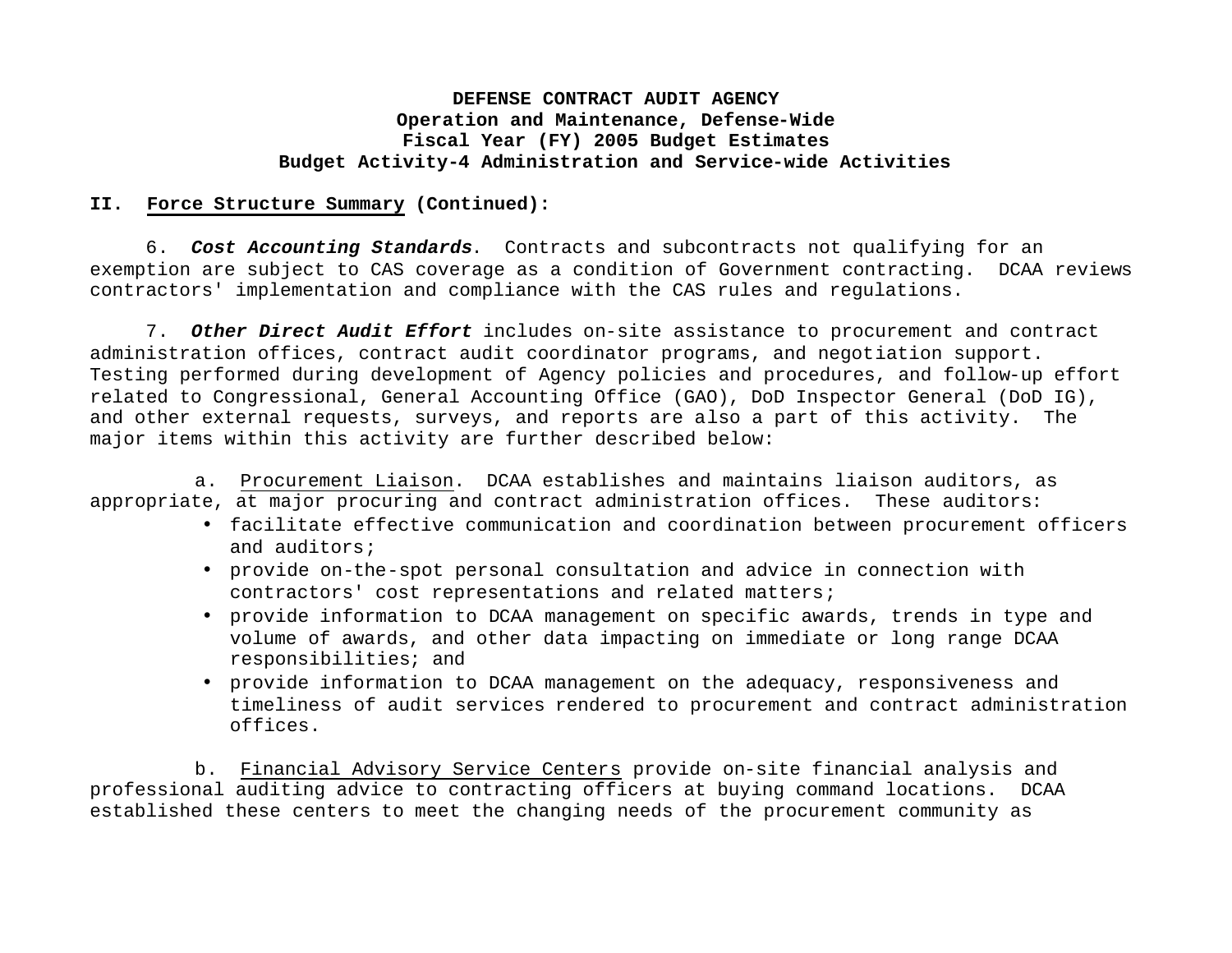**DEFENSE CONTRACT AUDIT AGENCY**
**Operation and Maintenance, Defense-Wide**
**Fiscal Year (FY) 2005 Budget Estimates**
**Budget Activity-4 Administration and Service-wide Activities**

**II. Force Structure Summary (Continued):**

6. ***Cost Accounting Standards***. Contracts and subcontracts not qualifying for an exemption are subject to CAS coverage as a condition of Government contracting. DCAA reviews contractors' implementation and compliance with the CAS rules and regulations.

7. ***Other Direct Audit Effort*** includes on-site assistance to procurement and contract administration offices, contract audit coordinator programs, and negotiation support. Testing performed during development of Agency policies and procedures, and follow-up effort related to Congressional, General Accounting Office (GAO), DoD Inspector General (DoD IG), and other external requests, surveys, and reports are also a part of this activity. The major items within this activity are further described below:

a. Procurement Liaison. DCAA establishes and maintains liaison auditors, as appropriate, at major procuring and contract administration offices. These auditors:

- facilitate effective communication and coordination between procurement officers and auditors;
- provide on-the-spot personal consultation and advice in connection with contractors' cost representations and related matters;
- provide information to DCAA management on specific awards, trends in type and volume of awards, and other data impacting on immediate or long range DCAA responsibilities; and
- provide information to DCAA management on the adequacy, responsiveness and timeliness of audit services rendered to procurement and contract administration offices.

b. Financial Advisory Service Centers provide on-site financial analysis and professional auditing advice to contracting officers at buying command locations. DCAA established these centers to meet the changing needs of the procurement community as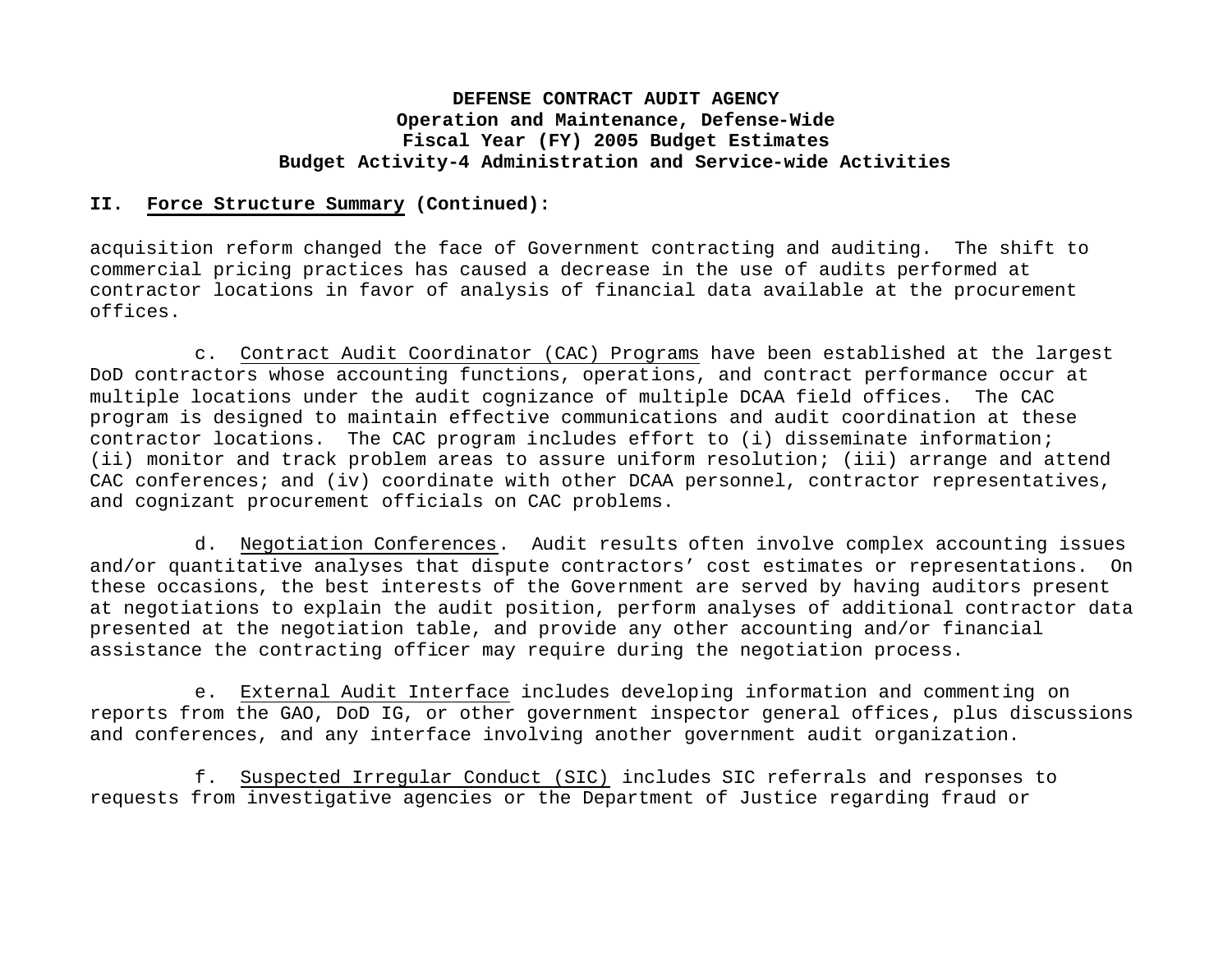**DEFENSE CONTRACT AUDIT AGENCY**
**Operation and Maintenance, Defense-Wide**
**Fiscal Year (FY) 2005 Budget Estimates**
**Budget Activity-4 Administration and Service-wide Activities**

**II. Force Structure Summary (Continued):**

acquisition reform changed the face of Government contracting and auditing. The shift to commercial pricing practices has caused a decrease in the use of audits performed at contractor locations in favor of analysis of financial data available at the procurement offices.

c. Contract Audit Coordinator (CAC) Programs have been established at the largest DoD contractors whose accounting functions, operations, and contract performance occur at multiple locations under the audit cognizance of multiple DCAA field offices. The CAC program is designed to maintain effective communications and audit coordination at these contractor locations. The CAC program includes effort to (i) disseminate information; (ii) monitor and track problem areas to assure uniform resolution; (iii) arrange and attend CAC conferences; and (iv) coordinate with other DCAA personnel, contractor representatives, and cognizant procurement officials on CAC problems.

d. Negotiation Conferences. Audit results often involve complex accounting issues and/or quantitative analyses that dispute contractors' cost estimates or representations. On these occasions, the best interests of the Government are served by having auditors present at negotiations to explain the audit position, perform analyses of additional contractor data presented at the negotiation table, and provide any other accounting and/or financial assistance the contracting officer may require during the negotiation process.

e. External Audit Interface includes developing information and commenting on reports from the GAO, DoD IG, or other government inspector general offices, plus discussions and conferences, and any interface involving another government audit organization.

f. Suspected Irregular Conduct (SIC) includes SIC referrals and responses to requests from investigative agencies or the Department of Justice regarding fraud or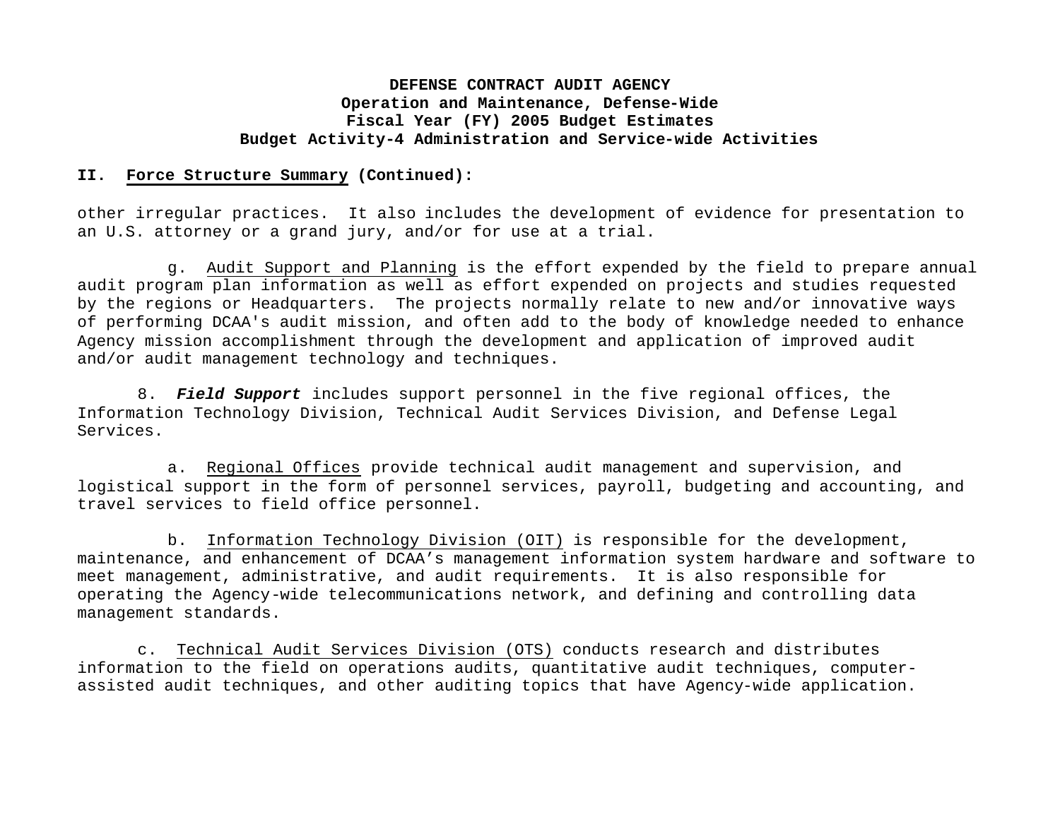**DEFENSE CONTRACT AUDIT AGENCY**
**Operation and Maintenance, Defense-Wide**
**Fiscal Year (FY) 2005 Budget Estimates**
**Budget Activity-4 Administration and Service-wide Activities**

**II. Force Structure Summary (Continued):**

other irregular practices. It also includes the development of evidence for presentation to an U.S. attorney or a grand jury, and/or for use at a trial.

g. Audit Support and Planning is the effort expended by the field to prepare annual audit program plan information as well as effort expended on projects and studies requested by the regions or Headquarters. The projects normally relate to new and/or innovative ways of performing DCAA's audit mission, and often add to the body of knowledge needed to enhance Agency mission accomplishment through the development and application of improved audit and/or audit management technology and techniques.

8. ***Field Support*** includes support personnel in the five regional offices, the Information Technology Division, Technical Audit Services Division, and Defense Legal Services.

a. Regional Offices provide technical audit management and supervision, and logistical support in the form of personnel services, payroll, budgeting and accounting, and travel services to field office personnel.

b. Information Technology Division (OIT) is responsible for the development, maintenance, and enhancement of DCAA’s management information system hardware and software to meet management, administrative, and audit requirements. It is also responsible for operating the Agency-wide telecommunications network, and defining and controlling data management standards.

c. Technical Audit Services Division (OTS) conducts research and distributes information to the field on operations audits, quantitative audit techniques, computer-assisted audit techniques, and other auditing topics that have Agency-wide application.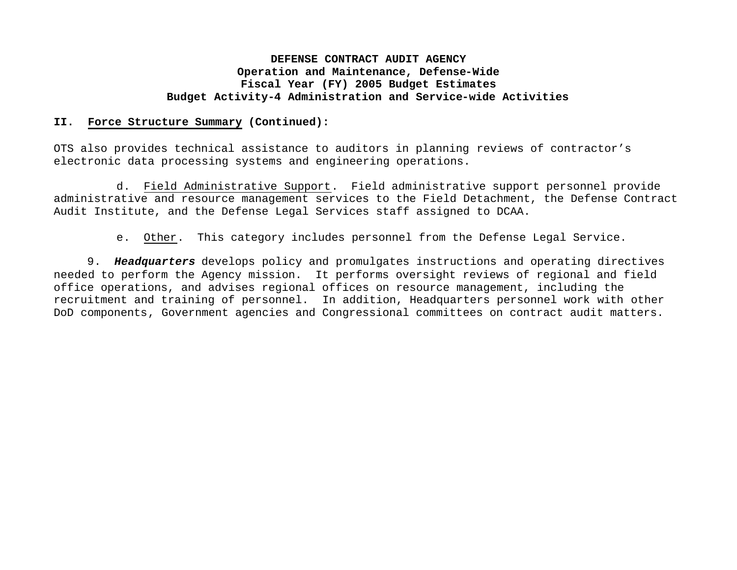**DEFENSE CONTRACT AUDIT AGENCY**
**Operation and Maintenance, Defense-Wide**
**Fiscal Year (FY) 2005 Budget Estimates**
**Budget Activity-4 Administration and Service-wide Activities**

**II. Force Structure Summary (Continued):**

OTS also provides technical assistance to auditors in planning reviews of contractor's electronic data processing systems and engineering operations.

d. Field Administrative Support. Field administrative support personnel provide administrative and resource management services to the Field Detachment, the Defense Contract Audit Institute, and the Defense Legal Services staff assigned to DCAA.

e. Other. This category includes personnel from the Defense Legal Service.

9. ***Headquarters*** develops policy and promulgates instructions and operating directives needed to perform the Agency mission. It performs oversight reviews of regional and field office operations, and advises regional offices on resource management, including the recruitment and training of personnel. In addition, Headquarters personnel work with other DoD components, Government agencies and Congressional committees on contract audit matters.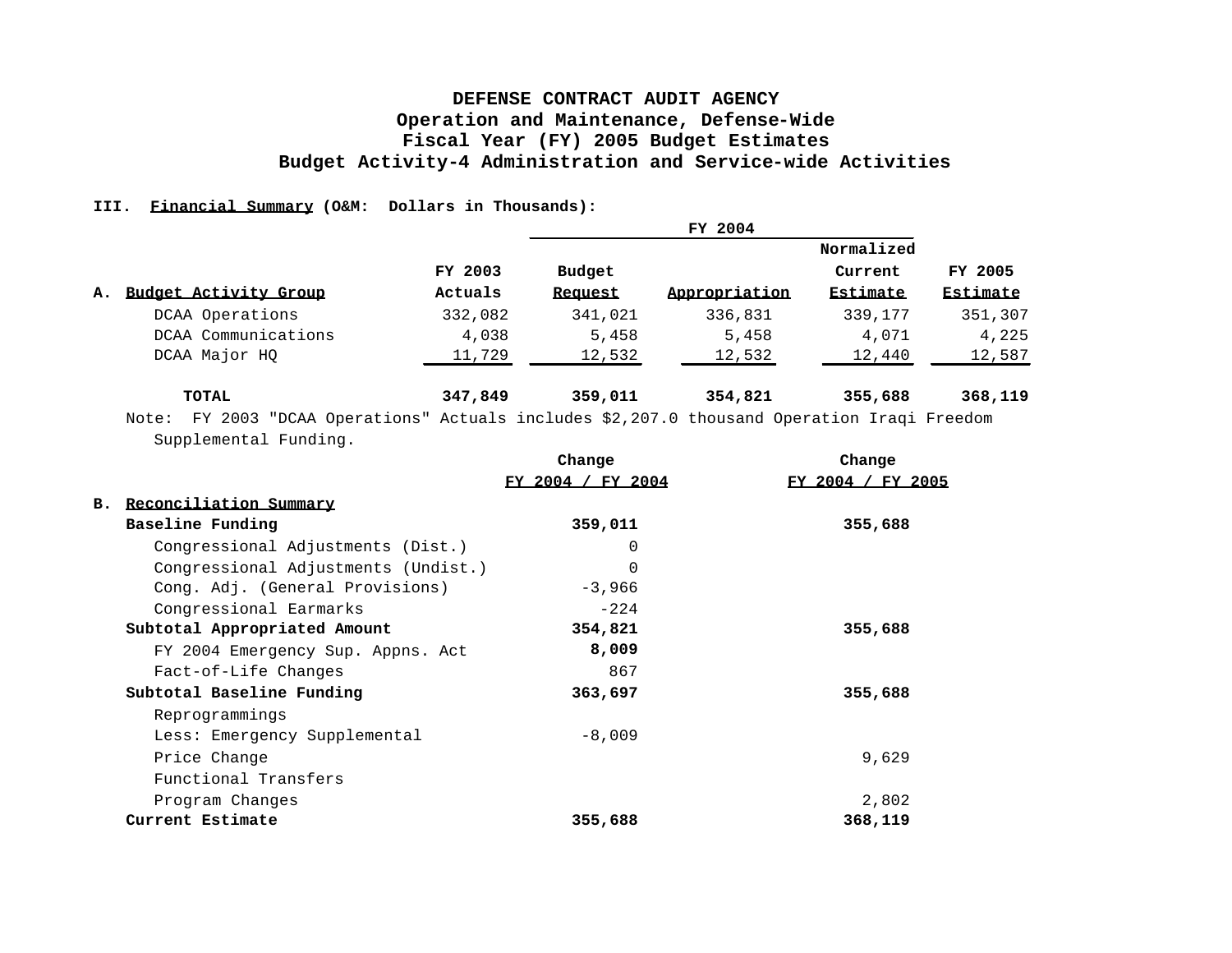**DEFENSE CONTRACT AUDIT AGENCY**
**Operation and Maintenance, Defense-Wide**
**Fiscal Year (FY) 2005 Budget Estimates**
**Budget Activity-4 Administration and Service-wide Activities**

**III. Financial Summary (O&M: Dollars in Thousands):**

| A. Budget Activity Group | FY 2003 Actuals | FY 2004 Budget Request | FY 2004 Appropriation | FY 2004 Normalized Current Estimate | FY 2005 Estimate |
|---|---|---|---|---|---|
| DCAA Operations | 332,082 | 341,021 | 336,831 | 339,177 | 351,307 |
| DCAA Communications | 4,038 | 5,458 | 5,458 | 4,071 | 4,225 |
| DCAA Major HQ | 11,729 | 12,532 | 12,532 | 12,440 | 12,587 |
| **TOTAL** | **347,849** | **359,011** | **354,821** | **355,688** | **368,119** |

Note: FY 2003 "DCAA Operations" Actuals includes $2,207.0 thousand Operation Iraqi Freedom Supplemental Funding.

| B. Reconciliation Summary | Change FY 2004 / FY 2004 | Change FY 2004 / FY 2005 |
|---|---|---|
| **Baseline Funding** | **359,011** | **355,688** |
| Congressional Adjustments (Dist.) | 0 | |
| Congressional Adjustments (Undist.) | 0 | |
| Cong. Adj. (General Provisions) | -3,966 | |
| Congressional Earmarks | -224 | |
| **Subtotal Appropriated Amount** | **354,821** | **355,688** |
| FY 2004 Emergency Sup. Appns. Act | 8,009 | |
| Fact-of-Life Changes | 867 | |
| **Subtotal Baseline Funding** | **363,697** | **355,688** |
| Reprogrammings | | |
| Less: Emergency Supplemental | -8,009 | |
| Price Change | | 9,629 |
| Functional Transfers | | |
| Program Changes | | 2,802 |
| **Current Estimate** | **355,688** | **368,119** |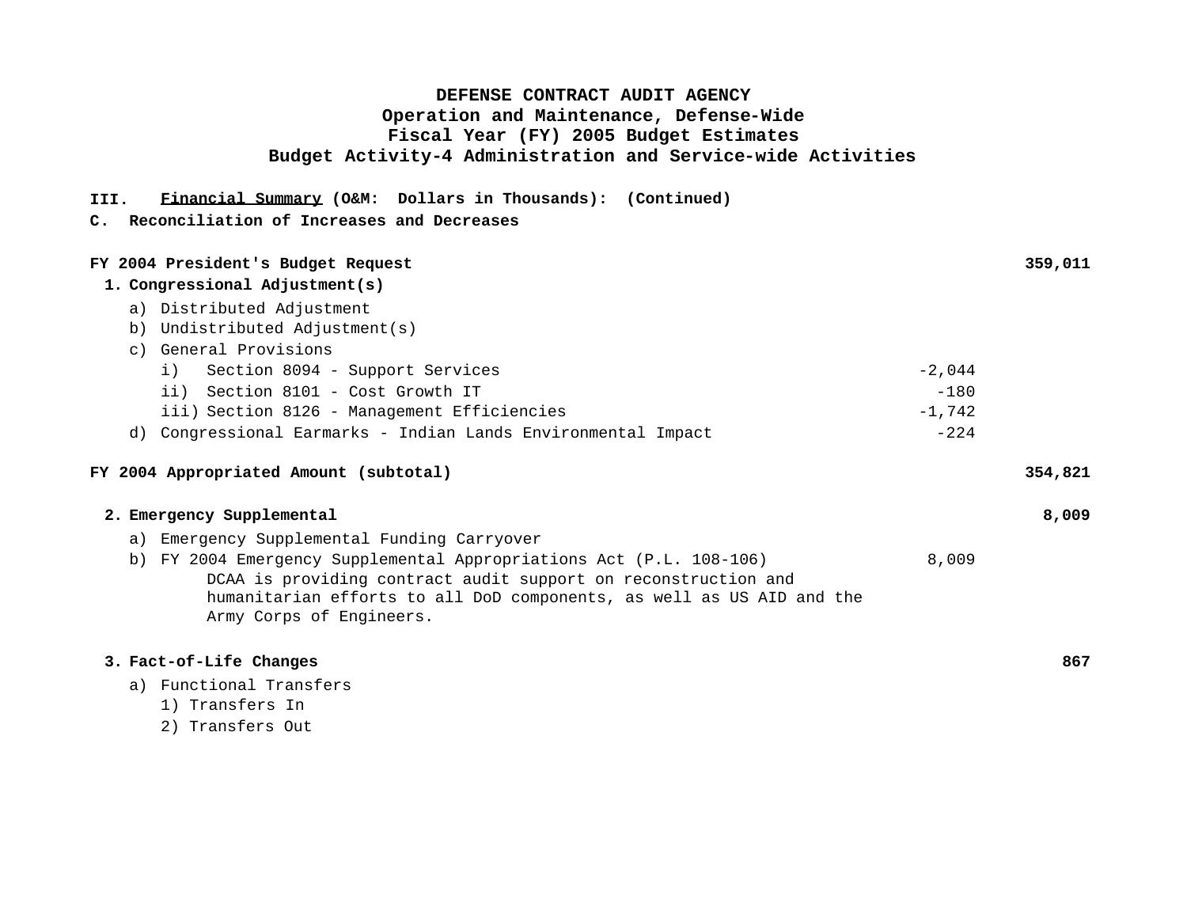**DEFENSE CONTRACT AUDIT AGENCY**
**Operation and Maintenance, Defense-Wide**
**Fiscal Year (FY) 2005 Budget Estimates**
**Budget Activity-4 Administration and Service-wide Activities**

**III. <u>Financial Summary</u> (O&M: Dollars in Thousands): (Continued)**

**C. Reconciliation of Increases and Decreases**

| | | |
|---|---|---|
| **FY 2004 President's Budget Request** | | **359,011** |
| **1. Congressional Adjustment(s)** | | |
| a) Distributed Adjustment | | |
| b) Undistributed Adjustment(s) | | |
| c) General Provisions | | |
| i) Section 8094 - Support Services | -2,044 | |
| ii) Section 8101 - Cost Growth IT | -180 | |
| iii) Section 8126 - Management Efficiencies | -1,742 | |
| d) Congressional Earmarks - Indian Lands Environmental Impact | -224 | |
| **FY 2004 Appropriated Amount (subtotal)** | | **354,821** |
| **2. Emergency Supplemental** | | **8,009** |
| a) Emergency Supplemental Funding Carryover | | |
| b) FY 2004 Emergency Supplemental Appropriations Act (P.L. 108-106) DCAA is providing contract audit support on reconstruction and humanitarian efforts to all DoD components, as well as US AID and the Army Corps of Engineers. | 8,009 | |
| **3. Fact-of-Life Changes** | | **867** |
| a) Functional Transfers | | |
| 1) Transfers In | | |
| 2) Transfers Out | | |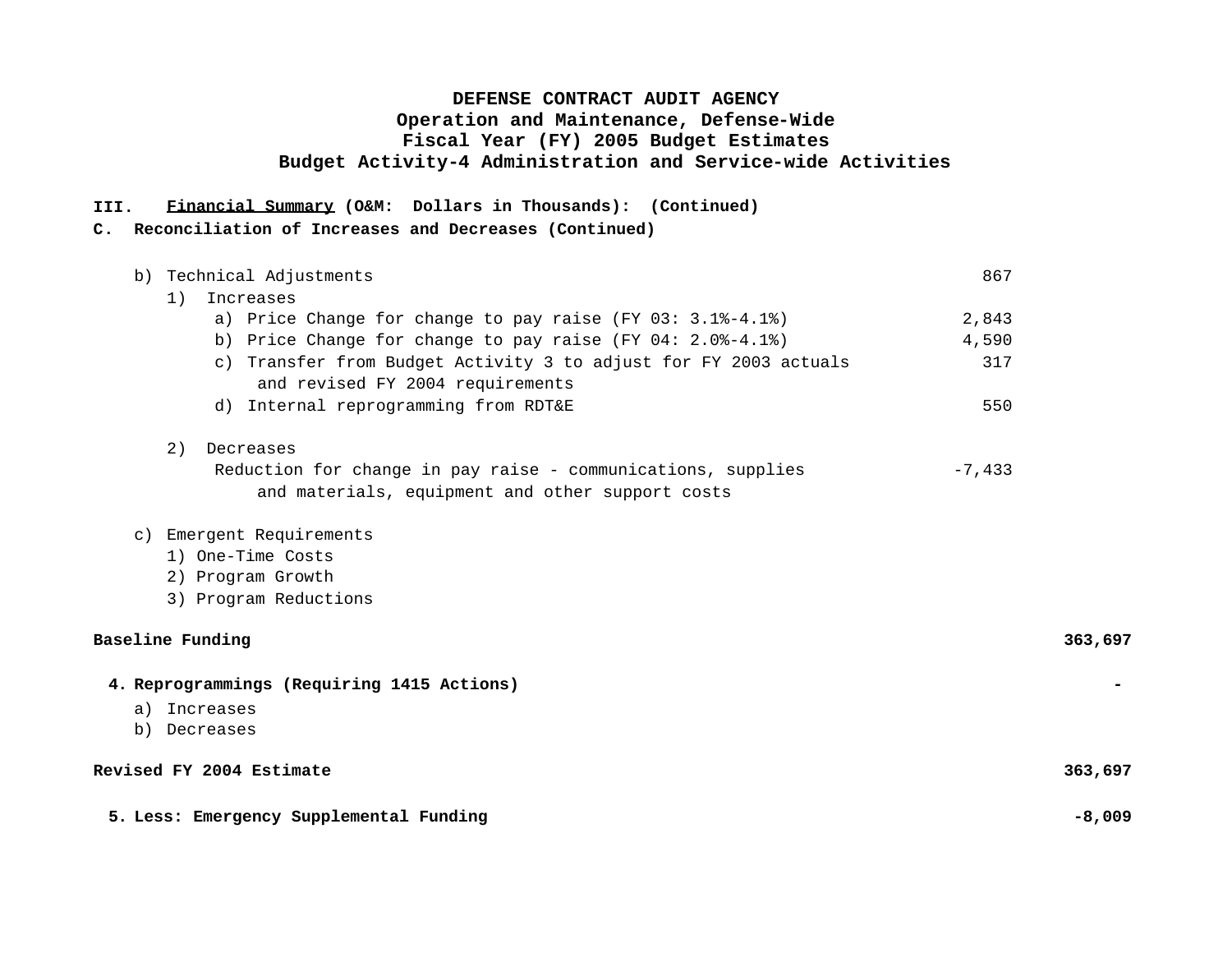**DEFENSE CONTRACT AUDIT AGENCY**
**Operation and Maintenance, Defense-Wide**
**Fiscal Year (FY) 2005 Budget Estimates**
**Budget Activity-4 Administration and Service-wide Activities**

**III. Financial Summary (O&M: Dollars in Thousands): (Continued)**

**C. Reconciliation of Increases and Decreases (Continued)**

| | | |
|---|---|---|
| b) Technical Adjustments | 867 | |
| 1) Increases | | |
| a) Price Change for change to pay raise (FY 03: 3.1%-4.1%) | 2,843 | |
| b) Price Change for change to pay raise (FY 04: 2.0%-4.1%) | 4,590 | |
| c) Transfer from Budget Activity 3 to adjust for FY 2003 actuals and revised FY 2004 requirements | 317 | |
| d) Internal reprogramming from RDT&E | 550 | |
| 2) Decreases | | |
| Reduction for change in pay raise - communications, supplies and materials, equipment and other support costs | -7,433 | |
| c) Emergent Requirements | | |
| 1) One-Time Costs | | |
| 2) Program Growth | | |
| 3) Program Reductions | | |
| **Baseline Funding** | | **363,697** |
| **4. Reprogrammings (Requiring 1415 Actions)** | | **-** |
| a) Increases | | |
| b) Decreases | | |
| **Revised FY 2004 Estimate** | | **363,697** |
| **5. Less: Emergency Supplemental Funding** | | **-8,009** |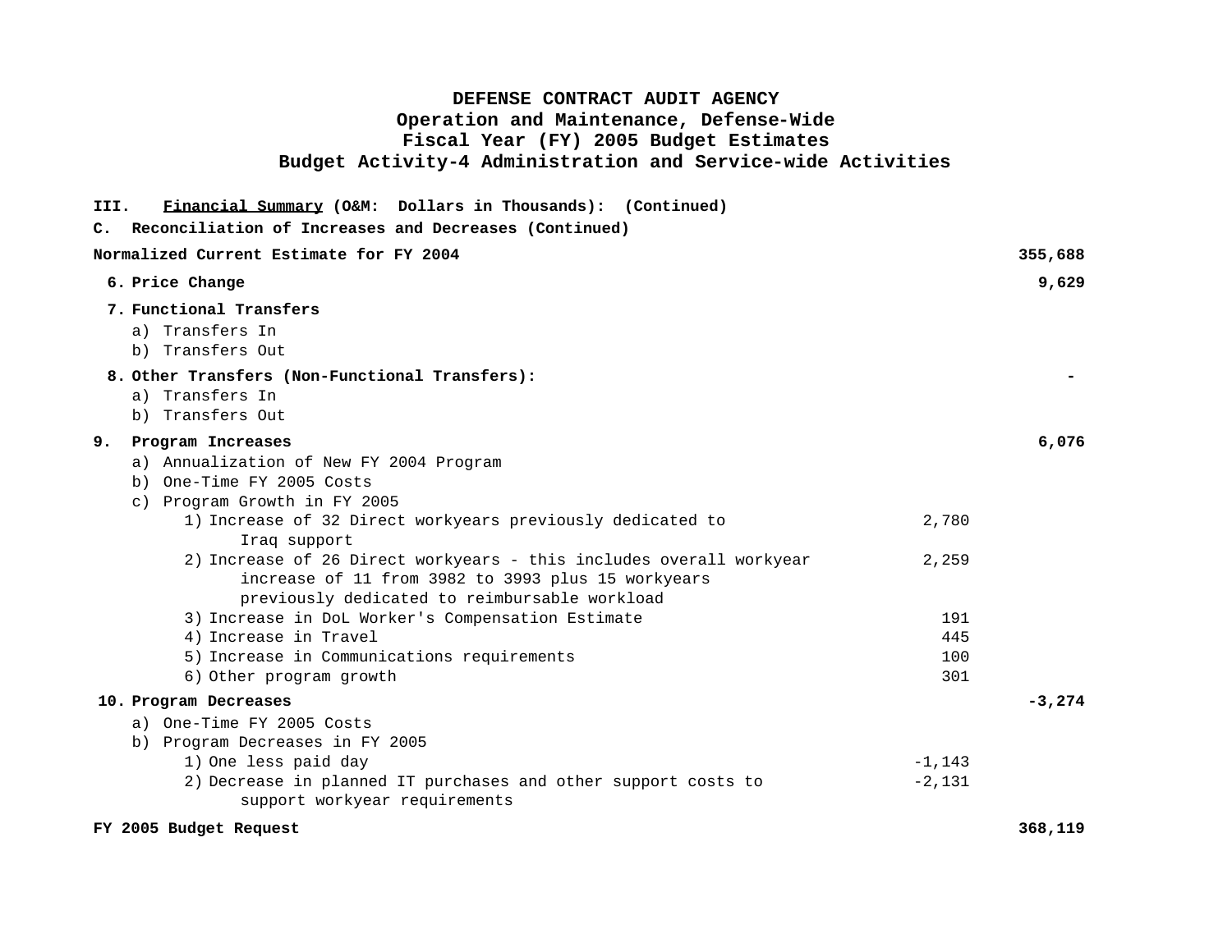**DEFENSE CONTRACT AUDIT AGENCY**
**Operation and Maintenance, Defense-Wide**
**Fiscal Year (FY) 2005 Budget Estimates**
**Budget Activity-4 Administration and Service-wide Activities**

**III. Financial Summary (O&M: Dollars in Thousands): (Continued)**

**C. Reconciliation of Increases and Decreases (Continued)**

| | | |
|---|---|---|
| **Normalized Current Estimate for FY 2004** | | **355,688** |
| **6. Price Change** | | **9,629** |
| **7. Functional Transfers** | | |
| a) Transfers In | | |
| b) Transfers Out | | |
| **8. Other Transfers (Non-Functional Transfers):** | | **-** |
| a) Transfers In | | |
| b) Transfers Out | | |
| **9. Program Increases** | | **6,076** |
| a) Annualization of New FY 2004 Program | | |
| b) One-Time FY 2005 Costs | | |
| c) Program Growth in FY 2005 | | |
| 1) Increase of 32 Direct workyears previously dedicated to Iraq support | 2,780 | |
| 2) Increase of 26 Direct workyears - this includes overall workyear increase of 11 from 3982 to 3993 plus 15 workyears previously dedicated to reimbursable workload | 2,259 | |
| 3) Increase in DoL Worker's Compensation Estimate | 191 | |
| 4) Increase in Travel | 445 | |
| 5) Increase in Communications requirements | 100 | |
| 6) Other program growth | 301 | |
| **10. Program Decreases** | | **-3,274** |
| a) One-Time FY 2005 Costs | | |
| b) Program Decreases in FY 2005 | | |
| 1) One less paid day | -1,143 | |
| 2) Decrease in planned IT purchases and other support costs to support workyear requirements | -2,131 | |
| **FY 2005 Budget Request** | | **368,119** |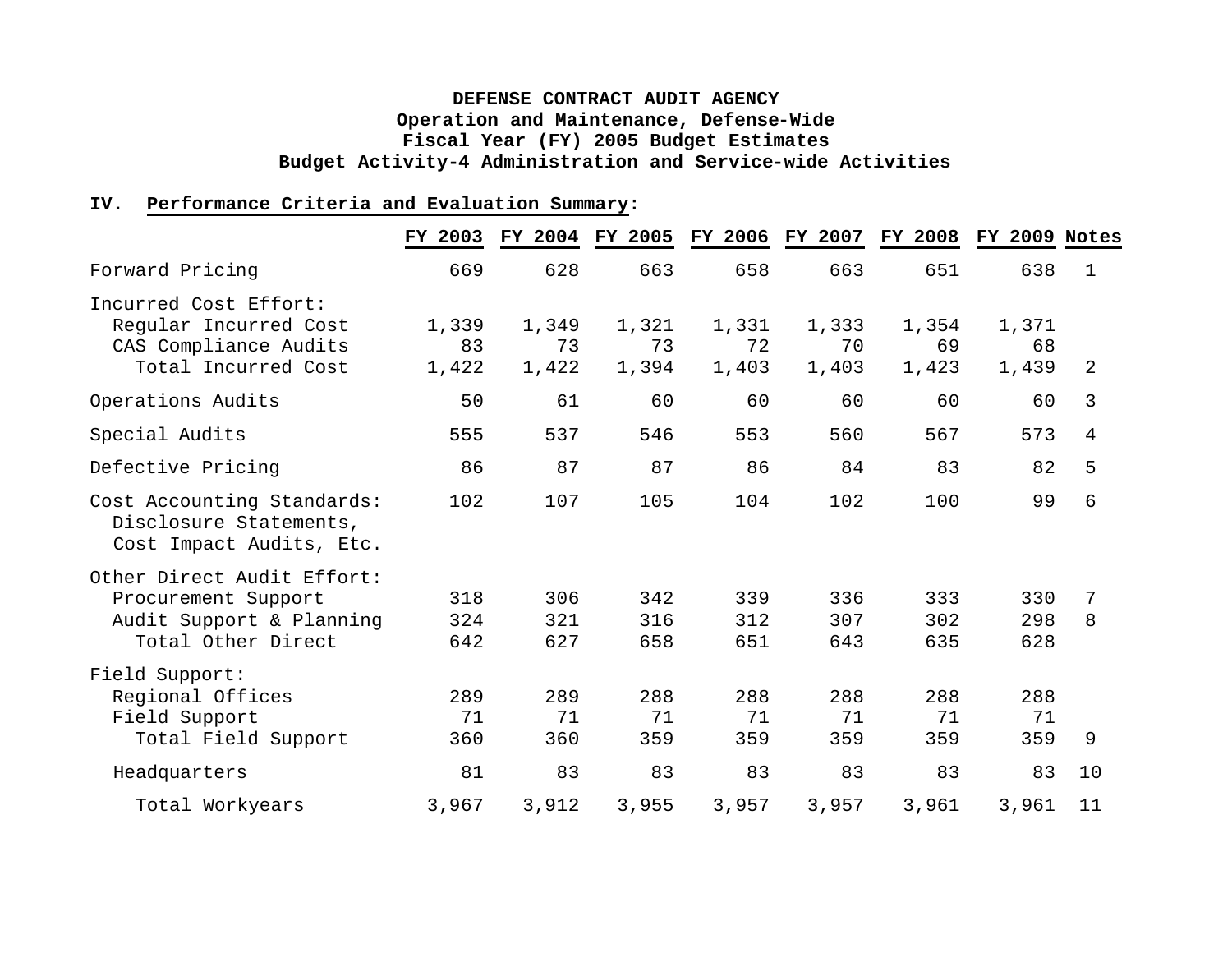**DEFENSE CONTRACT AUDIT AGENCY**
**Operation and Maintenance, Defense-Wide**
**Fiscal Year (FY) 2005 Budget Estimates**
**Budget Activity-4 Administration and Service-wide Activities**

**IV. Performance Criteria and Evaluation Summary:**

| | FY 2003 | FY 2004 | FY 2005 | FY 2006 | FY 2007 | FY 2008 | FY 2009 | Notes |
|---|---|---|---|---|---|---|---|---|
| Forward Pricing | 669 | 628 | 663 | 658 | 663 | 651 | 638 | 1 |
| Incurred Cost Effort: | | | | | | | | |
| Regular Incurred Cost | 1,339 | 1,349 | 1,321 | 1,331 | 1,333 | 1,354 | 1,371 | |
| CAS Compliance Audits | 83 | 73 | 73 | 72 | 70 | 69 | 68 | |
| Total Incurred Cost | 1,422 | 1,422 | 1,394 | 1,403 | 1,403 | 1,423 | 1,439 | 2 |
| Operations Audits | 50 | 61 | 60 | 60 | 60 | 60 | 60 | 3 |
| Special Audits | 555 | 537 | 546 | 553 | 560 | 567 | 573 | 4 |
| Defective Pricing | 86 | 87 | 87 | 86 | 84 | 83 | 82 | 5 |
| Cost Accounting Standards: Disclosure Statements, Cost Impact Audits, Etc. | 102 | 107 | 105 | 104 | 102 | 100 | 99 | 6 |
| Other Direct Audit Effort: | | | | | | | | |
| Procurement Support | 318 | 306 | 342 | 339 | 336 | 333 | 330 | 7 |
| Audit Support & Planning | 324 | 321 | 316 | 312 | 307 | 302 | 298 | 8 |
| Total Other Direct | 642 | 627 | 658 | 651 | 643 | 635 | 628 | |
| Field Support: | | | | | | | | |
| Regional Offices | 289 | 289 | 288 | 288 | 288 | 288 | 288 | |
| Field Support | 71 | 71 | 71 | 71 | 71 | 71 | 71 | |
| Total Field Support | 360 | 360 | 359 | 359 | 359 | 359 | 359 | 9 |
| Headquarters | 81 | 83 | 83 | 83 | 83 | 83 | 83 | 10 |
| Total Workyears | 3,967 | 3,912 | 3,955 | 3,957 | 3,957 | 3,961 | 3,961 | 11 |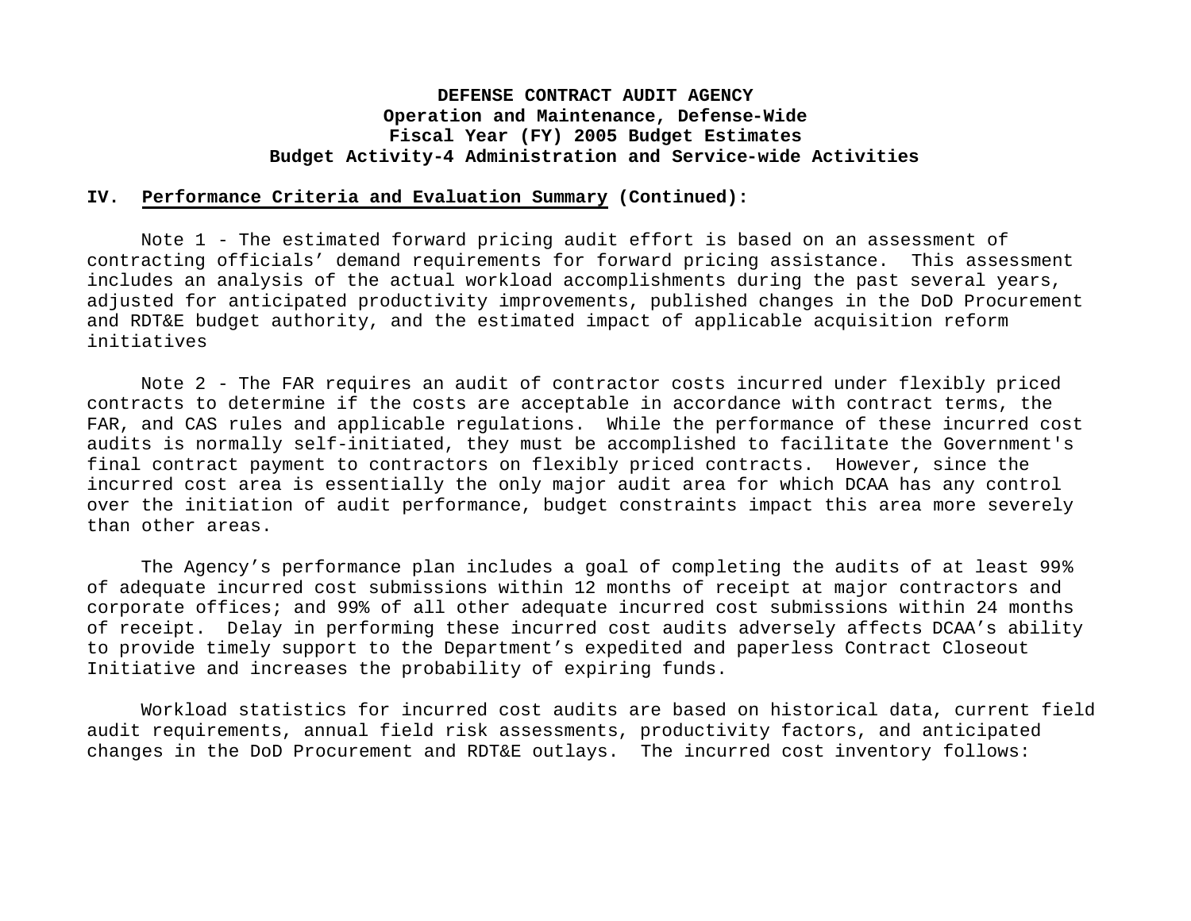**DEFENSE CONTRACT AUDIT AGENCY**
**Operation and Maintenance, Defense-Wide**
**Fiscal Year (FY) 2005 Budget Estimates**
**Budget Activity-4 Administration and Service-wide Activities**

**IV. Performance Criteria and Evaluation Summary (Continued):**

Note 1 - The estimated forward pricing audit effort is based on an assessment of contracting officials' demand requirements for forward pricing assistance. This assessment includes an analysis of the actual workload accomplishments during the past several years, adjusted for anticipated productivity improvements, published changes in the DoD Procurement and RDT&E budget authority, and the estimated impact of applicable acquisition reform initiatives

Note 2 - The FAR requires an audit of contractor costs incurred under flexibly priced contracts to determine if the costs are acceptable in accordance with contract terms, the FAR, and CAS rules and applicable regulations. While the performance of these incurred cost audits is normally self-initiated, they must be accomplished to facilitate the Government's final contract payment to contractors on flexibly priced contracts. However, since the incurred cost area is essentially the only major audit area for which DCAA has any control over the initiation of audit performance, budget constraints impact this area more severely than other areas.

The Agency's performance plan includes a goal of completing the audits of at least 99% of adequate incurred cost submissions within 12 months of receipt at major contractors and corporate offices; and 99% of all other adequate incurred cost submissions within 24 months of receipt. Delay in performing these incurred cost audits adversely affects DCAA's ability to provide timely support to the Department's expedited and paperless Contract Closeout Initiative and increases the probability of expiring funds.

Workload statistics for incurred cost audits are based on historical data, current field audit requirements, annual field risk assessments, productivity factors, and anticipated changes in the DoD Procurement and RDT&E outlays. The incurred cost inventory follows: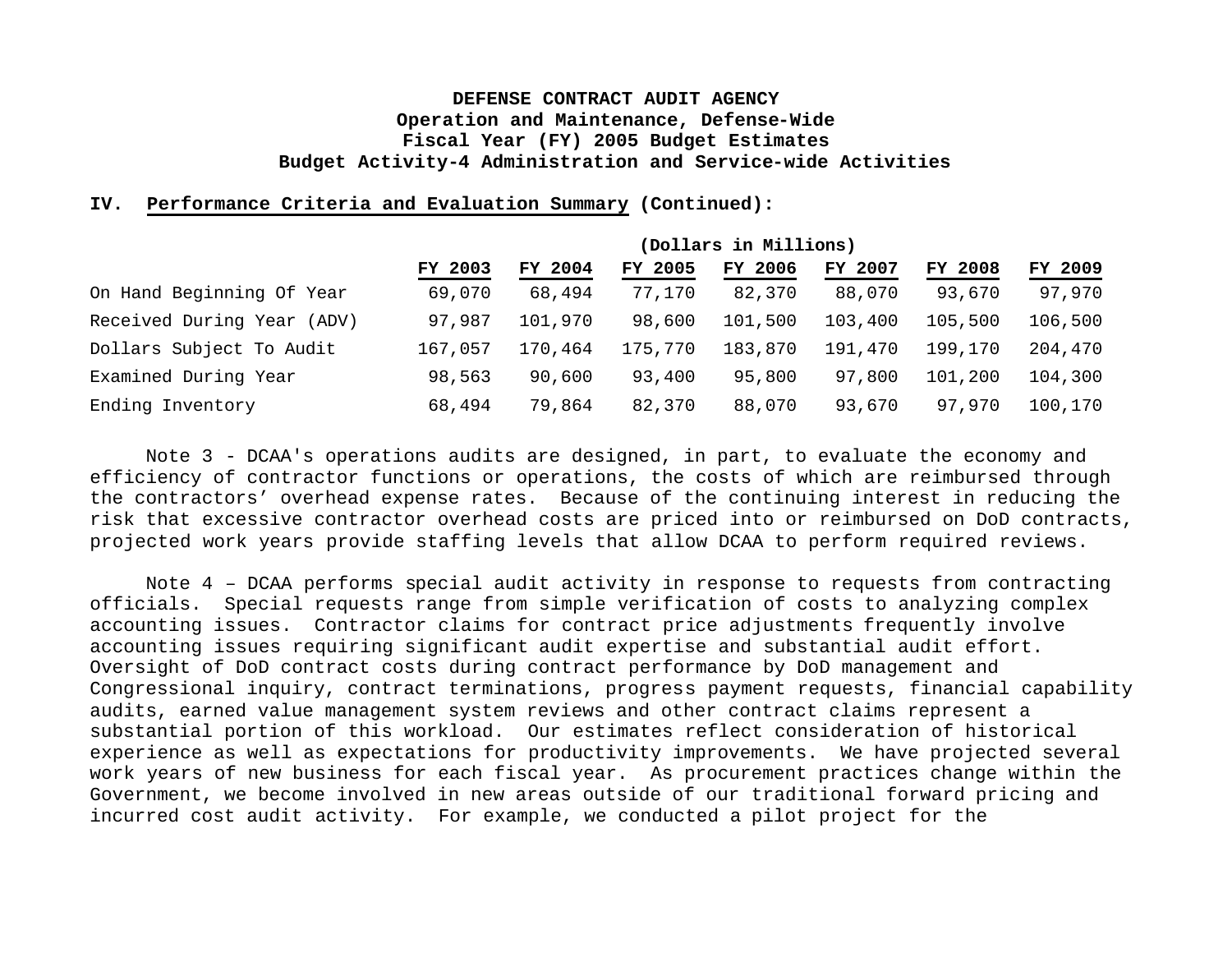**DEFENSE CONTRACT AUDIT AGENCY**
**Operation and Maintenance, Defense-Wide**
**Fiscal Year (FY) 2005 Budget Estimates**
**Budget Activity-4 Administration and Service-wide Activities**

**IV. Performance Criteria and Evaluation Summary (Continued):**

| | (Dollars in Millions) | | | | | | |
|---|---|---|---|---|---|---|---|
| | FY 2003 | FY 2004 | FY 2005 | FY 2006 | FY 2007 | FY 2008 | FY 2009 |
| On Hand Beginning Of Year | 69,070 | 68,494 | 77,170 | 82,370 | 88,070 | 93,670 | 97,970 |
| Received During Year (ADV) | 97,987 | 101,970 | 98,600 | 101,500 | 103,400 | 105,500 | 106,500 |
| Dollars Subject To Audit | 167,057 | 170,464 | 175,770 | 183,870 | 191,470 | 199,170 | 204,470 |
| Examined During Year | 98,563 | 90,600 | 93,400 | 95,800 | 97,800 | 101,200 | 104,300 |
| Ending Inventory | 68,494 | 79,864 | 82,370 | 88,070 | 93,670 | 97,970 | 100,170 |

Note 3 - DCAA's operations audits are designed, in part, to evaluate the economy and efficiency of contractor functions or operations, the costs of which are reimbursed through the contractors' overhead expense rates. Because of the continuing interest in reducing the risk that excessive contractor overhead costs are priced into or reimbursed on DoD contracts, projected work years provide staffing levels that allow DCAA to perform required reviews.

Note 4 – DCAA performs special audit activity in response to requests from contracting officials. Special requests range from simple verification of costs to analyzing complex accounting issues. Contractor claims for contract price adjustments frequently involve accounting issues requiring significant audit expertise and substantial audit effort. Oversight of DoD contract costs during contract performance by DoD management and Congressional inquiry, contract terminations, progress payment requests, financial capability audits, earned value management system reviews and other contract claims represent a substantial portion of this workload. Our estimates reflect consideration of historical experience as well as expectations for productivity improvements. We have projected several work years of new business for each fiscal year. As procurement practices change within the Government, we become involved in new areas outside of our traditional forward pricing and incurred cost audit activity. For example, we conducted a pilot project for the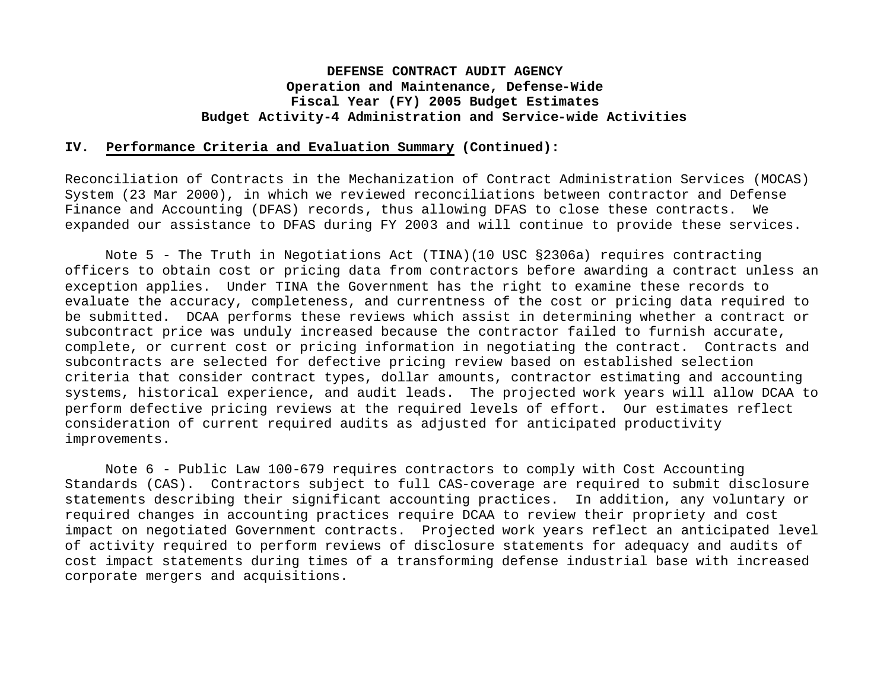**DEFENSE CONTRACT AUDIT AGENCY**
**Operation and Maintenance, Defense-Wide**
**Fiscal Year (FY) 2005 Budget Estimates**
**Budget Activity-4 Administration and Service-wide Activities**

**IV. Performance Criteria and Evaluation Summary (Continued):**

Reconciliation of Contracts in the Mechanization of Contract Administration Services (MOCAS) System (23 Mar 2000), in which we reviewed reconciliations between contractor and Defense Finance and Accounting (DFAS) records, thus allowing DFAS to close these contracts. We expanded our assistance to DFAS during FY 2003 and will continue to provide these services.

Note 5 - The Truth in Negotiations Act (TINA)(10 USC §2306a) requires contracting officers to obtain cost or pricing data from contractors before awarding a contract unless an exception applies. Under TINA the Government has the right to examine these records to evaluate the accuracy, completeness, and currentness of the cost or pricing data required to be submitted. DCAA performs these reviews which assist in determining whether a contract or subcontract price was unduly increased because the contractor failed to furnish accurate, complete, or current cost or pricing information in negotiating the contract. Contracts and subcontracts are selected for defective pricing review based on established selection criteria that consider contract types, dollar amounts, contractor estimating and accounting systems, historical experience, and audit leads. The projected work years will allow DCAA to perform defective pricing reviews at the required levels of effort. Our estimates reflect consideration of current required audits as adjusted for anticipated productivity improvements.

Note 6 - Public Law 100-679 requires contractors to comply with Cost Accounting Standards (CAS). Contractors subject to full CAS-coverage are required to submit disclosure statements describing their significant accounting practices. In addition, any voluntary or required changes in accounting practices require DCAA to review their propriety and cost impact on negotiated Government contracts. Projected work years reflect an anticipated level of activity required to perform reviews of disclosure statements for adequacy and audits of cost impact statements during times of a transforming defense industrial base with increased corporate mergers and acquisitions.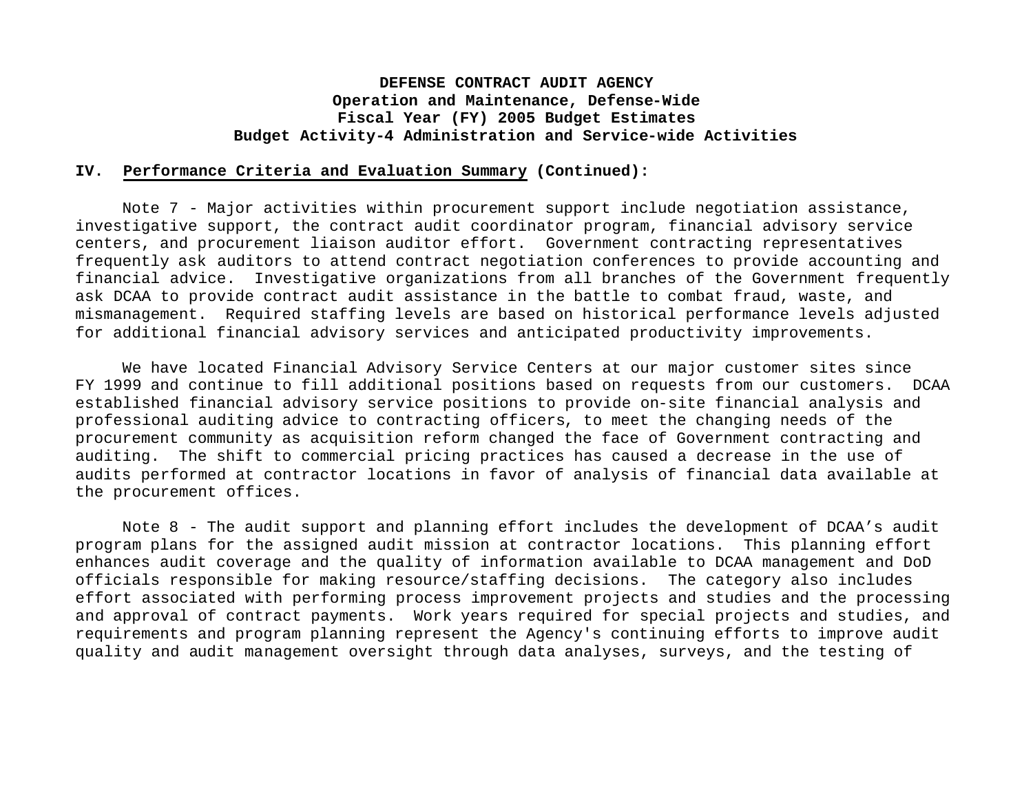**DEFENSE CONTRACT AUDIT AGENCY**
**Operation and Maintenance, Defense-Wide**
**Fiscal Year (FY) 2005 Budget Estimates**
**Budget Activity-4 Administration and Service-wide Activities**

**IV. Performance Criteria and Evaluation Summary (Continued):**

Note 7 - Major activities within procurement support include negotiation assistance, investigative support, the contract audit coordinator program, financial advisory service centers, and procurement liaison auditor effort. Government contracting representatives frequently ask auditors to attend contract negotiation conferences to provide accounting and financial advice. Investigative organizations from all branches of the Government frequently ask DCAA to provide contract audit assistance in the battle to combat fraud, waste, and mismanagement. Required staffing levels are based on historical performance levels adjusted for additional financial advisory services and anticipated productivity improvements.

We have located Financial Advisory Service Centers at our major customer sites since FY 1999 and continue to fill additional positions based on requests from our customers. DCAA established financial advisory service positions to provide on-site financial analysis and professional auditing advice to contracting officers, to meet the changing needs of the procurement community as acquisition reform changed the face of Government contracting and auditing. The shift to commercial pricing practices has caused a decrease in the use of audits performed at contractor locations in favor of analysis of financial data available at the procurement offices.

Note 8 - The audit support and planning effort includes the development of DCAA's audit program plans for the assigned audit mission at contractor locations. This planning effort enhances audit coverage and the quality of information available to DCAA management and DoD officials responsible for making resource/staffing decisions. The category also includes effort associated with performing process improvement projects and studies and the processing and approval of contract payments. Work years required for special projects and studies, and requirements and program planning represent the Agency's continuing efforts to improve audit quality and audit management oversight through data analyses, surveys, and the testing of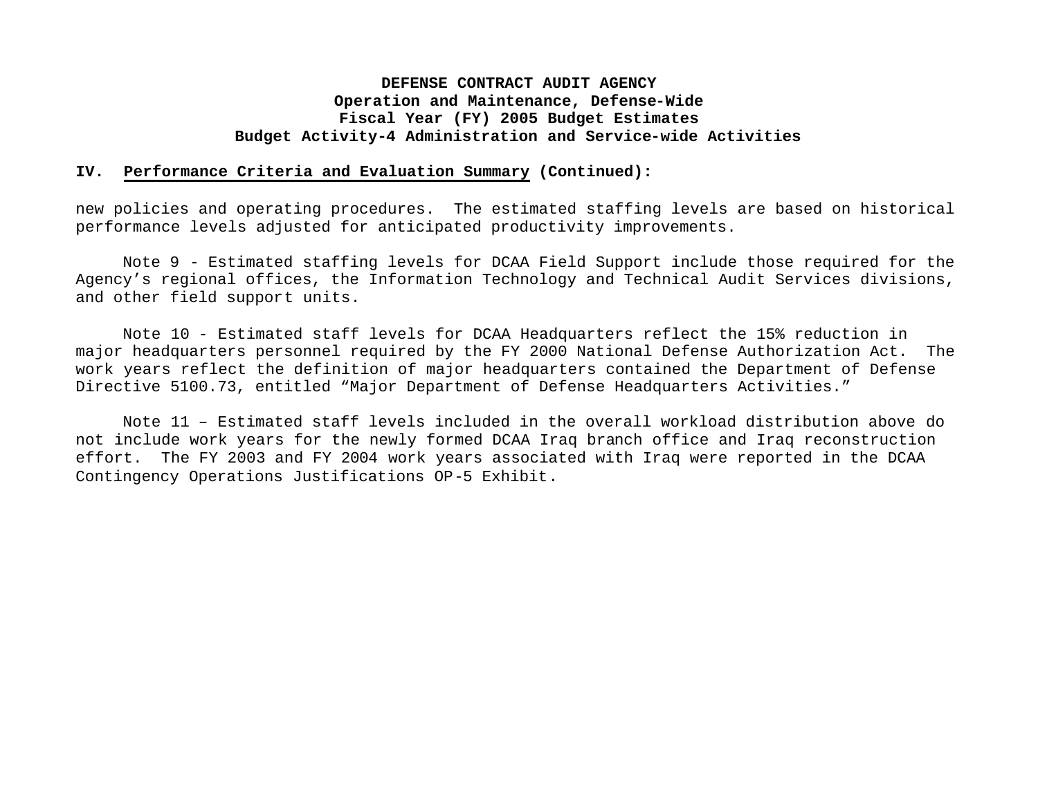**DEFENSE CONTRACT AUDIT AGENCY**
**Operation and Maintenance, Defense-Wide**
**Fiscal Year (FY) 2005 Budget Estimates**
**Budget Activity-4 Administration and Service-wide Activities**

**IV. Performance Criteria and Evaluation Summary (Continued):**

new policies and operating procedures. The estimated staffing levels are based on historical performance levels adjusted for anticipated productivity improvements.

Note 9 - Estimated staffing levels for DCAA Field Support include those required for the Agency's regional offices, the Information Technology and Technical Audit Services divisions, and other field support units.

Note 10 - Estimated staff levels for DCAA Headquarters reflect the 15% reduction in major headquarters personnel required by the FY 2000 National Defense Authorization Act. The work years reflect the definition of major headquarters contained the Department of Defense Directive 5100.73, entitled "Major Department of Defense Headquarters Activities."

Note 11 – Estimated staff levels included in the overall workload distribution above do not include work years for the newly formed DCAA Iraq branch office and Iraq reconstruction effort. The FY 2003 and FY 2004 work years associated with Iraq were reported in the DCAA Contingency Operations Justifications OP-5 Exhibit.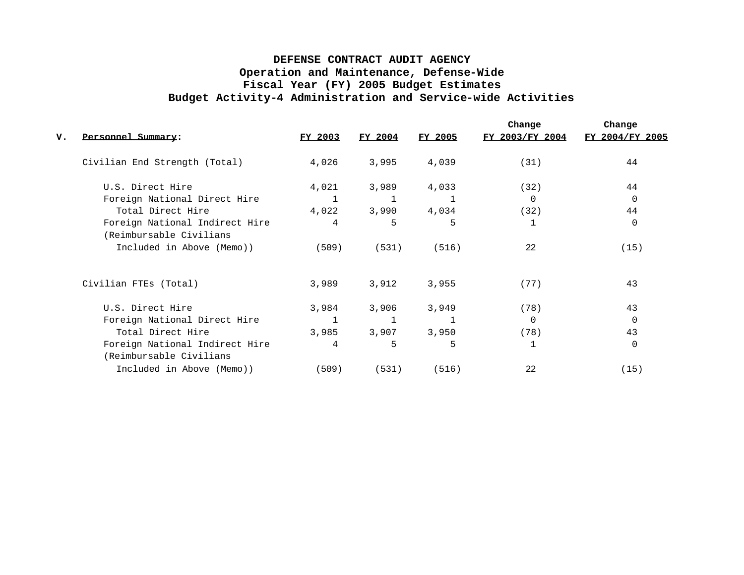# DEFENSE CONTRACT AUDIT AGENCY
## Operation and Maintenance, Defense-Wide
## Fiscal Year (FY) 2005 Budget Estimates
## Budget Activity-4 Administration and Service-wide Activities

| V. Personnel Summary: | FY 2003 | FY 2004 | FY 2005 | Change FY 2003/FY 2004 | Change FY 2004/FY 2005 |
|---|---|---|---|---|---|
| Civilian End Strength (Total) | 4,026 | 3,995 | 4,039 | (31) | 44 |
| U.S. Direct Hire | 4,021 | 3,989 | 4,033 | (32) | 44 |
| Foreign National Direct Hire | 1 | 1 | 1 | 0 | 0 |
| Total Direct Hire | 4,022 | 3,990 | 4,034 | (32) | 44 |
| Foreign National Indirect Hire | 4 | 5 | 5 | 1 | 0 |
| (Reimbursable Civilians Included in Above (Memo)) | (509) | (531) | (516) | 22 | (15) |
| Civilian FTEs (Total) | 3,989 | 3,912 | 3,955 | (77) | 43 |
| U.S. Direct Hire | 3,984 | 3,906 | 3,949 | (78) | 43 |
| Foreign National Direct Hire | 1 | 1 | 1 | 0 | 0 |
| Total Direct Hire | 3,985 | 3,907 | 3,950 | (78) | 43 |
| Foreign National Indirect Hire | 4 | 5 | 5 | 1 | 0 |
| (Reimbursable Civilians Included in Above (Memo)) | (509) | (531) | (516) | 22 | (15) |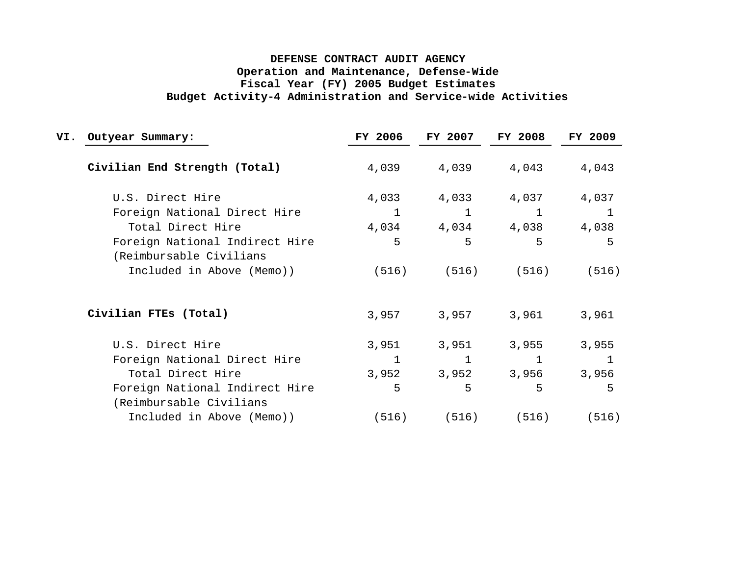**DEFENSE CONTRACT AUDIT AGENCY**
**Operation and Maintenance, Defense-Wide**
**Fiscal Year (FY) 2005 Budget Estimates**
**Budget Activity-4 Administration and Service-wide Activities**

**VI. Outyear Summary:**

| | FY 2006 | FY 2007 | FY 2008 | FY 2009 |
|---|---|---|---|---|
| **Civilian End Strength (Total)** | 4,039 | 4,039 | 4,043 | 4,043 |
| U.S. Direct Hire | 4,033 | 4,033 | 4,037 | 4,037 |
| Foreign National Direct Hire | 1 | 1 | 1 | 1 |
| Total Direct Hire | 4,034 | 4,034 | 4,038 | 4,038 |
| Foreign National Indirect Hire | 5 | 5 | 5 | 5 |
| (Reimbursable Civilians Included in Above (Memo)) | (516) | (516) | (516) | (516) |
| | | | | |
| **Civilian FTEs (Total)** | 3,957 | 3,957 | 3,961 | 3,961 |
| U.S. Direct Hire | 3,951 | 3,951 | 3,955 | 3,955 |
| Foreign National Direct Hire | 1 | 1 | 1 | 1 |
| Total Direct Hire | 3,952 | 3,952 | 3,956 | 3,956 |
| Foreign National Indirect Hire | 5 | 5 | 5 | 5 |
| (Reimbursable Civilians Included in Above (Memo)) | (516) | (516) | (516) | (516) |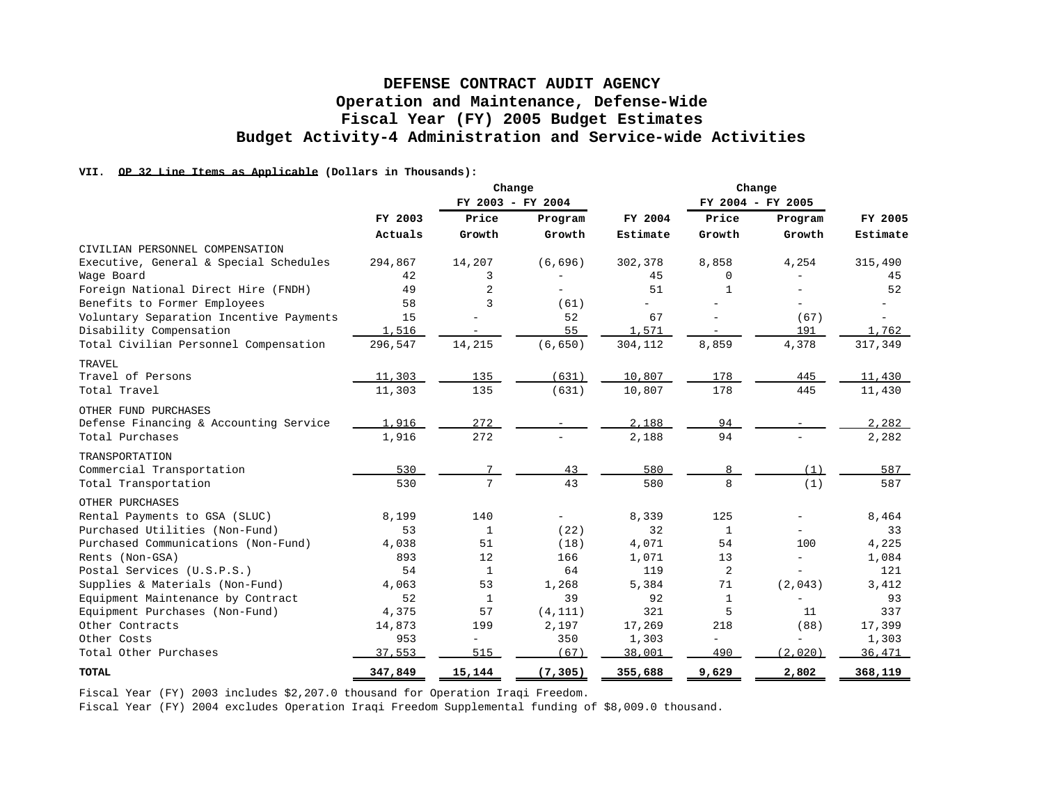# DEFENSE CONTRACT AUDIT AGENCY
## Operation and Maintenance, Defense-Wide
## Fiscal Year (FY) 2005 Budget Estimates
## Budget Activity-4 Administration and Service-wide Activities

**VII. OP 32 Line Items as Applicable (Dollars in Thousands):**

| | | Change FY 2003 - FY 2004 | | | Change FY 2004 - FY 2005 | | |
|---|---|---|---|---|---|---|---|
| | FY 2003 Actuals | Price Growth | Program Growth | FY 2004 Estimate | Price Growth | Program Growth | FY 2005 Estimate |
| CIVILIAN PERSONNEL COMPENSATION | | | | | | | |
| Executive, General & Special Schedules | 294,867 | 14,207 | (6,696) | 302,378 | 8,858 | 4,254 | 315,490 |
| Wage Board | 42 | 3 | - | 45 | 0 | - | 45 |
| Foreign National Direct Hire (FNDH) | 49 | 2 | - | 51 | 1 | - | 52 |
| Benefits to Former Employees | 58 | 3 | (61) | - | - | - | - |
| Voluntary Separation Incentive Payments | 15 | - | 52 | 67 | - | (67) | - |
| Disability Compensation | 1,516 | - | 55 | 1,571 | - | 191 | 1,762 |
| Total Civilian Personnel Compensation | 296,547 | 14,215 | (6,650) | 304,112 | 8,859 | 4,378 | 317,349 |
| TRAVEL | | | | | | | |
| Travel of Persons | 11,303 | 135 | (631) | 10,807 | 178 | 445 | 11,430 |
| Total Travel | 11,303 | 135 | (631) | 10,807 | 178 | 445 | 11,430 |
| OTHER FUND PURCHASES | | | | | | | |
| Defense Financing & Accounting Service | 1,916 | 272 | - | 2,188 | 94 | - | 2,282 |
| Total Purchases | 1,916 | 272 | - | 2,188 | 94 | - | 2,282 |
| TRANSPORTATION | | | | | | | |
| Commercial Transportation | 530 | 7 | 43 | 580 | 8 | (1) | 587 |
| Total Transportation | 530 | 7 | 43 | 580 | 8 | (1) | 587 |
| OTHER PURCHASES | | | | | | | |
| Rental Payments to GSA (SLUC) | 8,199 | 140 | - | 8,339 | 125 | - | 8,464 |
| Purchased Utilities (Non-Fund) | 53 | 1 | (22) | 32 | 1 | - | 33 |
| Purchased Communications (Non-Fund) | 4,038 | 51 | (18) | 4,071 | 54 | 100 | 4,225 |
| Rents (Non-GSA) | 893 | 12 | 166 | 1,071 | 13 | - | 1,084 |
| Postal Services (U.S.P.S.) | 54 | 1 | 64 | 119 | 2 | - | 121 |
| Supplies & Materials (Non-Fund) | 4,063 | 53 | 1,268 | 5,384 | 71 | (2,043) | 3,412 |
| Equipment Maintenance by Contract | 52 | 1 | 39 | 92 | 1 | - | 93 |
| Equipment Purchases (Non-Fund) | 4,375 | 57 | (4,111) | 321 | 5 | 11 | 337 |
| Other Contracts | 14,873 | 199 | 2,197 | 17,269 | 218 | (88) | 17,399 |
| Other Costs | 953 | - | 350 | 1,303 | - | - | 1,303 |
| Total Other Purchases | 37,553 | 515 | (67) | 38,001 | 490 | (2,020) | 36,471 |
| **TOTAL** | **347,849** | **15,144** | **(7,305)** | **355,688** | **9,629** | **2,802** | **368,119** |

Fiscal Year (FY) 2003 includes $2,207.0 thousand for Operation Iraqi Freedom.
Fiscal Year (FY) 2004 excludes Operation Iraqi Freedom Supplemental funding of $8,009.0 thousand.